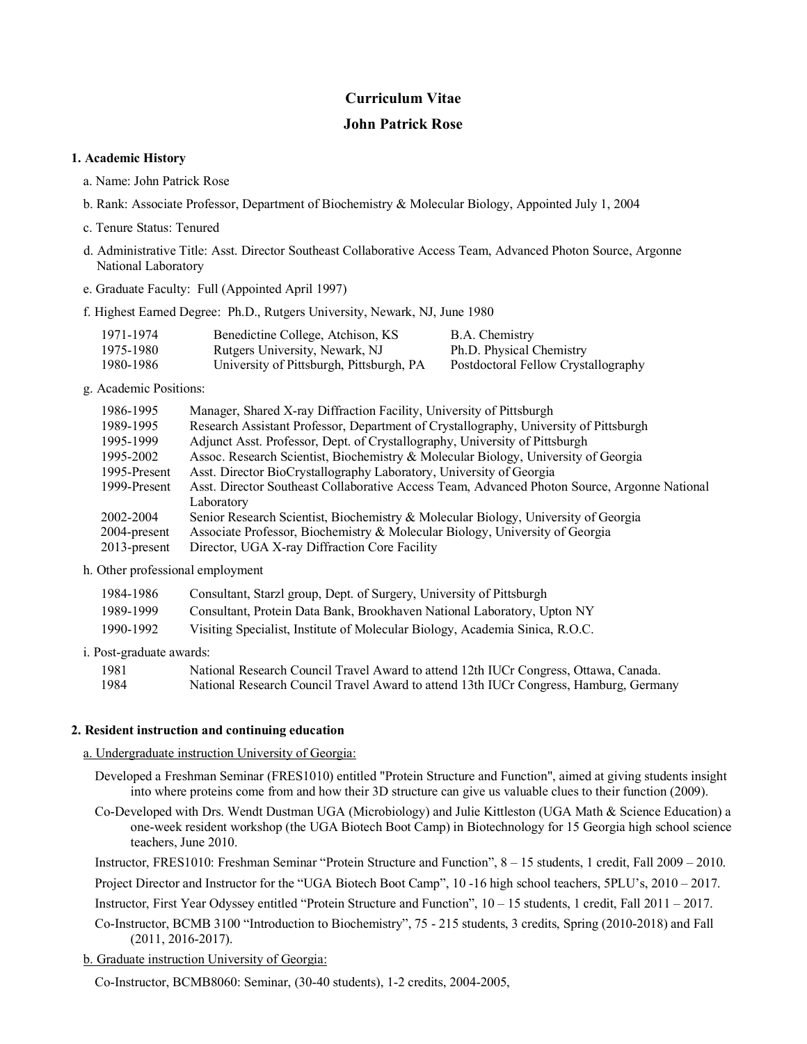# Curriculum Vitae

## John Patrick Rose

### 1. Academic History

a. Name: John Patrick Rose

b. Rank: Associate Professor, Department of Biochemistry & Molecular Biology, Appointed July 1, 2004

c. Tenure Status: Tenured

d. Administrative Title: Asst. Director Southeast Collaborative Access Team, Advanced Photon Source, Argonne National Laboratory

e. Graduate Faculty: Full (Appointed April 1997)

f. Highest Earned Degree: Ph.D., Rutgers University, Newark, NJ, June 1980

| | | |
|---|---|---|
| 1971-1974 | Benedictine College, Atchison, KS | B.A. Chemistry |
| 1975-1980 | Rutgers University, Newark, NJ | Ph.D. Physical Chemistry |
| 1980-1986 | University of Pittsburgh, Pittsburgh, PA | Postdoctoral Fellow Crystallography |

g. Academic Positions:

| | |
|---|---|
| 1986-1995 | Manager, Shared X-ray Diffraction Facility, University of Pittsburgh |
| 1989-1995 | Research Assistant Professor, Department of Crystallography, University of Pittsburgh |
| 1995-1999 | Adjunct Asst. Professor, Dept. of Crystallography, University of Pittsburgh |
| 1995-2002 | Assoc. Research Scientist, Biochemistry & Molecular Biology, University of Georgia |
| 1995-Present | Asst. Director BioCrystallography Laboratory, University of Georgia |
| 1999-Present | Asst. Director Southeast Collaborative Access Team, Advanced Photon Source, Argonne National Laboratory |
| 2002-2004 | Senior Research Scientist, Biochemistry & Molecular Biology, University of Georgia |
| 2004-present | Associate Professor, Biochemistry & Molecular Biology, University of Georgia |
| 2013-present | Director, UGA X-ray Diffraction Core Facility |

h. Other professional employment

| | |
|---|---|
| 1984-1986 | Consultant, Starzl group, Dept. of Surgery, University of Pittsburgh |
| 1989-1999 | Consultant, Protein Data Bank, Brookhaven National Laboratory, Upton NY |
| 1990-1992 | Visiting Specialist, Institute of Molecular Biology, Academia Sinica, R.O.C. |

i. Post-graduate awards:

| | |
|---|---|
| 1981 | National Research Council Travel Award to attend 12th IUCr Congress, Ottawa, Canada. |
| 1984 | National Research Council Travel Award to attend 13th IUCr Congress, Hamburg, Germany |

### 2. Resident instruction and continuing education

a. Undergraduate instruction University of Georgia:

Developed a Freshman Seminar (FRES1010) entitled "Protein Structure and Function", aimed at giving students insight into where proteins come from and how their 3D structure can give us valuable clues to their function (2009).

Co-Developed with Drs. Wendt Dustman UGA (Microbiology) and Julie Kittleston (UGA Math & Science Education) a one-week resident workshop (the UGA Biotech Boot Camp) in Biotechnology for 15 Georgia high school science teachers, June 2010.

Instructor, FRES1010: Freshman Seminar "Protein Structure and Function", 8 – 15 students, 1 credit, Fall 2009 – 2010.

Project Director and Instructor for the "UGA Biotech Boot Camp", 10 -16 high school teachers, 5PLU's, 2010 – 2017.

Instructor, First Year Odyssey entitled "Protein Structure and Function", 10 – 15 students, 1 credit, Fall 2011 – 2017.

Co-Instructor, BCMB 3100 "Introduction to Biochemistry", 75 - 215 students, 3 credits, Spring (2010-2018) and Fall (2011, 2016-2017).

b. Graduate instruction University of Georgia:

Co-Instructor, BCMB8060: Seminar, (30-40 students), 1-2 credits, 2004-2005,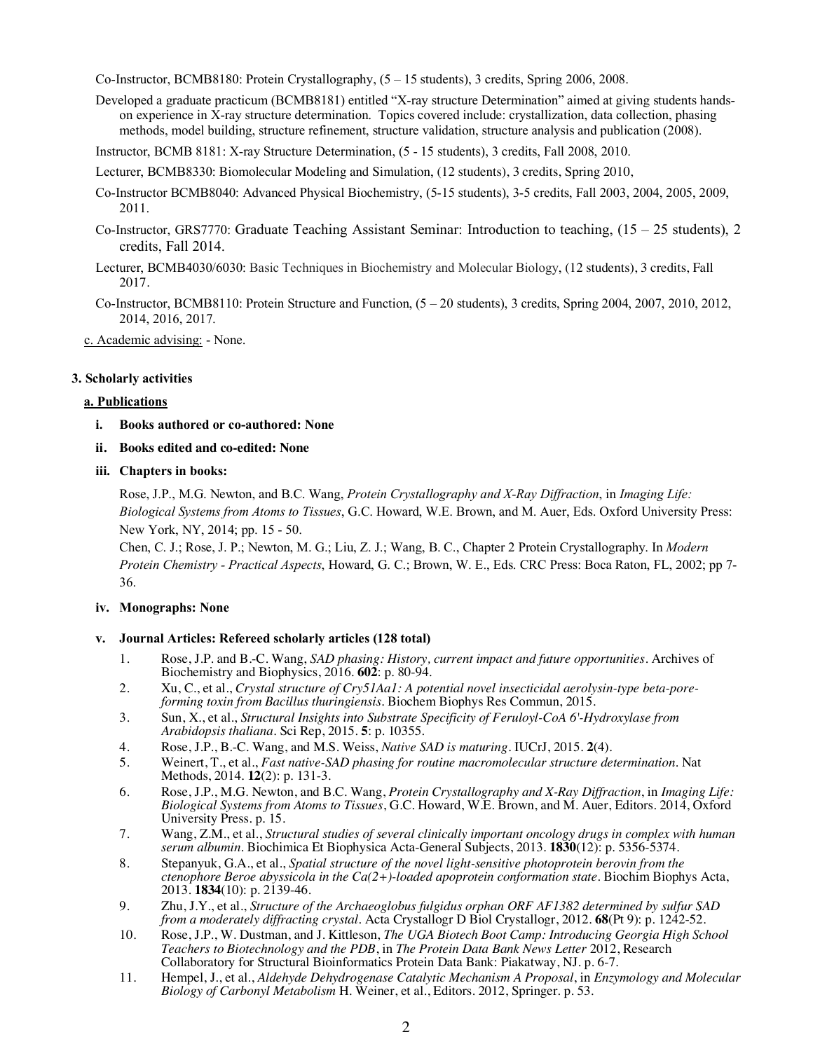Co-Instructor, BCMB8180: Protein Crystallography, (5 – 15 students), 3 credits, Spring 2006, 2008.

Developed a graduate practicum (BCMB8181) entitled "X-ray structure Determination" aimed at giving students hands-on experience in X-ray structure determination. Topics covered include: crystallization, data collection, phasing methods, model building, structure refinement, structure validation, structure analysis and publication (2008).

Instructor, BCMB 8181: X-ray Structure Determination, (5 - 15 students), 3 credits, Fall 2008, 2010.

Lecturer, BCMB8330: Biomolecular Modeling and Simulation, (12 students), 3 credits, Spring 2010,

Co-Instructor BCMB8040: Advanced Physical Biochemistry, (5-15 students), 3-5 credits, Fall 2003, 2004, 2005, 2009, 2011.

Co-Instructor, GRS7770: Graduate Teaching Assistant Seminar: Introduction to teaching, (15 – 25 students), 2 credits, Fall 2014.

Lecturer, BCMB4030/6030: Basic Techniques in Biochemistry and Molecular Biology, (12 students), 3 credits, Fall 2017.

Co-Instructor, BCMB8110: Protein Structure and Function, (5 – 20 students), 3 credits, Spring 2004, 2007, 2010, 2012, 2014, 2016, 2017.

c. Academic advising: - None.

**3. Scholarly activities**

**a. Publications**

**i. Books authored or co-authored: None**

**ii. Books edited and co-edited: None**

**iii. Chapters in books:**

Rose, J.P., M.G. Newton, and B.C. Wang, *Protein Crystallography and X-Ray Diffraction*, in *Imaging Life: Biological Systems from Atoms to Tissues*, G.C. Howard, W.E. Brown, and M. Auer, Eds. Oxford University Press: New York, NY, 2014; pp. 15 - 50.

Chen, C. J.; Rose, J. P.; Newton, M. G.; Liu, Z. J.; Wang, B. C., Chapter 2 Protein Crystallography. In *Modern Protein Chemistry - Practical Aspects*, Howard, G. C.; Brown, W. E., Eds. CRC Press: Boca Raton, FL, 2002; pp 7-36.

**iv. Monographs: None**

**v. Journal Articles: Refereed scholarly articles (128 total)**

1. Rose, J.P. and B.-C. Wang, *SAD phasing: History, current impact and future opportunities*. Archives of Biochemistry and Biophysics, 2016. **602**: p. 80-94.
2. Xu, C., et al., *Crystal structure of Cry51Aa1: A potential novel insecticidal aerolysin-type beta-pore-forming toxin from Bacillus thuringiensis*. Biochem Biophys Res Commun, 2015.
3. Sun, X., et al., *Structural Insights into Substrate Specificity of Feruloyl-CoA 6'-Hydroxylase from Arabidopsis thaliana*. Sci Rep, 2015. **5**: p. 10355.
4. Rose, J.P., B.-C. Wang, and M.S. Weiss, *Native SAD is maturing*. IUCrJ, 2015. **2**(4).
5. Weinert, T., et al., *Fast native-SAD phasing for routine macromolecular structure determination*. Nat Methods, 2014. **12**(2): p. 131-3.
6. Rose, J.P., M.G. Newton, and B.C. Wang, *Protein Crystallography and X-Ray Diffraction*, in *Imaging Life: Biological Systems from Atoms to Tissues*, G.C. Howard, W.E. Brown, and M. Auer, Editors. 2014, Oxford University Press. p. 15.
7. Wang, Z.M., et al., *Structural studies of several clinically important oncology drugs in complex with human serum albumin*. Biochimica Et Biophysica Acta-General Subjects, 2013. **1830**(12): p. 5356-5374.
8. Stepanyuk, G.A., et al., *Spatial structure of the novel light-sensitive photoprotein berovin from the ctenophore Beroe abyssicola in the Ca(2+)-loaded apoprotein conformation state*. Biochim Biophys Acta, 2013. **1834**(10): p. 2139-46.
9. Zhu, J.Y., et al., *Structure of the Archaeoglobus fulgidus orphan ORF AF1382 determined by sulfur SAD from a moderately diffracting crystal*. Acta Crystallogr D Biol Crystallogr, 2012. **68**(Pt 9): p. 1242-52.
10. Rose, J.P., W. Dustman, and J. Kittleson, *The UGA Biotech Boot Camp: Introducing Georgia High School Teachers to Biotechnology and the PDB*, in *The Protein Data Bank News Letter* 2012, Research Collaboratory for Structural Bioinformatics Protein Data Bank: Piakatway, NJ. p. 6-7.
11. Hempel, J., et al., *Aldehyde Dehydrogenase Catalytic Mechanism A Proposal*, in *Enzymology and Molecular Biology of Carbonyl Metabolism* H. Weiner, et al., Editors. 2012, Springer. p. 53.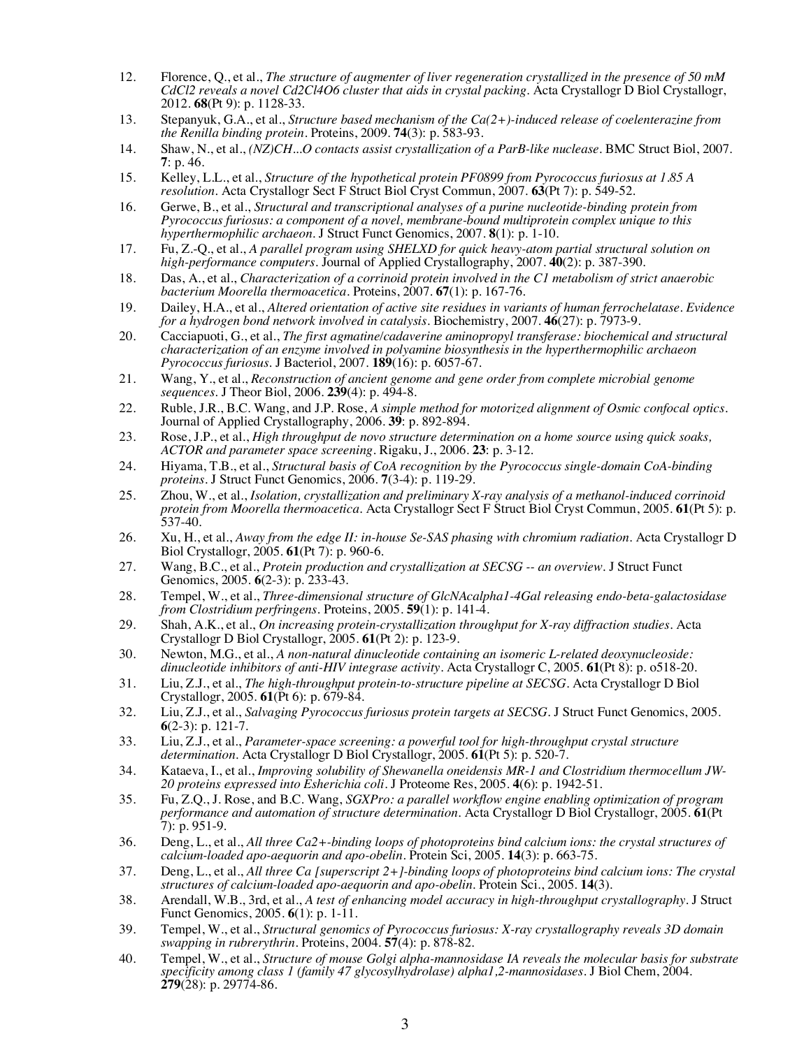12. Florence, Q., et al., *The structure of augmenter of liver regeneration crystallized in the presence of 50 mM CdCl2 reveals a novel Cd2Cl4O6 cluster that aids in crystal packing*. Acta Crystallogr D Biol Crystallogr, 2012. **68**(Pt 9): p. 1128-33.
13. Stepanyuk, G.A., et al., *Structure based mechanism of the Ca(2+)-induced release of coelenterazine from the Renilla binding protein*. Proteins, 2009. **74**(3): p. 583-93.
14. Shaw, N., et al., *(NZ)CH...O contacts assist crystallization of a ParB-like nuclease*. BMC Struct Biol, 2007. **7**: p. 46.
15. Kelley, L.L., et al., *Structure of the hypothetical protein PF0899 from Pyrococcus furiosus at 1.85 A resolution*. Acta Crystallogr Sect F Struct Biol Cryst Commun, 2007. **63**(Pt 7): p. 549-52.
16. Gerwe, B., et al., *Structural and transcriptional analyses of a purine nucleotide-binding protein from Pyrococcus furiosus: a component of a novel, membrane-bound multiprotein complex unique to this hyperthermophilic archaeon*. J Struct Funct Genomics, 2007. **8**(1): p. 1-10.
17. Fu, Z.-Q., et al., *A parallel program using SHELXD for quick heavy-atom partial structural solution on high-performance computers*. Journal of Applied Crystallography, 2007. **40**(2): p. 387-390.
18. Das, A., et al., *Characterization of a corrinoid protein involved in the C1 metabolism of strict anaerobic bacterium Moorella thermoacetica*. Proteins, 2007. **67**(1): p. 167-76.
19. Dailey, H.A., et al., *Altered orientation of active site residues in variants of human ferrochelatase. Evidence for a hydrogen bond network involved in catalysis*. Biochemistry, 2007. **46**(27): p. 7973-9.
20. Cacciapuoti, G., et al., *The first agmatine/cadaverine aminopropyl transferase: biochemical and structural characterization of an enzyme involved in polyamine biosynthesis in the hyperthermophilic archaeon Pyrococcus furiosus*. J Bacteriol, 2007. **189**(16): p. 6057-67.
21. Wang, Y., et al., *Reconstruction of ancient genome and gene order from complete microbial genome sequences*. J Theor Biol, 2006. **239**(4): p. 494-8.
22. Ruble, J.R., B.C. Wang, and J.P. Rose, *A simple method for motorized alignment of Osmic confocal optics*. Journal of Applied Crystallography, 2006. **39**: p. 892-894.
23. Rose, J.P., et al., *High throughput de novo structure determination on a home source using quick soaks, ACTOR and parameter space screening*. Rigaku, J., 2006. **23**: p. 3-12.
24. Hiyama, T.B., et al., *Structural basis of CoA recognition by the Pyrococcus single-domain CoA-binding proteins*. J Struct Funct Genomics, 2006. **7**(3-4): p. 119-29.
25. Zhou, W., et al., *Isolation, crystallization and preliminary X-ray analysis of a methanol-induced corrinoid protein from Moorella thermoacetica*. Acta Crystallogr Sect F Struct Biol Cryst Commun, 2005. **61**(Pt 5): p. 537-40.
26. Xu, H., et al., *Away from the edge II: in-house Se-SAS phasing with chromium radiation*. Acta Crystallogr D Biol Crystallogr, 2005. **61**(Pt 7): p. 960-6.
27. Wang, B.C., et al., *Protein production and crystallization at SECSG -- an overview*. J Struct Funct Genomics, 2005. **6**(2-3): p. 233-43.
28. Tempel, W., et al., *Three-dimensional structure of GlcNAcalpha1-4Gal releasing endo-beta-galactosidase from Clostridium perfringens*. Proteins, 2005. **59**(1): p. 141-4.
29. Shah, A.K., et al., *On increasing protein-crystallization throughput for X-ray diffraction studies*. Acta Crystallogr D Biol Crystallogr, 2005. **61**(Pt 2): p. 123-9.
30. Newton, M.G., et al., *A non-natural dinucleotide containing an isomeric L-related deoxynucleoside: dinucleotide inhibitors of anti-HIV integrase activity*. Acta Crystallogr C, 2005. **61**(Pt 8): p. o518-20.
31. Liu, Z.J., et al., *The high-throughput protein-to-structure pipeline at SECSG*. Acta Crystallogr D Biol Crystallogr, 2005. **61**(Pt 6): p. 679-84.
32. Liu, Z.J., et al., *Salvaging Pyrococcus furiosus protein targets at SECSG*. J Struct Funct Genomics, 2005. **6**(2-3): p. 121-7.
33. Liu, Z.J., et al., *Parameter-space screening: a powerful tool for high-throughput crystal structure determination*. Acta Crystallogr D Biol Crystallogr, 2005. **61**(Pt 5): p. 520-7.
34. Kataeva, I., et al., *Improving solubility of Shewanella oneidensis MR-1 and Clostridium thermocellum JW-20 proteins expressed into Esherichia coli*. J Proteome Res, 2005. **4**(6): p. 1942-51.
35. Fu, Z.Q., J. Rose, and B.C. Wang, *SGXPro: a parallel workflow engine enabling optimization of program performance and automation of structure determination*. Acta Crystallogr D Biol Crystallogr, 2005. **61**(Pt 7): p. 951-9.
36. Deng, L., et al., *All three Ca2+-binding loops of photoproteins bind calcium ions: the crystal structures of calcium-loaded apo-aequorin and apo-obelin*. Protein Sci, 2005. **14**(3): p. 663-75.
37. Deng, L., et al., *All three Ca [superscript 2+]-binding loops of photoproteins bind calcium ions: The crystal structures of calcium-loaded apo-aequorin and apo-obelin*. Protein Sci., 2005. **14**(3).
38. Arendall, W.B., 3rd, et al., *A test of enhancing model accuracy in high-throughput crystallography*. J Struct Funct Genomics, 2005. **6**(1): p. 1-11.
39. Tempel, W., et al., *Structural genomics of Pyrococcus furiosus: X-ray crystallography reveals 3D domain swapping in rubrerythrin*. Proteins, 2004. **57**(4): p. 878-82.
40. Tempel, W., et al., *Structure of mouse Golgi alpha-mannosidase IA reveals the molecular basis for substrate specificity among class 1 (family 47 glycosylhydrolase) alpha1,2-mannosidases*. J Biol Chem, 2004. **279**(28): p. 29774-86.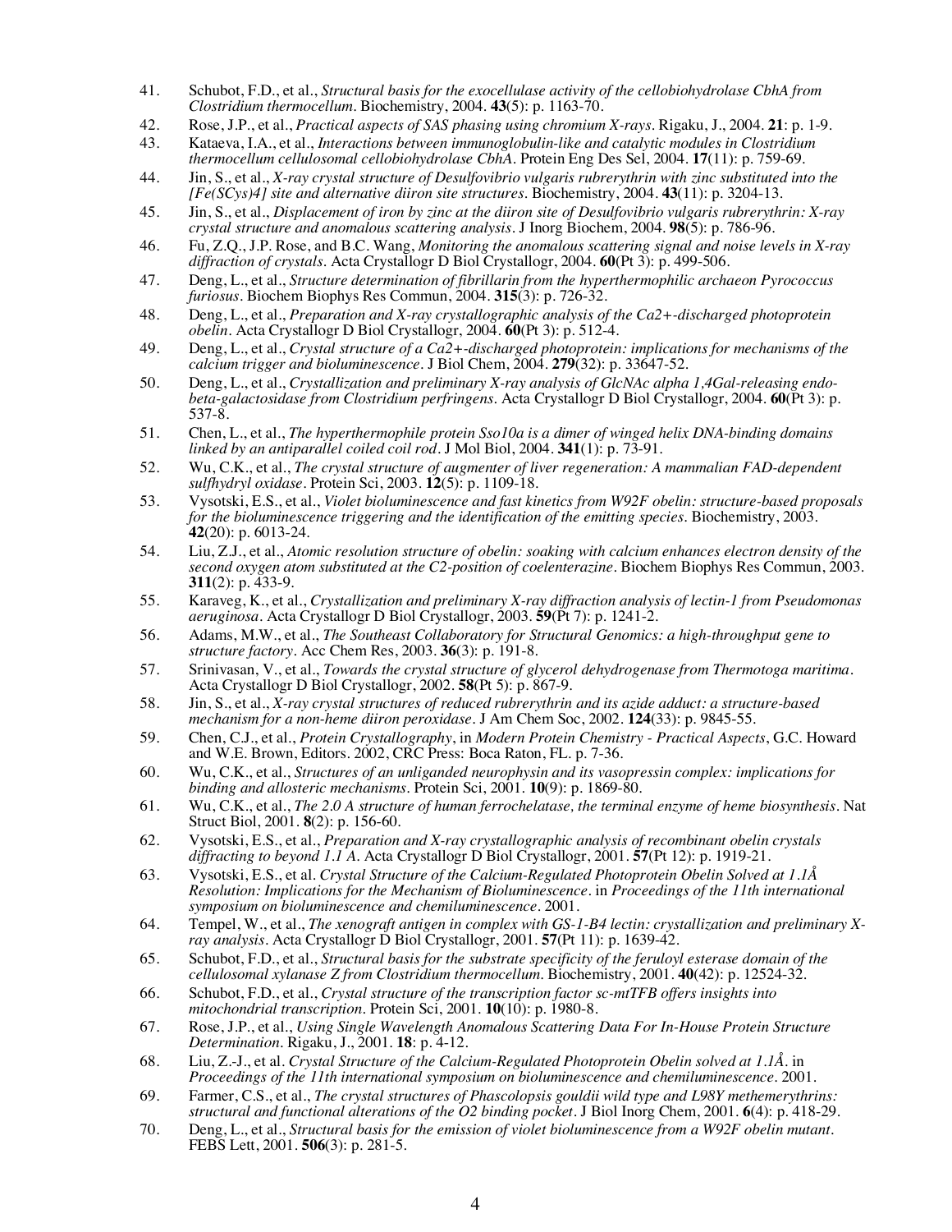41. Schubot, F.D., et al., *Structural basis for the exocellulase activity of the cellobiohydrolase CbhA from Clostridium thermocellum*. Biochemistry, 2004. **43**(5): p. 1163-70.
42. Rose, J.P., et al., *Practical aspects of SAS phasing using chromium X-rays*. Rigaku, J., 2004. **21**: p. 1-9.
43. Kataeva, I.A., et al., *Interactions between immunoglobulin-like and catalytic modules in Clostridium thermocellum cellulosomal cellobiohydrolase CbhA*. Protein Eng Des Sel, 2004. **17**(11): p. 759-69.
44. Jin, S., et al., *X-ray crystal structure of Desulfovibrio vulgaris rubrerythrin with zinc substituted into the [Fe(SCys)4] site and alternative diiron site structures*. Biochemistry, 2004. **43**(11): p. 3204-13.
45. Jin, S., et al., *Displacement of iron by zinc at the diiron site of Desulfovibrio vulgaris rubrerythrin: X-ray crystal structure and anomalous scattering analysis*. J Inorg Biochem, 2004. **98**(5): p. 786-96.
46. Fu, Z.Q., J.P. Rose, and B.C. Wang, *Monitoring the anomalous scattering signal and noise levels in X-ray diffraction of crystals*. Acta Crystallogr D Biol Crystallogr, 2004. **60**(Pt 3): p. 499-506.
47. Deng, L., et al., *Structure determination of fibrillarin from the hyperthermophilic archaeon Pyrococcus furiosus*. Biochem Biophys Res Commun, 2004. **315**(3): p. 726-32.
48. Deng, L., et al., *Preparation and X-ray crystallographic analysis of the Ca2+-discharged photoprotein obelin*. Acta Crystallogr D Biol Crystallogr, 2004. **60**(Pt 3): p. 512-4.
49. Deng, L., et al., *Crystal structure of a Ca2+-discharged photoprotein: implications for mechanisms of the calcium trigger and bioluminescence*. J Biol Chem, 2004. **279**(32): p. 33647-52.
50. Deng, L., et al., *Crystallization and preliminary X-ray analysis of GlcNAc alpha 1,4Gal-releasing endo-beta-galactosidase from Clostridium perfringens*. Acta Crystallogr D Biol Crystallogr, 2004. **60**(Pt 3): p. 537-8.
51. Chen, L., et al., *The hyperthermophile protein Sso10a is a dimer of winged helix DNA-binding domains linked by an antiparallel coiled coil rod*. J Mol Biol, 2004. **341**(1): p. 73-91.
52. Wu, C.K., et al., *The crystal structure of augmenter of liver regeneration: A mammalian FAD-dependent sulfhydryl oxidase*. Protein Sci, 2003. **12**(5): p. 1109-18.
53. Vysotski, E.S., et al., *Violet bioluminescence and fast kinetics from W92F obelin: structure-based proposals for the bioluminescence triggering and the identification of the emitting species*. Biochemistry, 2003. **42**(20): p. 6013-24.
54. Liu, Z.J., et al., *Atomic resolution structure of obelin: soaking with calcium enhances electron density of the second oxygen atom substituted at the C2-position of coelenterazine*. Biochem Biophys Res Commun, 2003. **311**(2): p. 433-9.
55. Karaveg, K., et al., *Crystallization and preliminary X-ray diffraction analysis of lectin-1 from Pseudomonas aeruginosa*. Acta Crystallogr D Biol Crystallogr, 2003. **59**(Pt 7): p. 1241-2.
56. Adams, M.W., et al., *The Southeast Collaboratory for Structural Genomics: a high-throughput gene to structure factory*. Acc Chem Res, 2003. **36**(3): p. 191-8.
57. Srinivasan, V., et al., *Towards the crystal structure of glycerol dehydrogenase from Thermotoga maritima*. Acta Crystallogr D Biol Crystallogr, 2002. **58**(Pt 5): p. 867-9.
58. Jin, S., et al., *X-ray crystal structures of reduced rubrerythrin and its azide adduct: a structure-based mechanism for a non-heme diiron peroxidase*. J Am Chem Soc, 2002. **124**(33): p. 9845-55.
59. Chen, C.J., et al., *Protein Crystallography*, in *Modern Protein Chemistry - Practical Aspects*, G.C. Howard and W.E. Brown, Editors. 2002, CRC Press: Boca Raton, FL. p. 7-36.
60. Wu, C.K., et al., *Structures of an unliganded neurophysin and its vasopressin complex: implications for binding and allosteric mechanisms*. Protein Sci, 2001. **10**(9): p. 1869-80.
61. Wu, C.K., et al., *The 2.0 A structure of human ferrochelatase, the terminal enzyme of heme biosynthesis*. Nat Struct Biol, 2001. **8**(2): p. 156-60.
62. Vysotski, E.S., et al., *Preparation and X-ray crystallographic analysis of recombinant obelin crystals diffracting to beyond 1.1 A*. Acta Crystallogr D Biol Crystallogr, 2001. **57**(Pt 12): p. 1919-21.
63. Vysotski, E.S., et al. *Crystal Structure of the Calcium-Regulated Photoprotein Obelin Solved at 1.1Å Resolution: Implications for the Mechanism of Bioluminescence*. in *Proceedings of the 11th international symposium on bioluminescence and chemiluminescence*. 2001.
64. Tempel, W., et al., *The xenograft antigen in complex with GS-1-B4 lectin: crystallization and preliminary X-ray analysis*. Acta Crystallogr D Biol Crystallogr, 2001. **57**(Pt 11): p. 1639-42.
65. Schubot, F.D., et al., *Structural basis for the substrate specificity of the feruloyl esterase domain of the cellulosomal xylanase Z from Clostridium thermocellum*. Biochemistry, 2001. **40**(42): p. 12524-32.
66. Schubot, F.D., et al., *Crystal structure of the transcription factor sc-mtTFB offers insights into mitochondrial transcription*. Protein Sci, 2001. **10**(10): p. 1980-8.
67. Rose, J.P., et al., *Using Single Wavelength Anomalous Scattering Data For In-House Protein Structure Determination*. Rigaku, J., 2001. **18**: p. 4-12.
68. Liu, Z.-J., et al. *Crystal Structure of the Calcium-Regulated Photoprotein Obelin solved at 1.1Å*. in *Proceedings of the 11th international symposium on bioluminescence and chemiluminescence*. 2001.
69. Farmer, C.S., et al., *The crystal structures of Phascolopsis gouldii wild type and L98Y methemerythrins: structural and functional alterations of the O2 binding pocket*. J Biol Inorg Chem, 2001. **6**(4): p. 418-29.
70. Deng, L., et al., *Structural basis for the emission of violet bioluminescence from a W92F obelin mutant*. FEBS Lett, 2001. **506**(3): p. 281-5.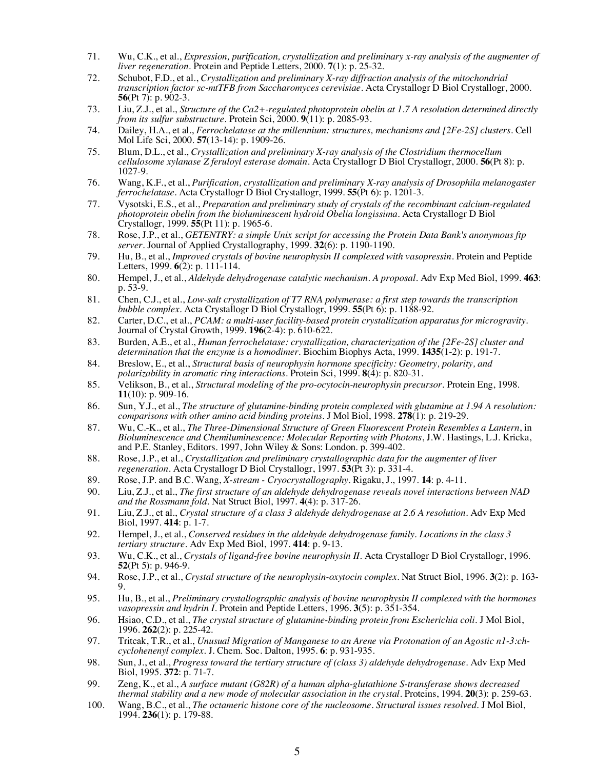71. Wu, C.K., et al., *Expression, purification, crystallization and preliminary x-ray analysis of the augmenter of liver regeneration*. Protein and Peptide Letters, 2000. **7**(1): p. 25-32.
72. Schubot, F.D., et al., *Crystallization and preliminary X-ray diffraction analysis of the mitochondrial transcription factor sc-mtTFB from Saccharomyces cerevisiae*. Acta Crystallogr D Biol Crystallogr, 2000. **56**(Pt 7): p. 902-3.
73. Liu, Z.J., et al., *Structure of the Ca2+-regulated photoprotein obelin at 1.7 A resolution determined directly from its sulfur substructure*. Protein Sci, 2000. **9**(11): p. 2085-93.
74. Dailey, H.A., et al., *Ferrochelatase at the millennium: structures, mechanisms and [2Fe-2S] clusters*. Cell Mol Life Sci, 2000. **57**(13-14): p. 1909-26.
75. Blum, D.L., et al., *Crystallization and preliminary X-ray analysis of the Clostridium thermocellum cellulosome xylanase Z feruloyl esterase domain*. Acta Crystallogr D Biol Crystallogr, 2000. **56**(Pt 8): p. 1027-9.
76. Wang, K.F., et al., *Purification, crystallization and preliminary X-ray analysis of Drosophila melanogaster ferrochelatase*. Acta Crystallogr D Biol Crystallogr, 1999. **55**(Pt 6): p. 1201-3.
77. Vysotski, E.S., et al., *Preparation and preliminary study of crystals of the recombinant calcium-regulated photoprotein obelin from the bioluminescent hydroid Obelia longissima*. Acta Crystallogr D Biol Crystallogr, 1999. **55**(Pt 11): p. 1965-6.
78. Rose, J.P., et al., *GETENTRY: a simple Unix script for accessing the Protein Data Bank's anonymous ftp server*. Journal of Applied Crystallography, 1999. **32**(6): p. 1190-1190.
79. Hu, B., et al., *Improved crystals of bovine neurophysin II complexed with vasopressin*. Protein and Peptide Letters, 1999. **6**(2): p. 111-114.
80. Hempel, J., et al., *Aldehyde dehydrogenase catalytic mechanism. A proposal*. Adv Exp Med Biol, 1999. **463**: p. 53-9.
81. Chen, C.J., et al., *Low-salt crystallization of T7 RNA polymerase: a first step towards the transcription bubble complex*. Acta Crystallogr D Biol Crystallogr, 1999. **55**(Pt 6): p. 1188-92.
82. Carter, D.C., et al., *PCAM: a multi-user facility-based protein crystallization apparatus for microgravity*. Journal of Crystal Growth, 1999. **196**(2-4): p. 610-622.
83. Burden, A.E., et al., *Human ferrochelatase: crystallization, characterization of the [2Fe-2S] cluster and determination that the enzyme is a homodimer*. Biochim Biophys Acta, 1999. **1435**(1-2): p. 191-7.
84. Breslow, E., et al., *Structural basis of neurophysin hormone specificity: Geometry, polarity, and polarizability in aromatic ring interactions*. Protein Sci, 1999. **8**(4): p. 820-31.
85. Velikson, B., et al., *Structural modeling of the pro-ocytocin-neurophysin precursor*. Protein Eng, 1998. **11**(10): p. 909-16.
86. Sun, Y.J., et al., *The structure of glutamine-binding protein complexed with glutamine at 1.94 A resolution: comparisons with other amino acid binding proteins*. J Mol Biol, 1998. **278**(1): p. 219-29.
87. Wu, C.-K., et al., *The Three-Dimensional Structure of Green Fluorescent Protein Resembles a Lantern*, in *Bioluminescence and Chemiluminescence: Molecular Reporting with Photons*, J.W. Hastings, L.J. Kricka, and P.E. Stanley, Editors. 1997, John Wiley & Sons: London. p. 399-402.
88. Rose, J.P., et al., *Crystallization and preliminary crystallographic data for the augmenter of liver regeneration*. Acta Crystallogr D Biol Crystallogr, 1997. **53**(Pt 3): p. 331-4.
89. Rose, J.P. and B.C. Wang, *X-stream - Cryocrystallography*. Rigaku, J., 1997. **14**: p. 4-11.
90. Liu, Z.J., et al., *The first structure of an aldehyde dehydrogenase reveals novel interactions between NAD and the Rossmann fold*. Nat Struct Biol, 1997. **4**(4): p. 317-26.
91. Liu, Z.J., et al., *Crystal structure of a class 3 aldehyde dehydrogenase at 2.6 A resolution*. Adv Exp Med Biol, 1997. **414**: p. 1-7.
92. Hempel, J., et al., *Conserved residues in the aldehyde dehydrogenase family. Locations in the class 3 tertiary structure*. Adv Exp Med Biol, 1997. **414**: p. 9-13.
93. Wu, C.K., et al., *Crystals of ligand-free bovine neurophysin II*. Acta Crystallogr D Biol Crystallogr, 1996. **52**(Pt 5): p. 946-9.
94. Rose, J.P., et al., *Crystal structure of the neurophysin-oxytocin complex*. Nat Struct Biol, 1996. **3**(2): p. 163-9.
95. Hu, B., et al., *Preliminary crystallographic analysis of bovine neurophysin II complexed with the hormones vasopressin and hydrin I*. Protein and Peptide Letters, 1996. **3**(5): p. 351-354.
96. Hsiao, C.D., et al., *The crystal structure of glutamine-binding protein from Escherichia coli*. J Mol Biol, 1996. **262**(2): p. 225-42.
97. Tritcak, T.R., et al., *Unusual Migration of Manganese to an Arene via Protonation of an Agostic n1-3:ch-cyclohenenyl complex*. J. Chem. Soc. Dalton, 1995. **6**: p. 931-935.
98. Sun, J., et al., *Progress toward the tertiary structure of (class 3) aldehyde dehydrogenase*. Adv Exp Med Biol, 1995. **372**: p. 71-7.
99. Zeng, K., et al., *A surface mutant (G82R) of a human alpha-glutathione S-transferase shows decreased thermal stability and a new mode of molecular association in the crystal*. Proteins, 1994. **20**(3): p. 259-63.
100. Wang, B.C., et al., *The octameric histone core of the nucleosome. Structural issues resolved*. J Mol Biol, 1994. **236**(1): p. 179-88.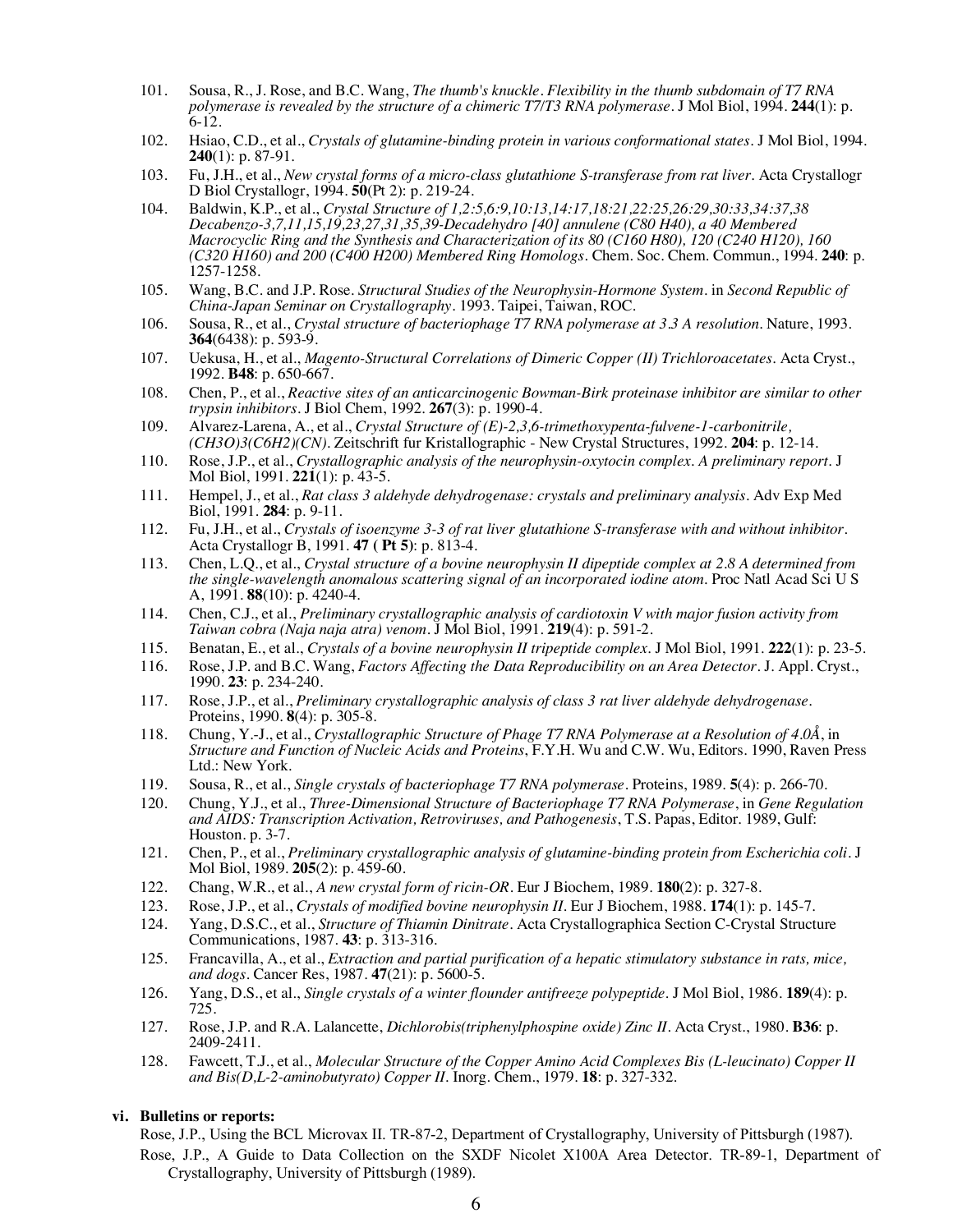101. Sousa, R., J. Rose, and B.C. Wang, *The thumb's knuckle. Flexibility in the thumb subdomain of T7 RNA polymerase is revealed by the structure of a chimeric T7/T3 RNA polymerase*. J Mol Biol, 1994. **244**(1): p. 6-12.
102. Hsiao, C.D., et al., *Crystals of glutamine-binding protein in various conformational states*. J Mol Biol, 1994. **240**(1): p. 87-91.
103. Fu, J.H., et al., *New crystal forms of a micro-class glutathione S-transferase from rat liver*. Acta Crystallogr D Biol Crystallogr, 1994. **50**(Pt 2): p. 219-24.
104. Baldwin, K.P., et al., *Crystal Structure of 1,2:5,6:9,10:13,14:17,18:21,22:25,26:29,30:33,34:37,38 Decabenzo-3,7,11,15,19,23,27,31,35,39-Decadehydro [40] annulene (C80 H40), a 40 Membered Macrocyclic Ring and the Synthesis and Characterization of its 80 (C160 H80), 120 (C240 H120), 160 (C320 H160) and 200 (C400 H200) Membered Ring Homologs*. Chem. Soc. Chem. Commun., 1994. **240**: p. 1257-1258.
105. Wang, B.C. and J.P. Rose. *Structural Studies of the Neurophysin-Hormone System*. in *Second Republic of China-Japan Seminar on Crystallography*. 1993. Taipei, Taiwan, ROC.
106. Sousa, R., et al., *Crystal structure of bacteriophage T7 RNA polymerase at 3.3 A resolution*. Nature, 1993. **364**(6438): p. 593-9.
107. Uekusa, H., et al., *Magento-Structural Correlations of Dimeric Copper (II) Trichloroacetates*. Acta Cryst., 1992. **B48**: p. 650-667.
108. Chen, P., et al., *Reactive sites of an anticarcinogenic Bowman-Birk proteinase inhibitor are similar to other trypsin inhibitors*. J Biol Chem, 1992. **267**(3): p. 1990-4.
109. Alvarez-Larena, A., et al., *Crystal Structure of (E)-2,3,6-trimethoxypenta-fulvene-1-carbonitrile, (CH3O)3(C6H2)(CN)*. Zeitschrift fur Kristallographic - New Crystal Structures, 1992. **204**: p. 12-14.
110. Rose, J.P., et al., *Crystallographic analysis of the neurophysin-oxytocin complex. A preliminary report*. J Mol Biol, 1991. **221**(1): p. 43-5.
111. Hempel, J., et al., *Rat class 3 aldehyde dehydrogenase: crystals and preliminary analysis*. Adv Exp Med Biol, 1991. **284**: p. 9-11.
112. Fu, J.H., et al., *Crystals of isoenzyme 3-3 of rat liver glutathione S-transferase with and without inhibitor*. Acta Crystallogr B, 1991. **47 ( Pt 5)**: p. 813-4.
113. Chen, L.Q., et al., *Crystal structure of a bovine neurophysin II dipeptide complex at 2.8 A determined from the single-wavelength anomalous scattering signal of an incorporated iodine atom*. Proc Natl Acad Sci U S A, 1991. **88**(10): p. 4240-4.
114. Chen, C.J., et al., *Preliminary crystallographic analysis of cardiotoxin V with major fusion activity from Taiwan cobra (Naja naja atra) venom*. J Mol Biol, 1991. **219**(4): p. 591-2.
115. Benatan, E., et al., *Crystals of a bovine neurophysin II tripeptide complex*. J Mol Biol, 1991. **222**(1): p. 23-5.
116. Rose, J.P. and B.C. Wang, *Factors Affecting the Data Reproducibility on an Area Detector*. J. Appl. Cryst., 1990. **23**: p. 234-240.
117. Rose, J.P., et al., *Preliminary crystallographic analysis of class 3 rat liver aldehyde dehydrogenase*. Proteins, 1990. **8**(4): p. 305-8.
118. Chung, Y.-J., et al., *Crystallographic Structure of Phage T7 RNA Polymerase at a Resolution of 4.0Å*, in *Structure and Function of Nucleic Acids and Proteins*, F.Y.H. Wu and C.W. Wu, Editors. 1990, Raven Press Ltd.: New York.
119. Sousa, R., et al., *Single crystals of bacteriophage T7 RNA polymerase*. Proteins, 1989. **5**(4): p. 266-70.
120. Chung, Y.J., et al., *Three-Dimensional Structure of Bacteriophage T7 RNA Polymerase*, in *Gene Regulation and AIDS: Transcription Activation, Retroviruses, and Pathogenesis*, T.S. Papas, Editor. 1989, Gulf: Houston. p. 3-7.
121. Chen, P., et al., *Preliminary crystallographic analysis of glutamine-binding protein from Escherichia coli*. J Mol Biol, 1989. **205**(2): p. 459-60.
122. Chang, W.R., et al., *A new crystal form of ricin-OR*. Eur J Biochem, 1989. **180**(2): p. 327-8.
123. Rose, J.P., et al., *Crystals of modified bovine neurophysin II*. Eur J Biochem, 1988. **174**(1): p. 145-7.
124. Yang, D.S.C., et al., *Structure of Thiamin Dinitrate*. Acta Crystallographica Section C-Crystal Structure Communications, 1987. **43**: p. 313-316.
125. Francavilla, A., et al., *Extraction and partial purification of a hepatic stimulatory substance in rats, mice, and dogs*. Cancer Res, 1987. **47**(21): p. 5600-5.
126. Yang, D.S., et al., *Single crystals of a winter flounder antifreeze polypeptide*. J Mol Biol, 1986. **189**(4): p. 725.
127. Rose, J.P. and R.A. Lalancette, *Dichlorobis(triphenylphospine oxide) Zinc II*. Acta Cryst., 1980. **B36**: p. 2409-2411.
128. Fawcett, T.J., et al., *Molecular Structure of the Copper Amino Acid Complexes Bis (L-leucinato) Copper II and Bis(D,L-2-aminobutyrato) Copper II*. Inorg. Chem., 1979. **18**: p. 327-332.

**vi. Bulletins or reports:**

Rose, J.P., Using the BCL Microvax II. TR-87-2, Department of Crystallography, University of Pittsburgh (1987).

Rose, J.P., A Guide to Data Collection on the SXDF Nicolet X100A Area Detector. TR-89-1, Department of Crystallography, University of Pittsburgh (1989).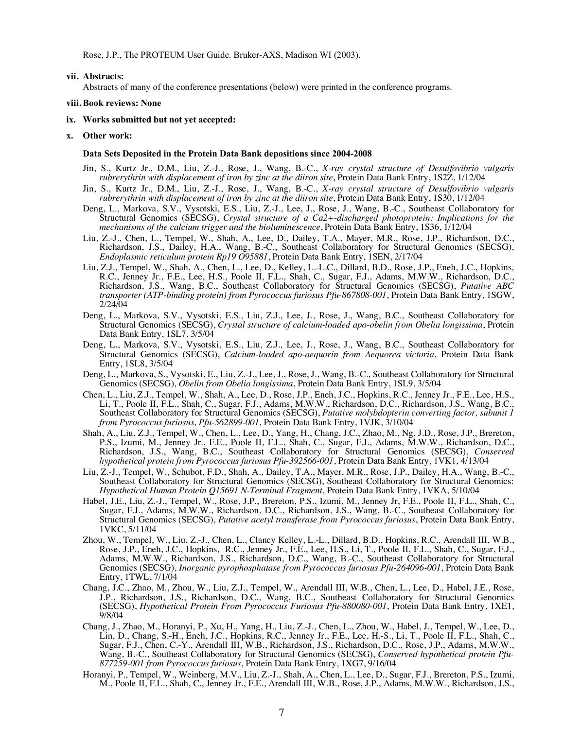Rose, J.P., The PROTEUM User Guide. Bruker-AXS, Madison WI (2003).

**vii. Abstracts:**

Abstracts of many of the conference presentations (below) were printed in the conference programs.

**viii. Book reviews: None**

**ix. Works submitted but not yet accepted:**

**x. Other work:**

**Data Sets Deposited in the Protein Data Bank depositions since 2004-2008**

Jin, S., Kurtz Jr., D.M., Liu, Z.-J., Rose, J., Wang, B.-C., *X-ray crystal structure of Desulfovibrio vulgaris rubrerythrin with displacement of iron by zinc at the diiron site*, Protein Data Bank Entry, 1S2Z, 1/12/04

Jin, S., Kurtz Jr., D.M., Liu, Z.-J., Rose, J., Wang, B.-C., *X-ray crystal structure of Desulfovibrio vulgaris rubrerythrin with displacement of iron by zinc at the diiron site*, Protein Data Bank Entry, 1S30, 1/12/04

Deng, L., Markova, S.V., Vysotski, E.S., Liu, Z.-J., Lee, J., Rose, J., Wang, B.-C., Southeast Collaboratory for Structural Genomics (SECSG), *Crystal structure of a Ca2+-discharged photoprotein: Implications for the mechanisms of the calcium trigger and the bioluminescence*, Protein Data Bank Entry, 1S36, 1/12/04

Liu, Z.-J., Chen, L., Tempel, W., Shah, A., Lee, D., Dailey, T.A., Mayer, M.R., Rose, J.P., Richardson, D.C., Richardson, J.S., Dailey, H.A., Wang, B.-C., Southeast Collaboratory for Structural Genomics (SECSG), *Endoplasmic reticulum protein Rp19 O95881*, Protein Data Bank Entry, 1SEN, 2/17/04

Liu, Z.J., Tempel, W., Shah, A., Chen, L., Lee, D., Kelley, L.-L.C., Dillard, B.D., Rose, J.P., Eneh, J.C., Hopkins, R.C., Jenney Jr., F.E., Lee, H.S., Poole II, F.L., Shah, C., Sugar, F.J., Adams, M.W.W., Richardson, D.C., Richardson, J.S., Wang, B.C., Southeast Collaboratory for Structural Genomics (SECSG), *Putative ABC transporter (ATP-binding protein) from Pyrococcus furiosus Pfu-867808-001*, Protein Data Bank Entry, 1SGW, 2/24/04

Deng, L., Markova, S.V., Vysotski, E.S., Liu, Z.J., Lee, J., Rose, J., Wang, B.C., Southeast Collaboratory for Structural Genomics (SECSG), *Crystal structure of calcium-loaded apo-obelin from Obelia longissima*, Protein Data Bank Entry, 1SL7, 3/5/04

Deng, L., Markova, S.V., Vysotski, E.S., Liu, Z.J., Lee, J., Rose, J., Wang, B.C., Southeast Collaboratory for Structural Genomics (SECSG), *Calcium-loaded apo-aequorin from Aequorea victoria*, Protein Data Bank Entry, 1SL8, 3/5/04

Deng, L., Markova, S., Vysotski, E., Liu, Z.-J., Lee, J., Rose, J., Wang, B.-C., Southeast Collaboratory for Structural Genomics (SECSG), *Obelin from Obelia longissima*, Protein Data Bank Entry, 1SL9, 3/5/04

Chen, L., Liu, Z.J., Tempel, W., Shah, A., Lee, D., Rose, J.P., Eneh, J.C., Hopkins, R.C., Jenney Jr., F.E., Lee, H.S., Li, T., Poole II, F.L., Shah, C., Sugar, F.J., Adams, M.W.W., Richardson, D.C., Richardson, J.S., Wang, B.C., Southeast Collaboratory for Structural Genomics (SECSG), *Putative molybdopterin converting factor, subunit 1 from Pyrococcus furiosus, Pfu-562899-001*, Protein Data Bank Entry, 1VJK, 3/10/04

Shah, A., Liu, Z.J., Tempel, W., Chen, L., Lee, D., Yang, H., Chang, J.C., Zhao, M., Ng, J.D., Rose, J.P., Brereton, P.S., Izumi, M., Jenney Jr., F.E., Poole II, F.L., Shah, C., Sugar, F.J., Adams, M.W.W., Richardson, D.C., Richardson, J.S., Wang, B.C., Southeast Collaboratory for Structural Genomics (SECSG), *Conserved hypothetical protein from Pyrococcus furiosus Pfu-392566-001*, Protein Data Bank Entry, 1VK1, 4/13/04

Liu, Z.-J., Tempel, W., Schubot, F.D., Shah, A., Dailey, T.A., Mayer, M.R., Rose, J.P., Dailey, H.A., Wang, B.-C., Southeast Collaboratory for Structural Genomics (SECSG), Southeast Collaboratory for Structural Genomics: *Hypothetical Human Protein Q15691 N-Terminal Fragment*, Protein Data Bank Entry, 1VKA, 5/10/04

Habel, J.E., Liu, Z.-J., Tempel, W., Rose, J.P., Brereton, P.S., Izumi, M., Jenney Jr, F.E., Poole II, F.L., Shah, C., Sugar, F.J., Adams, M.W.W., Richardson, D.C., Richardson, J.S., Wang, B.-C., Southeast Collaboratory for Structural Genomics (SECSG), *Putative acetyl transferase from Pyrococcus furiosus*, Protein Data Bank Entry, 1VKC, 5/11/04

Zhou, W., Tempel, W., Liu, Z.-J., Chen, L., Clancy Kelley, L.-L., Dillard, B.D., Hopkins, R.C., Arendall III, W.B., Rose, J.P., Eneh, J.C., Hopkins, R.C., Jenney Jr., F.E., Lee, H.S., Li, T., Poole II, F.L., Shah, C., Sugar, F.J., Adams, M.W.W., Richardson, J.S., Richardson, D.C., Wang, B.-C., Southeast Collaboratory for Structural Genomics (SECSG), *Inorganic pyrophosphatase from Pyrococcus furiosus Pfu-264096-001*, Protein Data Bank Entry, 1TWL, 7/1/04

Chang, J.C., Zhao, M., Zhou, W., Liu, Z.J., Tempel, W., Arendall III, W.B., Chen, L., Lee, D., Habel, J.E., Rose, J.P., Richardson, J.S., Richardson, D.C., Wang, B.C., Southeast Collaboratory for Structural Genomics (SECSG), *Hypothetical Protein From Pyrococcus Furiosus Pfu-880080-001*, Protein Data Bank Entry, 1XE1, 9/8/04

Chang, J., Zhao, M., Horanyi, P., Xu, H., Yang, H., Liu, Z.-J., Chen, L., Zhou, W., Habel, J., Tempel, W., Lee, D., Lin, D., Chang, S.-H., Eneh, J.C., Hopkins, R.C., Jenney Jr., F.E., Lee, H.-S., Li, T., Poole II, F.L., Shah, C., Sugar, F.J., Chen, C.-Y., Arendall III, W.B., Richardson, J.S., Richardson, D.C., Rose, J.P., Adams, M.W.W., Wang, B.-C., Southeast Collaboratory for Structural Genomics (SECSG), *Conserved hypothetical protein Pfu-877259-001 from Pyrococcus furiosus*, Protein Data Bank Entry, 1XG7, 9/16/04

Horanyi, P., Tempel, W., Weinberg, M.V., Liu, Z.-J., Shah, A., Chen, L., Lee, D., Sugar, F.J., Brereton, P.S., Izumi, M., Poole II, F.L., Shah, C., Jenney Jr., F.E., Arendall III, W.B., Rose, J.P., Adams, M.W.W., Richardson, J.S.,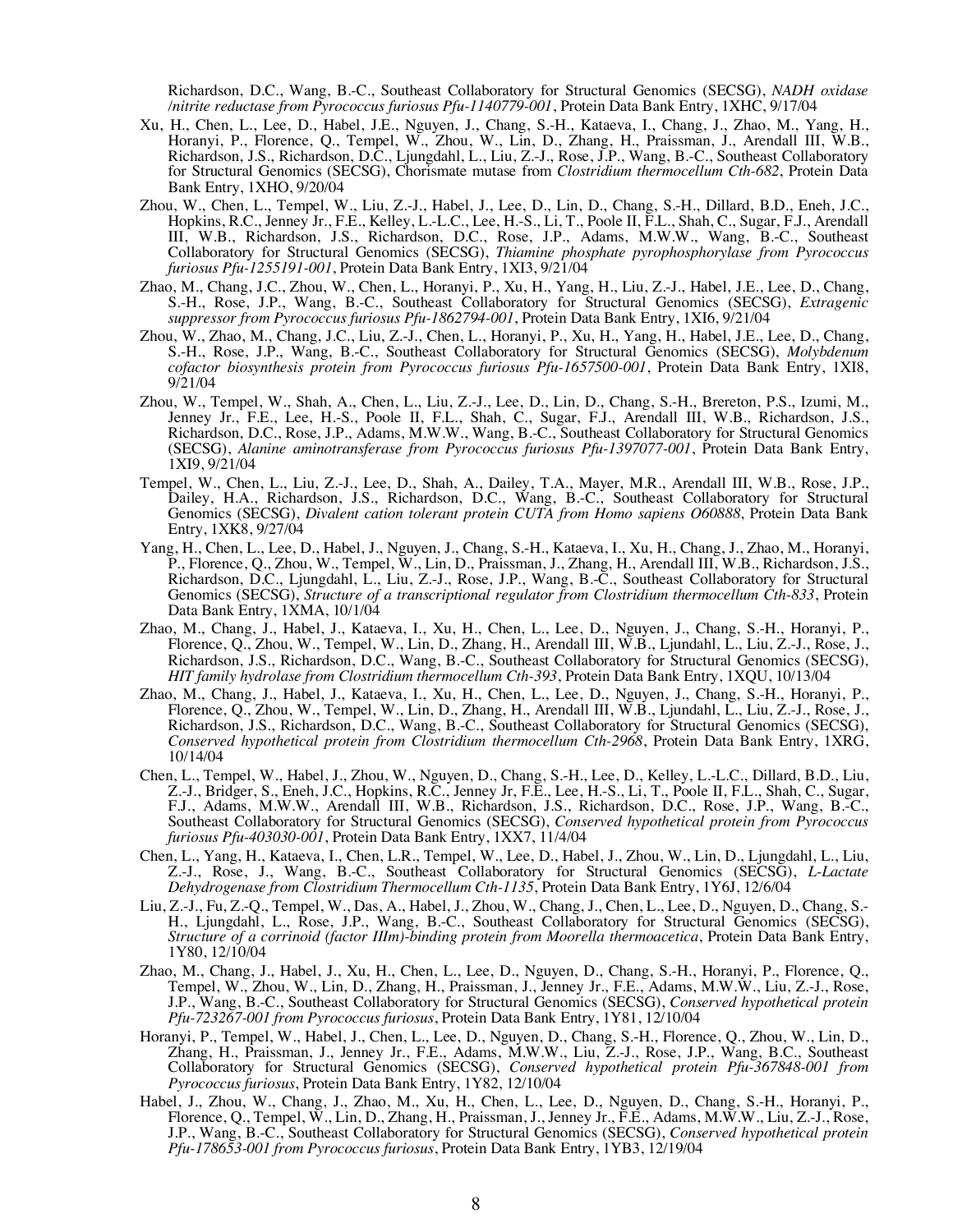Richardson, D.C., Wang, B.-C., Southeast Collaboratory for Structural Genomics (SECSG), *NADH oxidase /nitrite reductase from Pyrococcus furiosus Pfu-1140779-001*, Protein Data Bank Entry, 1XHC, 9/17/04

Xu, H., Chen, L., Lee, D., Habel, J.E., Nguyen, J., Chang, S.-H., Kataeva, I., Chang, J., Zhao, M., Yang, H., Horanyi, P., Florence, Q., Tempel, W., Zhou, W., Lin, D., Zhang, H., Praissman, J., Arendall III, W.B., Richardson, J.S., Richardson, D.C., Ljungdahl, L., Liu, Z.-J., Rose, J.P., Wang, B.-C., Southeast Collaboratory for Structural Genomics (SECSG), Chorismate mutase from *Clostridium thermocellum Cth-682*, Protein Data Bank Entry, 1XHO, 9/20/04

Zhou, W., Chen, L., Tempel, W., Liu, Z.-J., Habel, J., Lee, D., Lin, D., Chang, S.-H., Dillard, B.D., Eneh, J.C., Hopkins, R.C., Jenney Jr., F.E., Kelley, L.-L.C., Lee, H.-S., Li, T., Poole II, F.L., Shah, C., Sugar, F.J., Arendall III, W.B., Richardson, J.S., Richardson, D.C., Rose, J.P., Adams, M.W.W., Wang, B.-C., Southeast Collaboratory for Structural Genomics (SECSG), *Thiamine phosphate pyrophosphorylase from Pyrococcus furiosus Pfu-1255191-001*, Protein Data Bank Entry, 1XI3, 9/21/04

Zhao, M., Chang, J.C., Zhou, W., Chen, L., Horanyi, P., Xu, H., Yang, H., Liu, Z.-J., Habel, J.E., Lee, D., Chang, S.-H., Rose, J.P., Wang, B.-C., Southeast Collaboratory for Structural Genomics (SECSG), *Extragenic suppressor from Pyrococcus furiosus Pfu-1862794-001*, Protein Data Bank Entry, 1XI6, 9/21/04

Zhou, W., Zhao, M., Chang, J.C., Liu, Z.-J., Chen, L., Horanyi, P., Xu, H., Yang, H., Habel, J.E., Lee, D., Chang, S.-H., Rose, J.P., Wang, B.-C., Southeast Collaboratory for Structural Genomics (SECSG), *Molybdenum cofactor biosynthesis protein from Pyrococcus furiosus Pfu-1657500-001*, Protein Data Bank Entry, 1XI8, 9/21/04

Zhou, W., Tempel, W., Shah, A., Chen, L., Liu, Z.-J., Lee, D., Lin, D., Chang, S.-H., Brereton, P.S., Izumi, M., Jenney Jr., F.E., Lee, H.-S., Poole II, F.L., Shah, C., Sugar, F.J., Arendall III, W.B., Richardson, J.S., Richardson, D.C., Rose, J.P., Adams, M.W.W., Wang, B.-C., Southeast Collaboratory for Structural Genomics (SECSG), *Alanine aminotransferase from Pyrococcus furiosus Pfu-1397077-001*, Protein Data Bank Entry, 1XI9, 9/21/04

Tempel, W., Chen, L., Liu, Z.-J., Lee, D., Shah, A., Dailey, T.A., Mayer, M.R., Arendall III, W.B., Rose, J.P., Dailey, H.A., Richardson, J.S., Richardson, D.C., Wang, B.-C., Southeast Collaboratory for Structural Genomics (SECSG), *Divalent cation tolerant protein CUTA from Homo sapiens O60888*, Protein Data Bank Entry, 1XK8, 9/27/04

Yang, H., Chen, L., Lee, D., Habel, J., Nguyen, J., Chang, S.-H., Kataeva, I., Xu, H., Chang, J., Zhao, M., Horanyi, P., Florence, Q., Zhou, W., Tempel, W., Lin, D., Praissman, J., Zhang, H., Arendall III, W.B., Richardson, J.S., Richardson, D.C., Ljungdahl, L., Liu, Z.-J., Rose, J.P., Wang, B.-C., Southeast Collaboratory for Structural Genomics (SECSG), *Structure of a transcriptional regulator from Clostridium thermocellum Cth-833*, Protein Data Bank Entry, 1XMA, 10/1/04

Zhao, M., Chang, J., Habel, J., Kataeva, I., Xu, H., Chen, L., Lee, D., Nguyen, J., Chang, S.-H., Horanyi, P., Florence, Q., Zhou, W., Tempel, W., Lin, D., Zhang, H., Arendall III, W.B., Ljundahl, L., Liu, Z.-J., Rose, J., Richardson, J.S., Richardson, D.C., Wang, B.-C., Southeast Collaboratory for Structural Genomics (SECSG), *HIT family hydrolase from Clostridium thermocellum Cth-393*, Protein Data Bank Entry, 1XQU, 10/13/04

Zhao, M., Chang, J., Habel, J., Kataeva, I., Xu, H., Chen, L., Lee, D., Nguyen, J., Chang, S.-H., Horanyi, P., Florence, Q., Zhou, W., Tempel, W., Lin, D., Zhang, H., Arendall III, W.B., Ljundahl, L., Liu, Z.-J., Rose, J., Richardson, J.S., Richardson, D.C., Wang, B.-C., Southeast Collaboratory for Structural Genomics (SECSG), *Conserved hypothetical protein from Clostridium thermocellum Cth-2968*, Protein Data Bank Entry, 1XRG, 10/14/04

Chen, L., Tempel, W., Habel, J., Zhou, W., Nguyen, D., Chang, S.-H., Lee, D., Kelley, L.-L.C., Dillard, B.D., Liu, Z.-J., Bridger, S., Eneh, J.C., Hopkins, R.C., Jenney Jr, F.E., Lee, H.-S., Li, T., Poole II, F.L., Shah, C., Sugar, F.J., Adams, M.W.W., Arendall III, W.B., Richardson, J.S., Richardson, D.C., Rose, J.P., Wang, B.-C., Southeast Collaboratory for Structural Genomics (SECSG), *Conserved hypothetical protein from Pyrococcus furiosus Pfu-403030-001*, Protein Data Bank Entry, 1XX7, 11/4/04

Chen, L., Yang, H., Kataeva, I., Chen, L.R., Tempel, W., Lee, D., Habel, J., Zhou, W., Lin, D., Ljungdahl, L., Liu, Z.-J., Rose, J., Wang, B.-C., Southeast Collaboratory for Structural Genomics (SECSG), *L-Lactate Dehydrogenase from Clostridium Thermocellum Cth-1135*, Protein Data Bank Entry, 1Y6J, 12/6/04

Liu, Z.-J., Fu, Z.-Q., Tempel, W., Das, A., Habel, J., Zhou, W., Chang, J., Chen, L., Lee, D., Nguyen, D., Chang, S.-H., Ljungdahl, L., Rose, J.P., Wang, B.-C., Southeast Collaboratory for Structural Genomics (SECSG), *Structure of a corrinoid (factor IIIm)-binding protein from Moorella thermoacetica*, Protein Data Bank Entry, 1Y80, 12/10/04

Zhao, M., Chang, J., Habel, J., Xu, H., Chen, L., Lee, D., Nguyen, D., Chang, S.-H., Horanyi, P., Florence, Q., Tempel, W., Zhou, W., Lin, D., Zhang, H., Praissman, J., Jenney Jr., F.E., Adams, M.W.W., Liu, Z.-J., Rose, J.P., Wang, B.-C., Southeast Collaboratory for Structural Genomics (SECSG), *Conserved hypothetical protein Pfu-723267-001 from Pyrococcus furiosus*, Protein Data Bank Entry, 1Y81, 12/10/04

Horanyi, P., Tempel, W., Habel, J., Chen, L., Lee, D., Nguyen, D., Chang, S.-H., Florence, Q., Zhou, W., Lin, D., Zhang, H., Praissman, J., Jenney Jr., F.E., Adams, M.W.W., Liu, Z.-J., Rose, J.P., Wang, B.C., Southeast Collaboratory for Structural Genomics (SECSG), *Conserved hypothetical protein Pfu-367848-001 from Pyrococcus furiosus*, Protein Data Bank Entry, 1Y82, 12/10/04

Habel, J., Zhou, W., Chang, J., Zhao, M., Xu, H., Chen, L., Lee, D., Nguyen, D., Chang, S.-H., Horanyi, P., Florence, Q., Tempel, W., Lin, D., Zhang, H., Praissman, J., Jenney Jr., F.E., Adams, M.W.W., Liu, Z.-J., Rose, J.P., Wang, B.-C., Southeast Collaboratory for Structural Genomics (SECSG), *Conserved hypothetical protein Pfu-178653-001 from Pyrococcus furiosus*, Protein Data Bank Entry, 1YB3, 12/19/04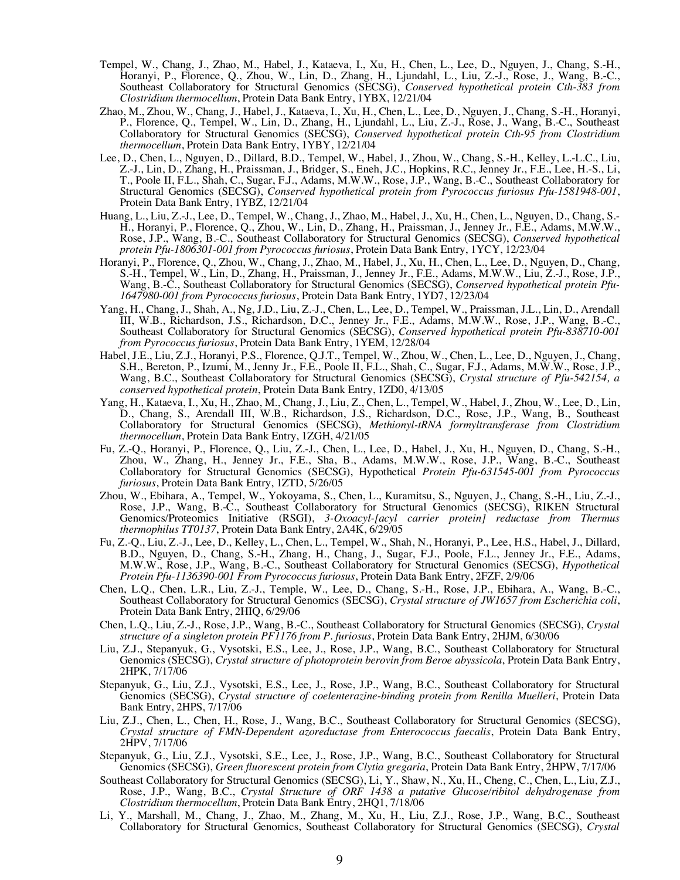Tempel, W., Chang, J., Zhao, M., Habel, J., Kataeva, I., Xu, H., Chen, L., Lee, D., Nguyen, J., Chang, S.-H., Horanyi, P., Florence, Q., Zhou, W., Lin, D., Zhang, H., Ljundahl, L., Liu, Z.-J., Rose, J., Wang, B.-C., Southeast Collaboratory for Structural Genomics (SECSG), *Conserved hypothetical protein Cth-383 from Clostridium thermocellum*, Protein Data Bank Entry, 1YBX, 12/21/04

Zhao, M., Zhou, W., Chang, J., Habel, J., Kataeva, I., Xu, H., Chen, L., Lee, D., Nguyen, J., Chang, S.-H., Horanyi, P., Florence, Q., Tempel, W., Lin, D., Zhang, H., Ljundahl, L., Liu, Z.-J., Rose, J., Wang, B.-C., Southeast Collaboratory for Structural Genomics (SECSG), *Conserved hypothetical protein Cth-95 from Clostridium thermocellum*, Protein Data Bank Entry, 1YBY, 12/21/04

Lee, D., Chen, L., Nguyen, D., Dillard, B.D., Tempel, W., Habel, J., Zhou, W., Chang, S.-H., Kelley, L.-L.C., Liu, Z.-J., Lin, D., Zhang, H., Praissman, J., Bridger, S., Eneh, J.C., Hopkins, R.C., Jenney Jr., F.E., Lee, H.-S., Li, T., Poole II, F.L., Shah, C., Sugar, F.J., Adams, M.W.W., Rose, J.P., Wang, B.-C., Southeast Collaboratory for Structural Genomics (SECSG), *Conserved hypothetical protein from Pyrococcus furiosus Pfu-1581948-001*, Protein Data Bank Entry, 1YBZ, 12/21/04

Huang, L., Liu, Z.-J., Lee, D., Tempel, W., Chang, J., Zhao, M., Habel, J., Xu, H., Chen, L., Nguyen, D., Chang, S.-H., Horanyi, P., Florence, Q., Zhou, W., Lin, D., Zhang, H., Praissman, J., Jenney Jr., F.E., Adams, M.W.W., Rose, J.P., Wang, B.-C., Southeast Collaboratory for Structural Genomics (SECSG), *Conserved hypothetical protein Pfu-1806301-001 from Pyrococcus furiosus*, Protein Data Bank Entry, 1YCY, 12/23/04

Horanyi, P., Florence, Q., Zhou, W., Chang, J., Zhao, M., Habel, J., Xu, H., Chen, L., Lee, D., Nguyen, D., Chang, S.-H., Tempel, W., Lin, D., Zhang, H., Praissman, J., Jenney Jr., F.E., Adams, M.W.W., Liu, Z.-J., Rose, J.P., Wang, B.-C., Southeast Collaboratory for Structural Genomics (SECSG), *Conserved hypothetical protein Pfu-1647980-001 from Pyrococcus furiosus*, Protein Data Bank Entry, 1YD7, 12/23/04

Yang, H., Chang, J., Shah, A., Ng, J.D., Liu, Z.-J., Chen, L., Lee, D., Tempel, W., Praissman, J.L., Lin, D., Arendall III, W.B., Richardson, J.S., Richardson, D.C., Jenney Jr., F.E., Adams, M.W.W., Rose, J.P., Wang, B.-C., Southeast Collaboratory for Structural Genomics (SECSG), *Conserved hypothetical protein Pfu-838710-001 from Pyrococcus furiosus*, Protein Data Bank Entry, 1YEM, 12/28/04

Habel, J.E., Liu, Z.J., Horanyi, P.S., Florence, Q.J.T., Tempel, W., Zhou, W., Chen, L., Lee, D., Nguyen, J., Chang, S.H., Bereton, P., Izumi, M., Jenny Jr., F.E., Poole II, F.L., Shah, C., Sugar, F.J., Adams, M.W.W., Rose, J.P., Wang, B.C., Southeast Collaboratory for Structural Genomics (SECSG), *Crystal structure of Pfu-542154, a conserved hypothetical protein*, Protein Data Bank Entry, 1ZD0, 4/13/05

Yang, H., Kataeva, I., Xu, H., Zhao, M., Chang, J., Liu, Z., Chen, L., Tempel, W., Habel, J., Zhou, W., Lee, D., Lin, D., Chang, S., Arendall III, W.B., Richardson, J.S., Richardson, D.C., Rose, J.P., Wang, B., Southeast Collaboratory for Structural Genomics (SECSG), *Methionyl-tRNA formyltransferase from Clostridium thermocellum*, Protein Data Bank Entry, 1ZGH, 4/21/05

Fu, Z.-Q., Horanyi, P., Florence, Q., Liu, Z.-J., Chen, L., Lee, D., Habel, J., Xu, H., Nguyen, D., Chang, S.-H., Zhou, W., Zhang, H., Jenney Jr., F.E., Sha, B., Adams, M.W.W., Rose, J.P., Wang, B.-C., Southeast Collaboratory for Structural Genomics (SECSG), Hypothetical *Protein Pfu-631545-001 from Pyrococcus furiosus*, Protein Data Bank Entry, 1ZTD, 5/26/05

Zhou, W., Ebihara, A., Tempel, W., Yokoyama, S., Chen, L., Kuramitsu, S., Nguyen, J., Chang, S.-H., Liu, Z.-J., Rose, J.P., Wang, B.-C., Southeast Collaboratory for Structural Genomics (SECSG), RIKEN Structural Genomics/Proteomics Initiative (RSGI), *3-Oxoacyl-[acyl carrier protein] reductase from Thermus thermophilus TT0137*, Protein Data Bank Entry, 2A4K, 6/29/05

Fu, Z.-Q., Liu, Z.-J., Lee, D., Kelley, L., Chen, L., Tempel, W., Shah, N., Horanyi, P., Lee, H.S., Habel, J., Dillard, B.D., Nguyen, D., Chang, S.-H., Zhang, H., Chang, J., Sugar, F.J., Poole, F.L., Jenney Jr., F.E., Adams, M.W.W., Rose, J.P., Wang, B.-C., Southeast Collaboratory for Structural Genomics (SECSG), *Hypothetical Protein Pfu-1136390-001 From Pyrococcus furiosus*, Protein Data Bank Entry, 2FZF, 2/9/06

Chen, L.Q., Chen, L.R., Liu, Z.-J., Temple, W., Lee, D., Chang, S.-H., Rose, J.P., Ebihara, A., Wang, B.-C., Southeast Collaboratory for Structural Genomics (SECSG), *Crystal structure of JW1657 from Escherichia coli*, Protein Data Bank Entry, 2HIQ, 6/29/06

Chen, L.Q., Liu, Z.-J., Rose, J.P., Wang, B.-C., Southeast Collaboratory for Structural Genomics (SECSG), *Crystal structure of a singleton protein PF1176 from P. furiosus*, Protein Data Bank Entry, 2HJM, 6/30/06

Liu, Z.J., Stepanyuk, G., Vysotski, E.S., Lee, J., Rose, J.P., Wang, B.C., Southeast Collaboratory for Structural Genomics (SECSG), *Crystal structure of photoprotein berovin from Beroe abyssicola*, Protein Data Bank Entry, 2HPK, 7/17/06

Stepanyuk, G., Liu, Z.J., Vysotski, E.S., Lee, J., Rose, J.P., Wang, B.C., Southeast Collaboratory for Structural Genomics (SECSG), *Crystal structure of coelenterazine-binding protein from Renilla Muelleri*, Protein Data Bank Entry, 2HPS, 7/17/06

Liu, Z.J., Chen, L., Chen, H., Rose, J., Wang, B.C., Southeast Collaboratory for Structural Genomics (SECSG), *Crystal structure of FMN-Dependent azoreductase from Enterococcus faecalis*, Protein Data Bank Entry, 2HPV, 7/17/06

Stepanyuk, G., Liu, Z.J., Vysotski, S.E., Lee, J., Rose, J.P., Wang, B.C., Southeast Collaboratory for Structural Genomics (SECSG), *Green fluorescent protein from Clytia gregaria*, Protein Data Bank Entry, 2HPW, 7/17/06

Southeast Collaboratory for Structural Genomics (SECSG), Li, Y., Shaw, N., Xu, H., Cheng, C., Chen, L., Liu, Z.J., Rose, J.P., Wang, B.C., *Crystal Structure of ORF 1438 a putative Glucose/ribitol dehydrogenase from Clostridium thermocellum*, Protein Data Bank Entry, 2HQ1, 7/18/06

Li, Y., Marshall, M., Chang, J., Zhao, M., Zhang, M., Xu, H., Liu, Z.J., Rose, J.P., Wang, B.C., Southeast Collaboratory for Structural Genomics, Southeast Collaboratory for Structural Genomics (SECSG), *Crystal*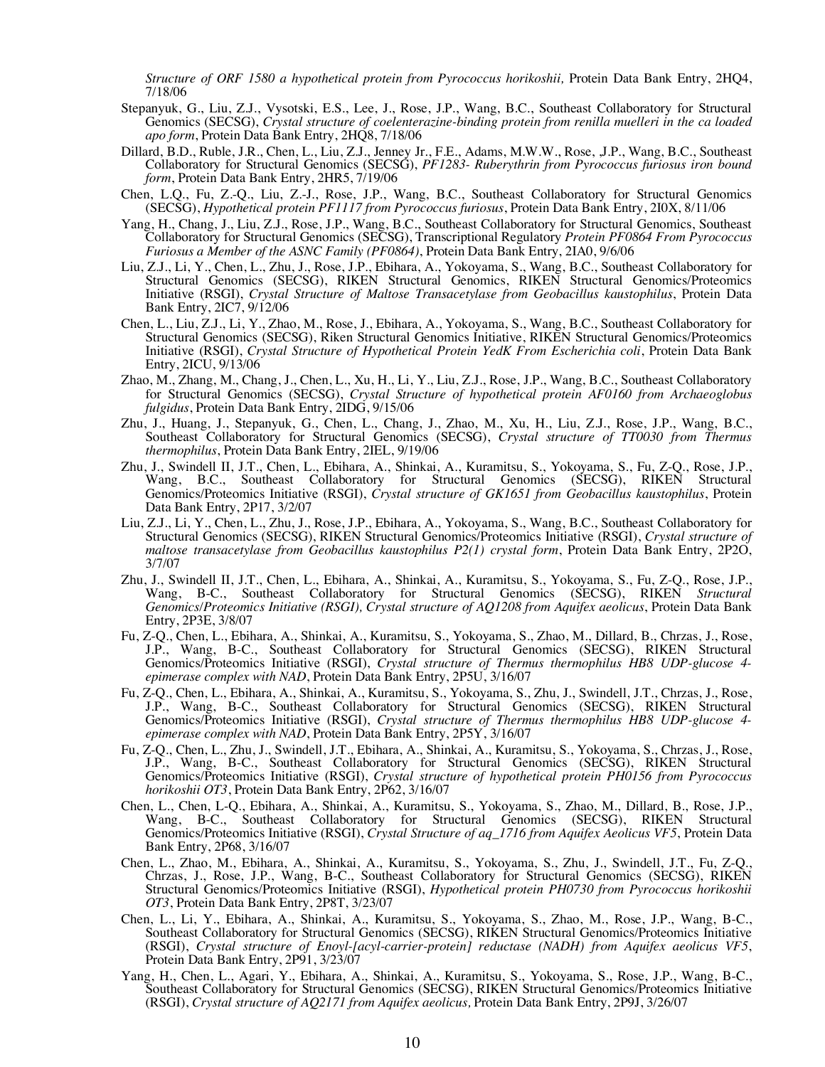*Structure of ORF 1580 a hypothetical protein from Pyrococcus horikoshii,* Protein Data Bank Entry, 2HQ4, 7/18/06

Stepanyuk, G., Liu, Z.J., Vysotski, E.S., Lee, J., Rose, J.P., Wang, B.C., Southeast Collaboratory for Structural Genomics (SECSG), *Crystal structure of coelenterazine-binding protein from renilla muelleri in the ca loaded apo form*, Protein Data Bank Entry, 2HQ8, 7/18/06

Dillard, B.D., Ruble, J.R., Chen, L., Liu, Z.J., Jenney Jr., F.E., Adams, M.W.W., Rose, ,J.P., Wang, B.C., Southeast Collaboratory for Structural Genomics (SECSG), *PF1283- Ruberythrin from Pyrococcus furiosus iron bound form*, Protein Data Bank Entry, 2HR5, 7/19/06

Chen, L.Q., Fu, Z.-Q., Liu, Z.-J., Rose, J.P., Wang, B.C., Southeast Collaboratory for Structural Genomics (SECSG), *Hypothetical protein PF1117 from Pyrococcus furiosus*, Protein Data Bank Entry, 2I0X, 8/11/06

Yang, H., Chang, J., Liu, Z.J., Rose, J.P., Wang, B.C., Southeast Collaboratory for Structural Genomics, Southeast Collaboratory for Structural Genomics (SECSG), Transcriptional Regulatory *Protein PF0864 From Pyrococcus Furiosus a Member of the ASNC Family (PF0864)*, Protein Data Bank Entry, 2IA0, 9/6/06

Liu, Z.J., Li, Y., Chen, L., Zhu, J., Rose, J.P., Ebihara, A., Yokoyama, S., Wang, B.C., Southeast Collaboratory for Structural Genomics (SECSG), RIKEN Structural Genomics, RIKEN Structural Genomics/Proteomics Initiative (RSGI), *Crystal Structure of Maltose Transacetylase from Geobacillus kaustophilus*, Protein Data Bank Entry, 2IC7, 9/12/06

Chen, L., Liu, Z.J., Li, Y., Zhao, M., Rose, J., Ebihara, A., Yokoyama, S., Wang, B.C., Southeast Collaboratory for Structural Genomics (SECSG), Riken Structural Genomics Initiative, RIKEN Structural Genomics/Proteomics Initiative (RSGI), *Crystal Structure of Hypothetical Protein YedK From Escherichia coli*, Protein Data Bank Entry, 2ICU, 9/13/06

Zhao, M., Zhang, M., Chang, J., Chen, L., Xu, H., Li, Y., Liu, Z.J., Rose, J.P., Wang, B.C., Southeast Collaboratory for Structural Genomics (SECSG), *Crystal Structure of hypothetical protein AF0160 from Archaeoglobus fulgidus*, Protein Data Bank Entry, 2IDG, 9/15/06

Zhu, J., Huang, J., Stepanyuk, G., Chen, L., Chang, J., Zhao, M., Xu, H., Liu, Z.J., Rose, J.P., Wang, B.C., Southeast Collaboratory for Structural Genomics (SECSG), *Crystal structure of TT0030 from Thermus thermophilus*, Protein Data Bank Entry, 2IEL, 9/19/06

Zhu, J., Swindell II, J.T., Chen, L., Ebihara, A., Shinkai, A., Kuramitsu, S., Yokoyama, S., Fu, Z-Q., Rose, J.P., Wang, B.C., Southeast Collaboratory for Structural Genomics (SECSG), RIKEN Structural Genomics/Proteomics Initiative (RSGI), *Crystal structure of GK1651 from Geobacillus kaustophilus*, Protein Data Bank Entry, 2P17, 3/2/07

Liu, Z.J., Li, Y., Chen, L., Zhu, J., Rose, J.P., Ebihara, A., Yokoyama, S., Wang, B.C., Southeast Collaboratory for Structural Genomics (SECSG), RIKEN Structural Genomics/Proteomics Initiative (RSGI), *Crystal structure of maltose transacetylase from Geobacillus kaustophilus P2(1) crystal form*, Protein Data Bank Entry, 2P2O, 3/7/07

Zhu, J., Swindell II, J.T., Chen, L., Ebihara, A., Shinkai, A., Kuramitsu, S., Yokoyama, S., Fu, Z-Q., Rose, J.P., Wang, B-C., Southeast Collaboratory for Structural Genomics (SECSG), RIKEN *Structural Genomics/Proteomics Initiative (RSGI), Crystal structure of AQ1208 from Aquifex aeolicus*, Protein Data Bank Entry, 2P3E, 3/8/07

Fu, Z-Q., Chen, L., Ebihara, A., Shinkai, A., Kuramitsu, S., Yokoyama, S., Zhao, M., Dillard, B., Chrzas, J., Rose, J.P., Wang, B-C., Southeast Collaboratory for Structural Genomics (SECSG), RIKEN Structural Genomics/Proteomics Initiative (RSGI), *Crystal structure of Thermus thermophilus HB8 UDP-glucose 4-epimerase complex with NAD*, Protein Data Bank Entry, 2P5U, 3/16/07

Fu, Z-Q., Chen, L., Ebihara, A., Shinkai, A., Kuramitsu, S., Yokoyama, S., Zhu, J., Swindell, J.T., Chrzas, J., Rose, J.P., Wang, B-C., Southeast Collaboratory for Structural Genomics (SECSG), RIKEN Structural Genomics/Proteomics Initiative (RSGI), *Crystal structure of Thermus thermophilus HB8 UDP-glucose 4-epimerase complex with NAD*, Protein Data Bank Entry, 2P5Y, 3/16/07

Fu, Z-Q., Chen, L., Zhu, J., Swindell, J.T., Ebihara, A., Shinkai, A., Kuramitsu, S., Yokoyama, S., Chrzas, J., Rose, J.P., Wang, B-C., Southeast Collaboratory for Structural Genomics (SECSG), RIKEN Structural Genomics/Proteomics Initiative (RSGI), *Crystal structure of hypothetical protein PH0156 from Pyrococcus horikoshii OT3*, Protein Data Bank Entry, 2P62, 3/16/07

Chen, L., Chen, L-Q., Ebihara, A., Shinkai, A., Kuramitsu, S., Yokoyama, S., Zhao, M., Dillard, B., Rose, J.P., Wang, B-C., Southeast Collaboratory for Structural Genomics (SECSG), RIKEN Structural Genomics/Proteomics Initiative (RSGI), *Crystal Structure of aq_1716 from Aquifex Aeolicus VF5*, Protein Data Bank Entry, 2P68, 3/16/07

Chen, L., Zhao, M., Ebihara, A., Shinkai, A., Kuramitsu, S., Yokoyama, S., Zhu, J., Swindell, J.T., Fu, Z-Q., Chrzas, J., Rose, J.P., Wang, B-C., Southeast Collaboratory for Structural Genomics (SECSG), RIKEN Structural Genomics/Proteomics Initiative (RSGI), *Hypothetical protein PH0730 from Pyrococcus horikoshii OT3*, Protein Data Bank Entry, 2P8T, 3/23/07

Chen, L., Li, Y., Ebihara, A., Shinkai, A., Kuramitsu, S., Yokoyama, S., Zhao, M., Rose, J.P., Wang, B-C., Southeast Collaboratory for Structural Genomics (SECSG), RIKEN Structural Genomics/Proteomics Initiative (RSGI), *Crystal structure of Enoyl-[acyl-carrier-protein] reductase (NADH) from Aquifex aeolicus VF5*, Protein Data Bank Entry, 2P91, 3/23/07

Yang, H., Chen, L., Agari, Y., Ebihara, A., Shinkai, A., Kuramitsu, S., Yokoyama, S., Rose, J.P., Wang, B-C., Southeast Collaboratory for Structural Genomics (SECSG), RIKEN Structural Genomics/Proteomics Initiative (RSGI), *Crystal structure of AQ2171 from Aquifex aeolicus,* Protein Data Bank Entry, 2P9J, 3/26/07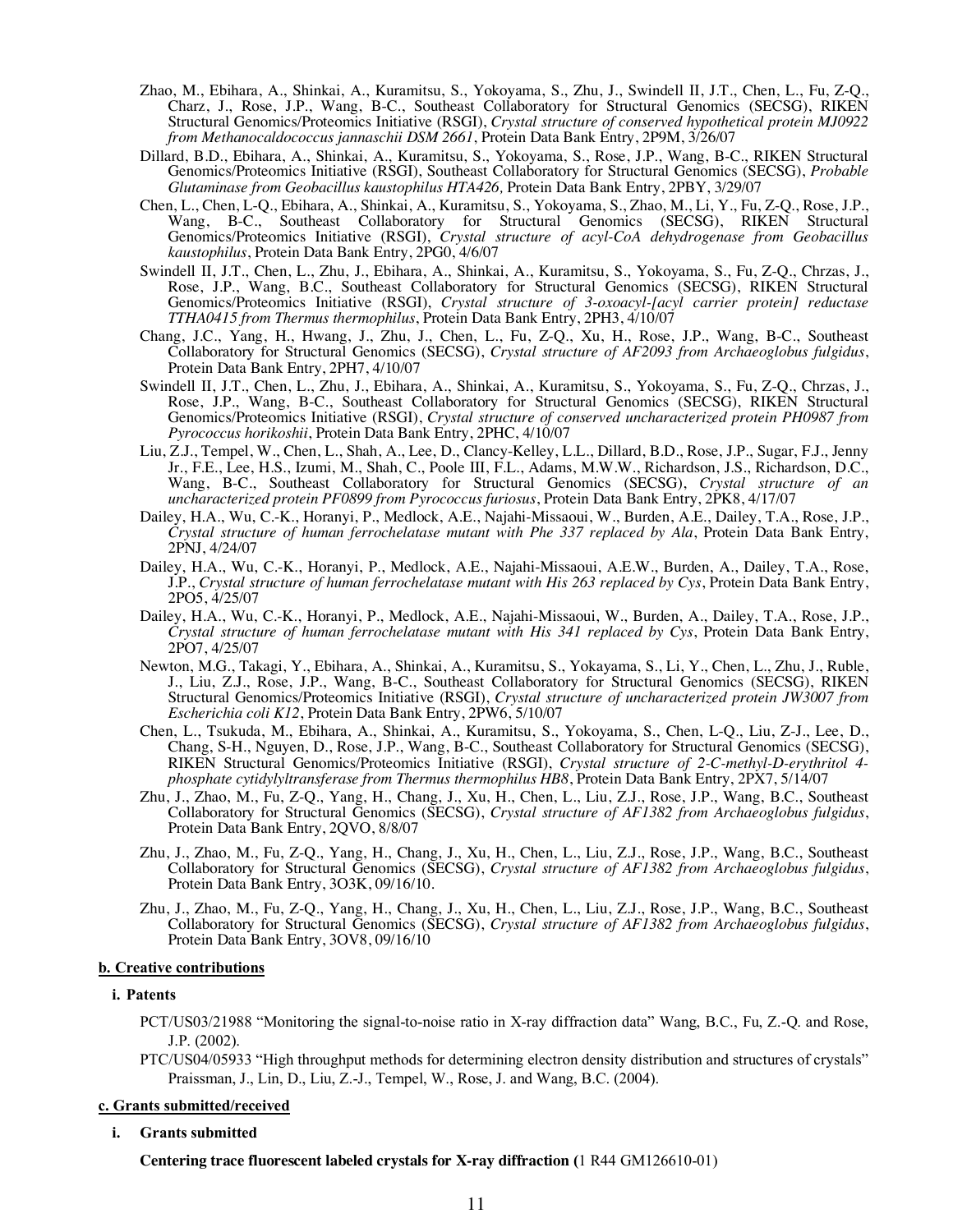Zhao, M., Ebihara, A., Shinkai, A., Kuramitsu, S., Yokoyama, S., Zhu, J., Swindell II, J.T., Chen, L., Fu, Z-Q., Charz, J., Rose, J.P., Wang, B-C., Southeast Collaboratory for Structural Genomics (SECSG), RIKEN Structural Genomics/Proteomics Initiative (RSGI), *Crystal structure of conserved hypothetical protein MJ0922 from Methanocaldococcus jannaschii DSM 2661*, Protein Data Bank Entry, 2P9M, 3/26/07

Dillard, B.D., Ebihara, A., Shinkai, A., Kuramitsu, S., Yokoyama, S., Rose, J.P., Wang, B-C., RIKEN Structural Genomics/Proteomics Initiative (RSGI), Southeast Collaboratory for Structural Genomics (SECSG), *Probable Glutaminase from Geobacillus kaustophilus HTA426,* Protein Data Bank Entry, 2PBY, 3/29/07

Chen, L., Chen, L-Q., Ebihara, A., Shinkai, A., Kuramitsu, S., Yokoyama, S., Zhao, M., Li, Y., Fu, Z-Q., Rose, J.P., Wang, B-C., Southeast Collaboratory for Structural Genomics (SECSG), RIKEN Structural Genomics/Proteomics Initiative (RSGI), *Crystal structure of acyl-CoA dehydrogenase from Geobacillus kaustophilus*, Protein Data Bank Entry, 2PG0, 4/6/07

Swindell II, J.T., Chen, L., Zhu, J., Ebihara, A., Shinkai, A., Kuramitsu, S., Yokoyama, S., Fu, Z-Q., Chrzas, J., Rose, J.P., Wang, B.C., Southeast Collaboratory for Structural Genomics (SECSG), RIKEN Structural Genomics/Proteomics Initiative (RSGI), *Crystal structure of 3-oxoacyl-[acyl carrier protein] reductase TTHA0415 from Thermus thermophilus*, Protein Data Bank Entry, 2PH3, 4/10/07

Chang, J.C., Yang, H., Hwang, J., Zhu, J., Chen, L., Fu, Z-Q., Xu, H., Rose, J.P., Wang, B-C., Southeast Collaboratory for Structural Genomics (SECSG), *Crystal structure of AF2093 from Archaeoglobus fulgidus*, Protein Data Bank Entry, 2PH7, 4/10/07

Swindell II, J.T., Chen, L., Zhu, J., Ebihara, A., Shinkai, A., Kuramitsu, S., Yokoyama, S., Fu, Z-Q., Chrzas, J., Rose, J.P., Wang, B.C., Southeast Collaboratory for Structural Genomics (SECSG), RIKEN Structural Genomics/Proteomics Initiative (RSGI), *Crystal structure of conserved uncharacterized protein PH0987 from Pyrococcus horikoshii*, Protein Data Bank Entry, 2PHC, 4/10/07

Liu, Z.J., Tempel, W., Chen, L., Shah, A., Lee, D., Clancy-Kelley, L.L., Dillard, B.D., Rose, J.P., Sugar, F.J., Jenny Jr., F.E., Lee, H.S., Izumi, M., Shah, C., Poole III, F.L., Adams, M.W.W., Richardson, J.S., Richardson, D.C., Wang, B-C., Southeast Collaboratory for Structural Genomics (SECSG), *Crystal structure of an uncharacterized protein PF0899 from Pyrococcus furiosus*, Protein Data Bank Entry, 2PK8, 4/17/07

Dailey, H.A., Wu, C.-K., Horanyi, P., Medlock, A.E., Najahi-Missaoui, W., Burden, A.E., Dailey, T.A., Rose, J.P., *Crystal structure of human ferrochelatase mutant with Phe 337 replaced by Ala*, Protein Data Bank Entry, 2PNJ, 4/24/07

Dailey, H.A., Wu, C.-K., Horanyi, P., Medlock, A.E., Najahi-Missaoui, A.E.W., Burden, A., Dailey, T.A., Rose, J.P., *Crystal structure of human ferrochelatase mutant with His 263 replaced by Cys*, Protein Data Bank Entry, 2PO5, 4/25/07

Dailey, H.A., Wu, C.-K., Horanyi, P., Medlock, A.E., Najahi-Missaoui, W., Burden, A., Dailey, T.A., Rose, J.P., *Crystal structure of human ferrochelatase mutant with His 341 replaced by Cys*, Protein Data Bank Entry, 2PO7, 4/25/07

Newton, M.G., Takagi, Y., Ebihara, A., Shinkai, A., Kuramitsu, S., Yokayama, S., Li, Y., Chen, L., Zhu, J., Ruble, J., Liu, Z.J., Rose, J.P., Wang, B-C., Southeast Collaboratory for Structural Genomics (SECSG), RIKEN Structural Genomics/Proteomics Initiative (RSGI), *Crystal structure of uncharacterized protein JW3007 from Escherichia coli K12*, Protein Data Bank Entry, 2PW6, 5/10/07

Chen, L., Tsukuda, M., Ebihara, A., Shinkai, A., Kuramitsu, S., Yokoyama, S., Chen, L-Q., Liu, Z-J., Lee, D., Chang, S-H., Nguyen, D., Rose, J.P., Wang, B-C., Southeast Collaboratory for Structural Genomics (SECSG), RIKEN Structural Genomics/Proteomics Initiative (RSGI), *Crystal structure of 2-C-methyl-D-erythritol 4-phosphate cytidylyltransferase from Thermus thermophilus HB8*, Protein Data Bank Entry, 2PX7, 5/14/07

Zhu, J., Zhao, M., Fu, Z-Q., Yang, H., Chang, J., Xu, H., Chen, L., Liu, Z.J., Rose, J.P., Wang, B.C., Southeast Collaboratory for Structural Genomics (SECSG), *Crystal structure of AF1382 from Archaeoglobus fulgidus*, Protein Data Bank Entry, 2QVO, 8/8/07

Zhu, J., Zhao, M., Fu, Z-Q., Yang, H., Chang, J., Xu, H., Chen, L., Liu, Z.J., Rose, J.P., Wang, B.C., Southeast Collaboratory for Structural Genomics (SECSG), *Crystal structure of AF1382 from Archaeoglobus fulgidus*, Protein Data Bank Entry, 3O3K, 09/16/10.

Zhu, J., Zhao, M., Fu, Z-Q., Yang, H., Chang, J., Xu, H., Chen, L., Liu, Z.J., Rose, J.P., Wang, B.C., Southeast Collaboratory for Structural Genomics (SECSG), *Crystal structure of AF1382 from Archaeoglobus fulgidus*, Protein Data Bank Entry, 3OV8, 09/16/10

**b. Creative contributions**

**i. Patents**

PCT/US03/21988 "Monitoring the signal-to-noise ratio in X-ray diffraction data" Wang, B.C., Fu, Z.-Q. and Rose, J.P. (2002).

PTC/US04/05933 "High throughput methods for determining electron density distribution and structures of crystals" Praissman, J., Lin, D., Liu, Z.-J., Tempel, W., Rose, J. and Wang, B.C. (2004).

**c. Grants submitted/received**

**i. Grants submitted**

**Centering trace fluorescent labeled crystals for X-ray diffraction (**1 R44 GM126610-01)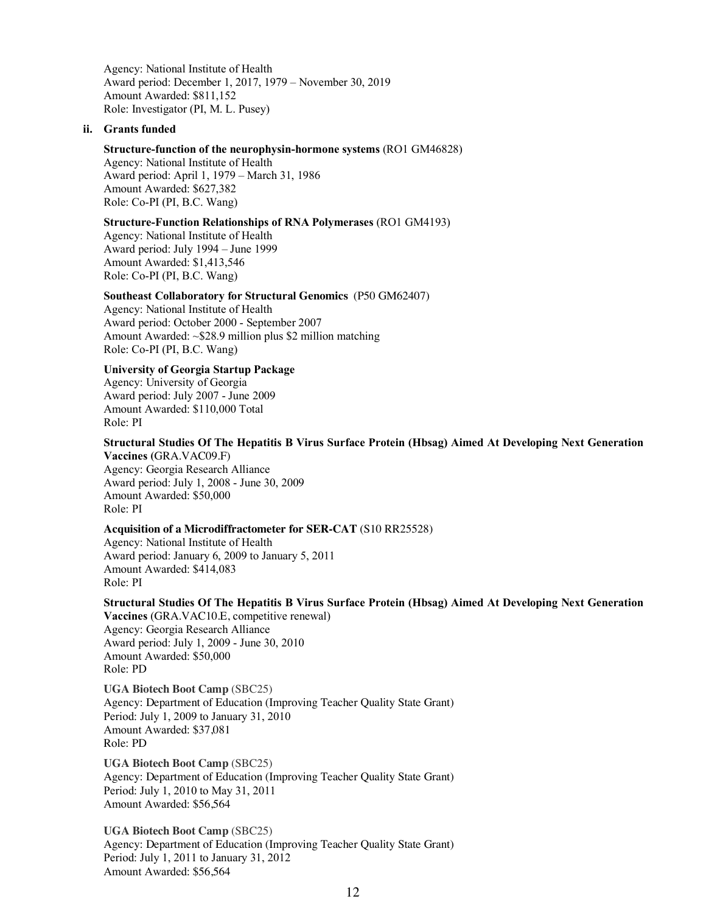Agency: National Institute of Health
Award period: December 1, 2017, 1979 – November 30, 2019
Amount Awarded: $811,152
Role: Investigator (PI, M. L. Pusey)

**ii. Grants funded**

**Structure-function of the neurophysin-hormone systems** (RO1 GM46828)
Agency: National Institute of Health
Award period: April 1, 1979 – March 31, 1986
Amount Awarded: $627,382
Role: Co-PI (PI, B.C. Wang)

**Structure-Function Relationships of RNA Polymerases** (RO1 GM4193)
Agency: National Institute of Health
Award period: July 1994 – June 1999
Amount Awarded: $1,413,546
Role: Co-PI (PI, B.C. Wang)

**Southeast Collaboratory for Structural Genomics** (P50 GM62407)
Agency: National Institute of Health
Award period: October 2000 - September 2007
Amount Awarded: ~$28.9 million plus $2 million matching
Role: Co-PI (PI, B.C. Wang)

**University of Georgia Startup Package**
Agency: University of Georgia
Award period: July 2007 - June 2009
Amount Awarded: $110,000 Total
Role: PI

**Structural Studies Of The Hepatitis B Virus Surface Protein (Hbsag) Aimed At Developing Next Generation Vaccines (**GRA.VAC09.F)
Agency: Georgia Research Alliance
Award period: July 1, 2008 - June 30, 2009
Amount Awarded: $50,000
Role: PI

**Acquisition of a Microdiffractometer for SER-CAT** (S10 RR25528)
Agency: National Institute of Health
Award period: January 6, 2009 to January 5, 2011
Amount Awarded: $414,083
Role: PI

**Structural Studies Of The Hepatitis B Virus Surface Protein (Hbsag) Aimed At Developing Next Generation Vaccines** (GRA.VAC10.E, competitive renewal)
Agency: Georgia Research Alliance
Award period: July 1, 2009 - June 30, 2010
Amount Awarded: $50,000
Role: PD

**UGA Biotech Boot Camp** (SBC25)
Agency: Department of Education (Improving Teacher Quality State Grant)
Period: July 1, 2009 to January 31, 2010
Amount Awarded: $37,081
Role: PD

**UGA Biotech Boot Camp** (SBC25)
Agency: Department of Education (Improving Teacher Quality State Grant)
Period: July 1, 2010 to May 31, 2011
Amount Awarded: $56,564

**UGA Biotech Boot Camp** (SBC25)
Agency: Department of Education (Improving Teacher Quality State Grant)
Period: July 1, 2011 to January 31, 2012
Amount Awarded: $56,564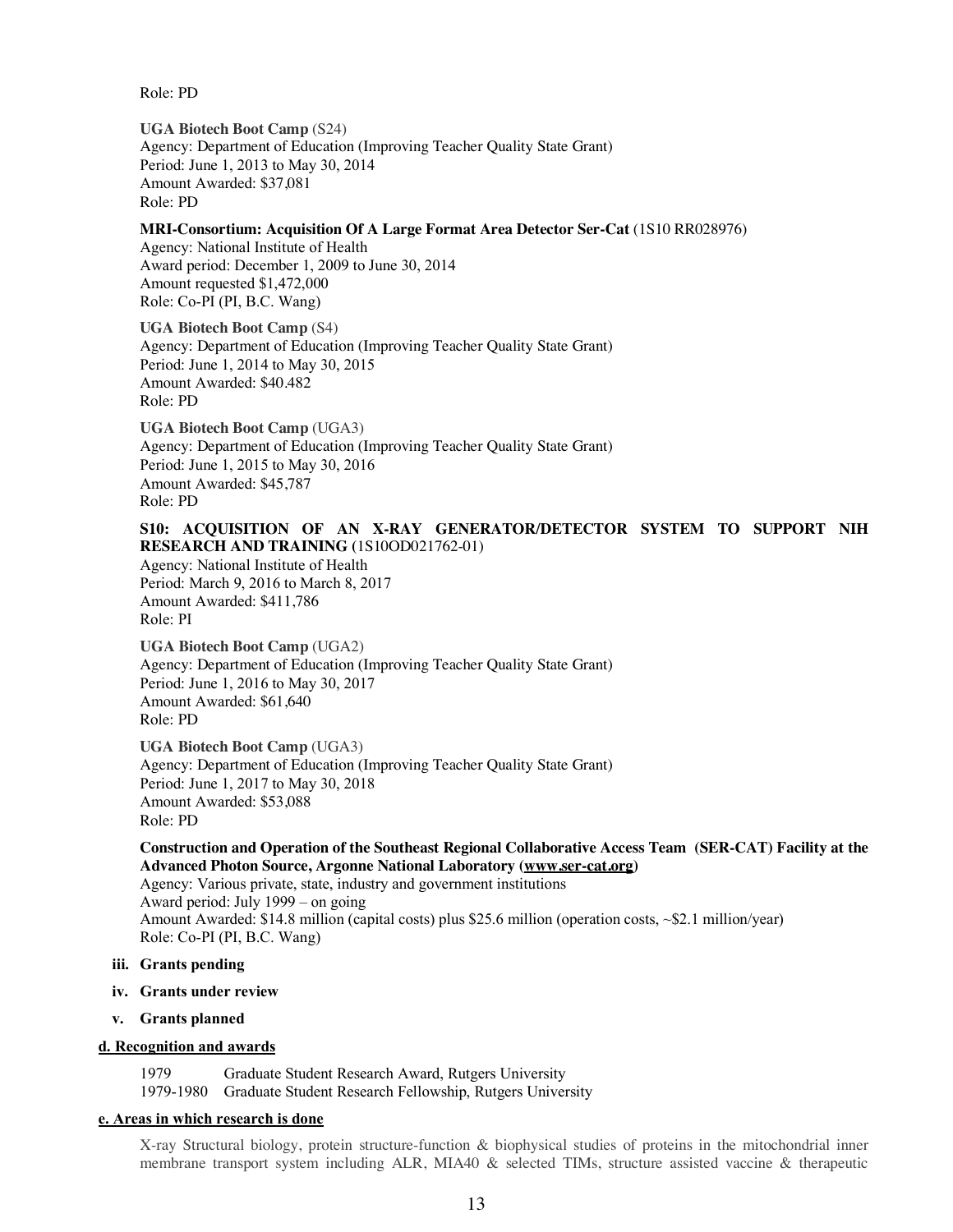Role: PD

**UGA Biotech Boot Camp** (S24)
Agency: Department of Education (Improving Teacher Quality State Grant)
Period: June 1, 2013 to May 30, 2014
Amount Awarded: $37,081
Role: PD

**MRI-Consortium: Acquisition Of A Large Format Area Detector Ser-Cat** (1S10 RR028976)
Agency: National Institute of Health
Award period: December 1, 2009 to June 30, 2014
Amount requested $1,472,000
Role: Co-PI (PI, B.C. Wang)

**UGA Biotech Boot Camp** (S4)
Agency: Department of Education (Improving Teacher Quality State Grant)
Period: June 1, 2014 to May 30, 2015
Amount Awarded: $40.482
Role: PD

**UGA Biotech Boot Camp** (UGA3)
Agency: Department of Education (Improving Teacher Quality State Grant)
Period: June 1, 2015 to May 30, 2016
Amount Awarded: $45,787
Role: PD

**S10: ACQUISITION OF AN X-RAY GENERATOR/DETECTOR SYSTEM TO SUPPORT NIH RESEARCH AND TRAINING (**1S10OD021762-01)
Agency: National Institute of Health
Period: March 9, 2016 to March 8, 2017
Amount Awarded: $411,786
Role: PI

**UGA Biotech Boot Camp** (UGA2)
Agency: Department of Education (Improving Teacher Quality State Grant)
Period: June 1, 2016 to May 30, 2017
Amount Awarded: $61,640
Role: PD

**UGA Biotech Boot Camp** (UGA3)
Agency: Department of Education (Improving Teacher Quality State Grant)
Period: June 1, 2017 to May 30, 2018
Amount Awarded: $53,088
Role: PD

**Construction and Operation of the Southeast Regional Collaborative Access Team (SER-CAT) Facility at the Advanced Photon Source, Argonne National Laboratory (www.ser-cat.org)**
Agency: Various private, state, industry and government institutions
Award period: July 1999 – on going
Amount Awarded: $14.8 million (capital costs) plus $25.6 million (operation costs, ~$2.1 million/year)
Role: Co-PI (PI, B.C. Wang)

- **iii. Grants pending**
- **iv. Grants under review**
- **v. Grants planned**

**d. Recognition and awards**

1979 Graduate Student Research Award, Rutgers University
1979-1980 Graduate Student Research Fellowship, Rutgers University

**e. Areas in which research is done**

X-ray Structural biology, protein structure-function & biophysical studies of proteins in the mitochondrial inner membrane transport system including ALR, MIA40 & selected TIMs, structure assisted vaccine & therapeutic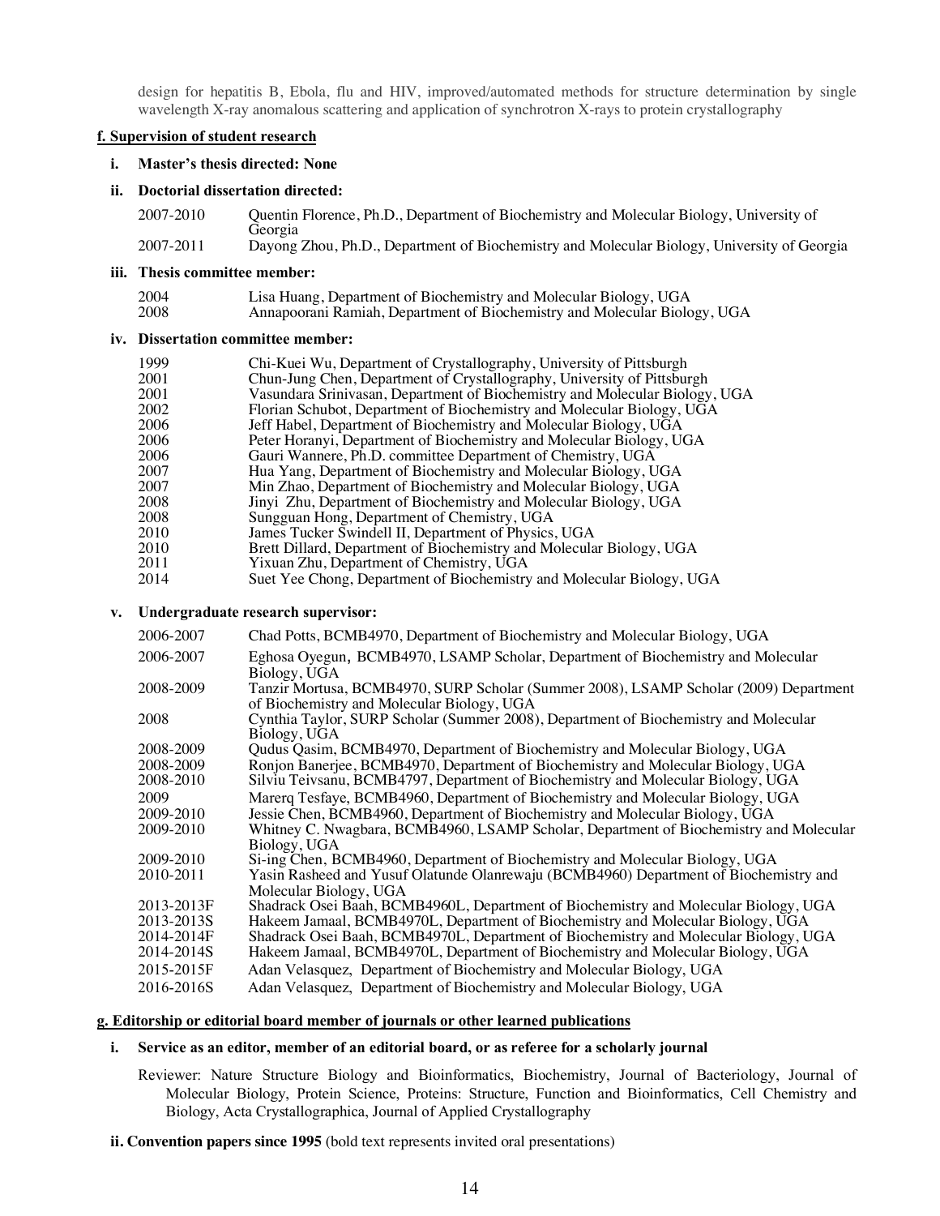design for hepatitis B, Ebola, flu and HIV, improved/automated methods for structure determination by single wavelength X-ray anomalous scattering and application of synchrotron X-rays to protein crystallography

**f. Supervision of student research**

**i. Master's thesis directed: None**

**ii. Doctorial dissertation directed:**

| | |
|---|---|
| 2007-2010 | Quentin Florence, Ph.D., Department of Biochemistry and Molecular Biology, University of Georgia |
| 2007-2011 | Dayong Zhou, Ph.D., Department of Biochemistry and Molecular Biology, University of Georgia |

**iii. Thesis committee member:**

| | |
|---|---|
| 2004 | Lisa Huang, Department of Biochemistry and Molecular Biology, UGA |
| 2008 | Annapoorani Ramiah, Department of Biochemistry and Molecular Biology, UGA |

**iv. Dissertation committee member:**

| | |
|---|---|
| 1999 | Chi-Kuei Wu, Department of Crystallography, University of Pittsburgh |
| 2001 | Chun-Jung Chen, Department of Crystallography, University of Pittsburgh |
| 2001 | Vasundara Srinivasan, Department of Biochemistry and Molecular Biology, UGA |
| 2002 | Florian Schubot, Department of Biochemistry and Molecular Biology, UGA |
| 2006 | Jeff Habel, Department of Biochemistry and Molecular Biology, UGA |
| 2006 | Peter Horanyi, Department of Biochemistry and Molecular Biology, UGA |
| 2006 | Gauri Wannere, Ph.D. committee Department of Chemistry, UGA |
| 2007 | Hua Yang, Department of Biochemistry and Molecular Biology, UGA |
| 2007 | Min Zhao, Department of Biochemistry and Molecular Biology, UGA |
| 2008 | Jinyi Zhu, Department of Biochemistry and Molecular Biology, UGA |
| 2008 | Sungguan Hong, Department of Chemistry, UGA |
| 2010 | James Tucker Swindell II, Department of Physics, UGA |
| 2010 | Brett Dillard, Department of Biochemistry and Molecular Biology, UGA |
| 2011 | Yixuan Zhu, Department of Chemistry, UGA |
| 2014 | Suet Yee Chong, Department of Biochemistry and Molecular Biology, UGA |

**v. Undergraduate research supervisor:**

| | |
|---|---|
| 2006-2007 | Chad Potts, BCMB4970, Department of Biochemistry and Molecular Biology, UGA |
| 2006-2007 | Eghosa Oyegun, BCMB4970, LSAMP Scholar, Department of Biochemistry and Molecular Biology, UGA |
| 2008-2009 | Tanzir Mortusa, BCMB4970, SURP Scholar (Summer 2008), LSAMP Scholar (2009) Department of Biochemistry and Molecular Biology, UGA |
| 2008 | Cynthia Taylor, SURP Scholar (Summer 2008), Department of Biochemistry and Molecular Biology, UGA |
| 2008-2009 | Qudus Qasim, BCMB4970, Department of Biochemistry and Molecular Biology, UGA |
| 2008-2009 | Ronjon Banerjee, BCMB4970, Department of Biochemistry and Molecular Biology, UGA |
| 2008-2010 | Silviu Teivsanu, BCMB4797, Department of Biochemistry and Molecular Biology, UGA |
| 2009 | Marerq Tesfaye, BCMB4960, Department of Biochemistry and Molecular Biology, UGA |
| 2009-2010 | Jessie Chen, BCMB4960, Department of Biochemistry and Molecular Biology, UGA |
| 2009-2010 | Whitney C. Nwagbara, BCMB4960, LSAMP Scholar, Department of Biochemistry and Molecular Biology, UGA |
| 2009-2010 | Si-ing Chen, BCMB4960, Department of Biochemistry and Molecular Biology, UGA |
| 2010-2011 | Yasin Rasheed and Yusuf Olatunde Olanrewaju (BCMB4960) Department of Biochemistry and Molecular Biology, UGA |
| 2013-2013F | Shadrack Osei Baah, BCMB4960L, Department of Biochemistry and Molecular Biology, UGA |
| 2013-2013S | Hakeem Jamaal, BCMB4970L, Department of Biochemistry and Molecular Biology, UGA |
| 2014-2014F | Shadrack Osei Baah, BCMB4970L, Department of Biochemistry and Molecular Biology, UGA |
| 2014-2014S | Hakeem Jamaal, BCMB4970L, Department of Biochemistry and Molecular Biology, UGA |
| 2015-2015F | Adan Velasquez, Department of Biochemistry and Molecular Biology, UGA |
| 2016-2016S | Adan Velasquez, Department of Biochemistry and Molecular Biology, UGA |

**g. Editorship or editorial board member of journals or other learned publications**

**i. Service as an editor, member of an editorial board, or as referee for a scholarly journal**

Reviewer: Nature Structure Biology and Bioinformatics, Biochemistry, Journal of Bacteriology, Journal of Molecular Biology, Protein Science, Proteins: Structure, Function and Bioinformatics, Cell Chemistry and Biology, Acta Crystallographica, Journal of Applied Crystallography

**ii. Convention papers since 1995** (bold text represents invited oral presentations)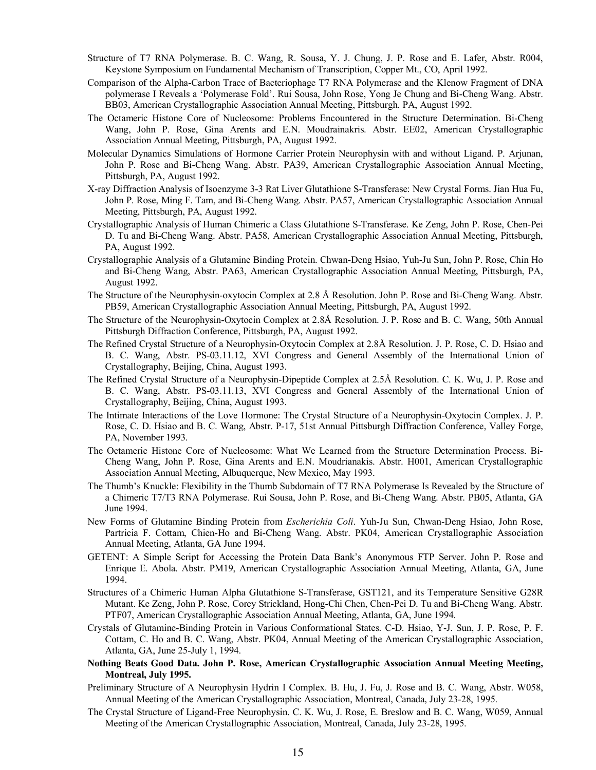Structure of T7 RNA Polymerase. B. C. Wang, R. Sousa, Y. J. Chung, J. P. Rose and E. Lafer, Abstr. R004, Keystone Symposium on Fundamental Mechanism of Transcription, Copper Mt., CO, April 1992.

Comparison of the Alpha-Carbon Trace of Bacteriophage T7 RNA Polymerase and the Klenow Fragment of DNA polymerase I Reveals a 'Polymerase Fold'. Rui Sousa, John Rose, Yong Je Chung and Bi-Cheng Wang. Abstr. BB03, American Crystallographic Association Annual Meeting, Pittsburgh. PA, August 1992.

The Octameric Histone Core of Nucleosome: Problems Encountered in the Structure Determination. Bi-Cheng Wang, John P. Rose, Gina Arents and E.N. Moudrainakris. Abstr. EE02, American Crystallographic Association Annual Meeting, Pittsburgh, PA, August 1992.

Molecular Dynamics Simulations of Hormone Carrier Protein Neurophysin with and without Ligand. P. Arjunan, John P. Rose and Bi-Cheng Wang. Abstr. PA39, American Crystallographic Association Annual Meeting, Pittsburgh, PA, August 1992.

X-ray Diffraction Analysis of Isoenzyme 3-3 Rat Liver Glutathione S-Transferase: New Crystal Forms. Jian Hua Fu, John P. Rose, Ming F. Tam, and Bi-Cheng Wang. Abstr. PA57, American Crystallographic Association Annual Meeting, Pittsburgh, PA, August 1992.

Crystallographic Analysis of Human Chimeric a Class Glutathione S-Transferase. Ke Zeng, John P. Rose, Chen-Pei D. Tu and Bi-Cheng Wang. Abstr. PA58, American Crystallographic Association Annual Meeting, Pittsburgh, PA, August 1992.

Crystallographic Analysis of a Glutamine Binding Protein. Chwan-Deng Hsiao, Yuh-Ju Sun, John P. Rose, Chin Ho and Bi-Cheng Wang, Abstr. PA63, American Crystallographic Association Annual Meeting, Pittsburgh, PA, August 1992.

The Structure of the Neurophysin-oxytocin Complex at 2.8 Å Resolution. John P. Rose and Bi-Cheng Wang. Abstr. PB59, American Crystallographic Association Annual Meeting, Pittsburgh, PA, August 1992.

The Structure of the Neurophysin-Oxytocin Complex at 2.8Å Resolution. J. P. Rose and B. C. Wang, 50th Annual Pittsburgh Diffraction Conference, Pittsburgh, PA, August 1992.

The Refined Crystal Structure of a Neurophysin-Oxytocin Complex at 2.8Å Resolution. J. P. Rose, C. D. Hsiao and B. C. Wang, Abstr. PS-03.11.12, XVI Congress and General Assembly of the International Union of Crystallography, Beijing, China, August 1993.

The Refined Crystal Structure of a Neurophysin-Dipeptide Complex at 2.5Å Resolution. C. K. Wu, J. P. Rose and B. C. Wang, Abstr. PS-03.11.13, XVI Congress and General Assembly of the International Union of Crystallography, Beijing, China, August 1993.

The Intimate Interactions of the Love Hormone: The Crystal Structure of a Neurophysin-Oxytocin Complex. J. P. Rose, C. D. Hsiao and B. C. Wang, Abstr. P-17, 51st Annual Pittsburgh Diffraction Conference, Valley Forge, PA, November 1993.

The Octameric Histone Core of Nucleosome: What We Learned from the Structure Determination Process. Bi-Cheng Wang, John P. Rose, Gina Arents and E.N. Moudrianakis. Abstr. H001, American Crystallographic Association Annual Meeting, Albuquerque, New Mexico, May 1993.

The Thumb's Knuckle: Flexibility in the Thumb Subdomain of T7 RNA Polymerase Is Revealed by the Structure of a Chimeric T7/T3 RNA Polymerase. Rui Sousa, John P. Rose, and Bi-Cheng Wang. Abstr. PB05, Atlanta, GA June 1994.

New Forms of Glutamine Binding Protein from *Escherichia Coli*. Yuh-Ju Sun, Chwan-Deng Hsiao, John Rose, Partricia F. Cottam, Chien-Ho and Bi-Cheng Wang. Abstr. PK04, American Crystallographic Association Annual Meeting, Atlanta, GA June 1994.

GETENT: A Simple Script for Accessing the Protein Data Bank's Anonymous FTP Server. John P. Rose and Enrique E. Abola. Abstr. PM19, American Crystallographic Association Annual Meeting, Atlanta, GA, June 1994.

Structures of a Chimeric Human Alpha Glutathione S-Transferase, GST121, and its Temperature Sensitive G28R Mutant. Ke Zeng, John P. Rose, Corey Strickland, Hong-Chi Chen, Chen-Pei D. Tu and Bi-Cheng Wang. Abstr. PTF07, American Crystallographic Association Annual Meeting, Atlanta, GA, June 1994.

Crystals of Glutamine-Binding Protein in Various Conformational States. C-D. Hsiao, Y-J. Sun, J. P. Rose, P. F. Cottam, C. Ho and B. C. Wang, Abstr. PK04, Annual Meeting of the American Crystallographic Association, Atlanta, GA, June 25-July 1, 1994.

**Nothing Beats Good Data. John P. Rose, American Crystallographic Association Annual Meeting Meeting, Montreal, July 1995.**

Preliminary Structure of A Neurophysin Hydrin I Complex. B. Hu, J. Fu, J. Rose and B. C. Wang, Abstr. W058, Annual Meeting of the American Crystallographic Association, Montreal, Canada, July 23-28, 1995.

The Crystal Structure of Ligand-Free Neurophysin. C. K. Wu, J. Rose, E. Breslow and B. C. Wang, W059, Annual Meeting of the American Crystallographic Association, Montreal, Canada, July 23-28, 1995.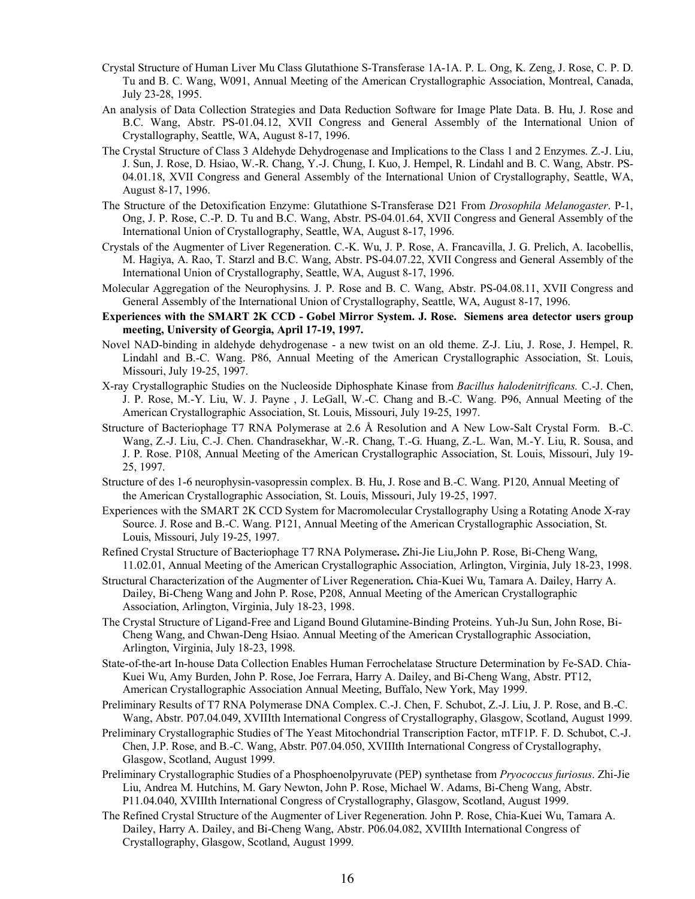Crystal Structure of Human Liver Mu Class Glutathione S-Transferase 1A-1A. P. L. Ong, K. Zeng, J. Rose, C. P. D. Tu and B. C. Wang, W091, Annual Meeting of the American Crystallographic Association, Montreal, Canada, July 23-28, 1995.

An analysis of Data Collection Strategies and Data Reduction Software for Image Plate Data. B. Hu, J. Rose and B.C. Wang, Abstr. PS-01.04.12, XVII Congress and General Assembly of the International Union of Crystallography, Seattle, WA, August 8-17, 1996.

The Crystal Structure of Class 3 Aldehyde Dehydrogenase and Implications to the Class 1 and 2 Enzymes. Z.-J. Liu, J. Sun, J. Rose, D. Hsiao, W.-R. Chang, Y.-J. Chung, I. Kuo, J. Hempel, R. Lindahl and B. C. Wang, Abstr. PS-04.01.18, XVII Congress and General Assembly of the International Union of Crystallography, Seattle, WA, August 8-17, 1996.

The Structure of the Detoxification Enzyme: Glutathione S-Transferase D21 From *Drosophila Melanogaster*. P-1, Ong, J. P. Rose, C.-P. D. Tu and B.C. Wang, Abstr. PS-04.01.64, XVII Congress and General Assembly of the International Union of Crystallography, Seattle, WA, August 8-17, 1996.

Crystals of the Augmenter of Liver Regeneration. C.-K. Wu, J. P. Rose, A. Francavilla, J. G. Prelich, A. Iacobellis, M. Hagiya, A. Rao, T. Starzl and B.C. Wang, Abstr. PS-04.07.22, XVII Congress and General Assembly of the International Union of Crystallography, Seattle, WA, August 8-17, 1996.

Molecular Aggregation of the Neurophysins. J. P. Rose and B. C. Wang, Abstr. PS-04.08.11, XVII Congress and General Assembly of the International Union of Crystallography, Seattle, WA, August 8-17, 1996.

**Experiences with the SMART 2K CCD - Gobel Mirror System. J. Rose. Siemens area detector users group meeting, University of Georgia, April 17-19, 1997.**

Novel NAD-binding in aldehyde dehydrogenase - a new twist on an old theme. Z-J. Liu, J. Rose, J. Hempel, R. Lindahl and B.-C. Wang. P86, Annual Meeting of the American Crystallographic Association, St. Louis, Missouri, July 19-25, 1997.

X-ray Crystallographic Studies on the Nucleoside Diphosphate Kinase from *Bacillus halodenitrificans.* C.-J. Chen, J. P. Rose, M.-Y. Liu, W. J. Payne , J. LeGall, W.-C. Chang and B.-C. Wang. P96, Annual Meeting of the American Crystallographic Association, St. Louis, Missouri, July 19-25, 1997.

Structure of Bacteriophage T7 RNA Polymerase at 2.6 Å Resolution and A New Low-Salt Crystal Form. B.-C. Wang, Z.-J. Liu, C.-J. Chen. Chandrasekhar, W.-R. Chang, T.-G. Huang, Z.-L. Wan, M.-Y. Liu, R. Sousa, and J. P. Rose. P108, Annual Meeting of the American Crystallographic Association, St. Louis, Missouri, July 19-25, 1997.

Structure of des 1-6 neurophysin-vasopressin complex. B. Hu, J. Rose and B.-C. Wang. P120, Annual Meeting of the American Crystallographic Association, St. Louis, Missouri, July 19-25, 1997.

Experiences with the SMART 2K CCD System for Macromolecular Crystallography Using a Rotating Anode X-ray Source. J. Rose and B.-C. Wang. P121, Annual Meeting of the American Crystallographic Association, St. Louis, Missouri, July 19-25, 1997.

Refined Crystal Structure of Bacteriophage T7 RNA Polymerase**.** Zhi-Jie Liu,John P. Rose, Bi-Cheng Wang, 11.02.01, Annual Meeting of the American Crystallographic Association, Arlington, Virginia, July 18-23, 1998.

Structural Characterization of the Augmenter of Liver Regeneration**.** Chia-Kuei Wu, Tamara A. Dailey, Harry A. Dailey, Bi-Cheng Wang and John P. Rose, P208, Annual Meeting of the American Crystallographic Association, Arlington, Virginia, July 18-23, 1998.

The Crystal Structure of Ligand-Free and Ligand Bound Glutamine-Binding Proteins. Yuh-Ju Sun, John Rose, Bi-Cheng Wang, and Chwan-Deng Hsiao. Annual Meeting of the American Crystallographic Association, Arlington, Virginia, July 18-23, 1998.

State-of-the-art In-house Data Collection Enables Human Ferrochelatase Structure Determination by Fe-SAD. Chia-Kuei Wu, Amy Burden, John P. Rose, Joe Ferrara, Harry A. Dailey, and Bi-Cheng Wang, Abstr. PT12, American Crystallographic Association Annual Meeting, Buffalo, New York, May 1999.

Preliminary Results of T7 RNA Polymerase DNA Complex. C.-J. Chen, F. Schubot, Z.-J. Liu, J. P. Rose, and B.-C. Wang, Abstr. P07.04.049, XVIIIth International Congress of Crystallography, Glasgow, Scotland, August 1999.

Preliminary Crystallographic Studies of The Yeast Mitochondrial Transcription Factor, mTF1P. F. D. Schubot, C.-J. Chen, J.P. Rose, and B.-C. Wang, Abstr. P07.04.050, XVIIIth International Congress of Crystallography, Glasgow, Scotland, August 1999.

Preliminary Crystallographic Studies of a Phosphoenolpyruvate (PEP) synthetase from *Pryococcus furiosus*. Zhi-Jie Liu, Andrea M. Hutchins, M. Gary Newton, John P. Rose, Michael W. Adams, Bi-Cheng Wang, Abstr. P11.04.040, XVIIIth International Congress of Crystallography, Glasgow, Scotland, August 1999.

The Refined Crystal Structure of the Augmenter of Liver Regeneration. John P. Rose, Chia-Kuei Wu, Tamara A. Dailey, Harry A. Dailey, and Bi-Cheng Wang, Abstr. P06.04.082, XVIIIth International Congress of Crystallography, Glasgow, Scotland, August 1999.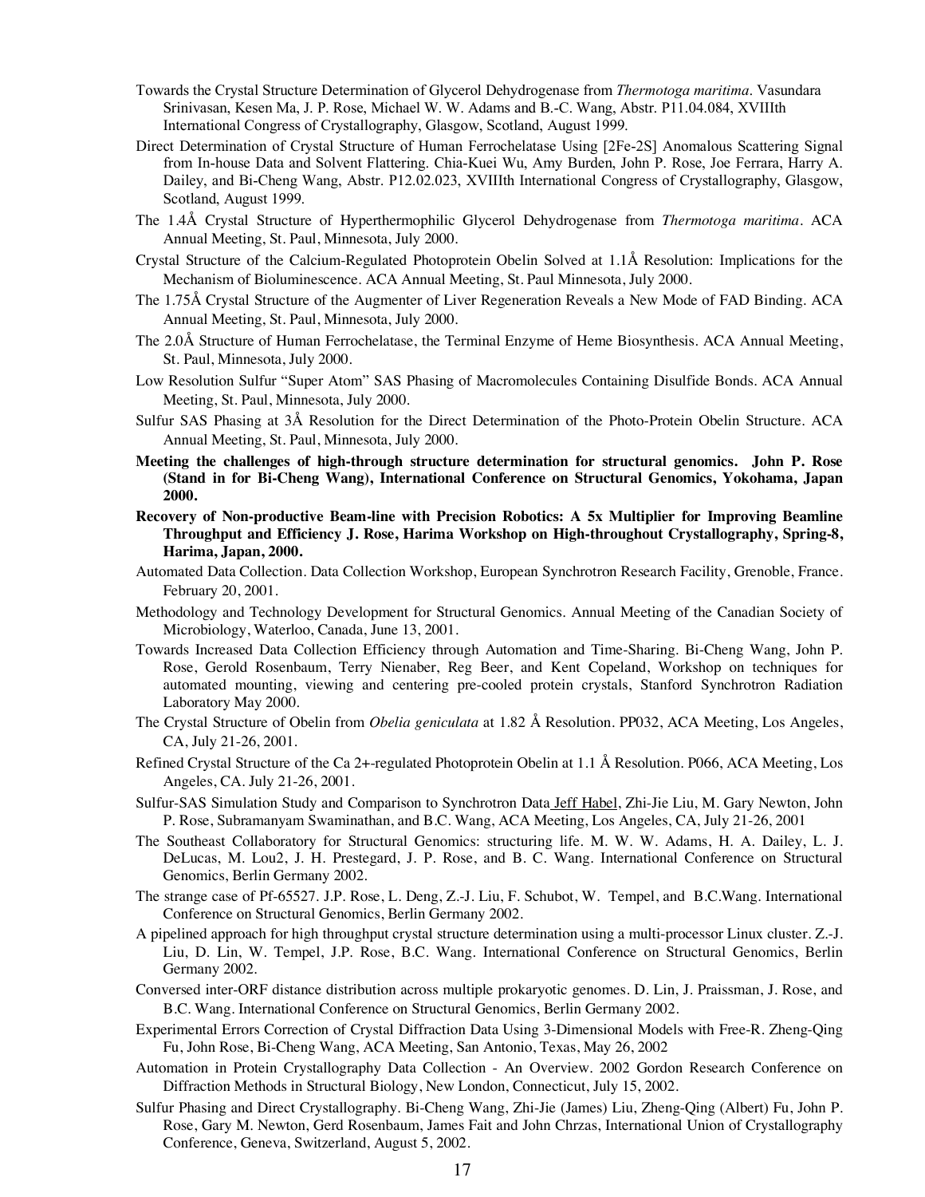Towards the Crystal Structure Determination of Glycerol Dehydrogenase from *Thermotoga maritima*. Vasundara Srinivasan, Kesen Ma, J. P. Rose, Michael W. W. Adams and B.-C. Wang, Abstr. P11.04.084, XVIIIth International Congress of Crystallography, Glasgow, Scotland, August 1999.

Direct Determination of Crystal Structure of Human Ferrochelatase Using [2Fe-2S] Anomalous Scattering Signal from In-house Data and Solvent Flattering. Chia-Kuei Wu, Amy Burden, John P. Rose, Joe Ferrara, Harry A. Dailey, and Bi-Cheng Wang, Abstr. P12.02.023, XVIIIth International Congress of Crystallography, Glasgow, Scotland, August 1999.

The 1.4Å Crystal Structure of Hyperthermophilic Glycerol Dehydrogenase from *Thermotoga maritima*. ACA Annual Meeting, St. Paul, Minnesota, July 2000.

Crystal Structure of the Calcium-Regulated Photoprotein Obelin Solved at 1.1Å Resolution: Implications for the Mechanism of Bioluminescence. ACA Annual Meeting, St. Paul Minnesota, July 2000.

The 1.75Å Crystal Structure of the Augmenter of Liver Regeneration Reveals a New Mode of FAD Binding. ACA Annual Meeting, St. Paul, Minnesota, July 2000.

The 2.0Å Structure of Human Ferrochelatase, the Terminal Enzyme of Heme Biosynthesis. ACA Annual Meeting, St. Paul, Minnesota, July 2000.

Low Resolution Sulfur "Super Atom" SAS Phasing of Macromolecules Containing Disulfide Bonds. ACA Annual Meeting, St. Paul, Minnesota, July 2000.

Sulfur SAS Phasing at 3Å Resolution for the Direct Determination of the Photo-Protein Obelin Structure. ACA Annual Meeting, St. Paul, Minnesota, July 2000.

**Meeting the challenges of high-through structure determination for structural genomics. John P. Rose (Stand in for Bi-Cheng Wang), International Conference on Structural Genomics, Yokohama, Japan 2000.**

**Recovery of Non-productive Beam-line with Precision Robotics: A 5x Multiplier for Improving Beamline Throughput and Efficiency J. Rose, Harima Workshop on High-throughout Crystallography, Spring-8, Harima, Japan, 2000.**

Automated Data Collection. Data Collection Workshop, European Synchrotron Research Facility, Grenoble, France. February 20, 2001.

Methodology and Technology Development for Structural Genomics. Annual Meeting of the Canadian Society of Microbiology, Waterloo, Canada, June 13, 2001.

Towards Increased Data Collection Efficiency through Automation and Time-Sharing. Bi-Cheng Wang, John P. Rose, Gerold Rosenbaum, Terry Nienaber, Reg Beer, and Kent Copeland, Workshop on techniques for automated mounting, viewing and centering pre-cooled protein crystals, Stanford Synchrotron Radiation Laboratory May 2000.

The Crystal Structure of Obelin from *Obelia geniculata* at 1.82 Å Resolution. PP032, ACA Meeting, Los Angeles, CA, July 21-26, 2001.

Refined Crystal Structure of the Ca 2+-regulated Photoprotein Obelin at 1.1 Å Resolution. P066, ACA Meeting, Los Angeles, CA. July 21-26, 2001.

Sulfur-SAS Simulation Study and Comparison to Synchrotron Data Jeff Habel, Zhi-Jie Liu, M. Gary Newton, John P. Rose, Subramanyam Swaminathan, and B.C. Wang, ACA Meeting, Los Angeles, CA, July 21-26, 2001

The Southeast Collaboratory for Structural Genomics: structuring life. M. W. W. Adams, H. A. Dailey, L. J. DeLucas, M. Lou2, J. H. Prestegard, J. P. Rose, and B. C. Wang. International Conference on Structural Genomics, Berlin Germany 2002.

The strange case of Pf-65527. J.P. Rose, L. Deng, Z.-J. Liu, F. Schubot, W. Tempel, and B.C.Wang. International Conference on Structural Genomics, Berlin Germany 2002.

A pipelined approach for high throughput crystal structure determination using a multi-processor Linux cluster. Z.-J. Liu, D. Lin, W. Tempel, J.P. Rose, B.C. Wang. International Conference on Structural Genomics, Berlin Germany 2002.

Conversed inter-ORF distance distribution across multiple prokaryotic genomes. D. Lin, J. Praissman, J. Rose, and B.C. Wang. International Conference on Structural Genomics, Berlin Germany 2002.

Experimental Errors Correction of Crystal Diffraction Data Using 3-Dimensional Models with Free-R. Zheng-Qing Fu, John Rose, Bi-Cheng Wang, ACA Meeting, San Antonio, Texas, May 26, 2002

Automation in Protein Crystallography Data Collection - An Overview. 2002 Gordon Research Conference on Diffraction Methods in Structural Biology, New London, Connecticut, July 15, 2002.

Sulfur Phasing and Direct Crystallography. Bi-Cheng Wang, Zhi-Jie (James) Liu, Zheng-Qing (Albert) Fu, John P. Rose, Gary M. Newton, Gerd Rosenbaum, James Fait and John Chrzas, International Union of Crystallography Conference, Geneva, Switzerland, August 5, 2002.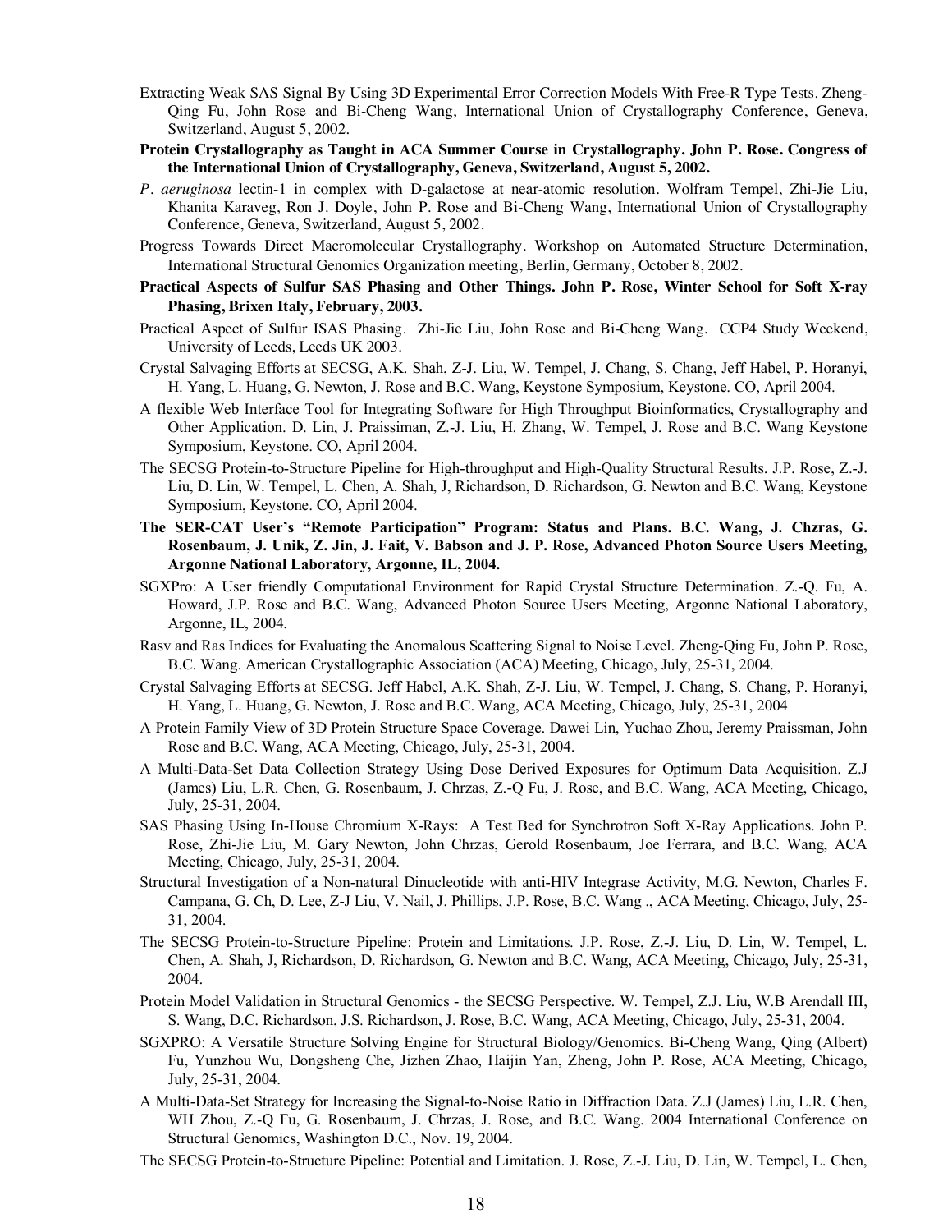Extracting Weak SAS Signal By Using 3D Experimental Error Correction Models With Free-R Type Tests. Zheng-Qing Fu, John Rose and Bi-Cheng Wang, International Union of Crystallography Conference, Geneva, Switzerland, August 5, 2002.

**Protein Crystallography as Taught in ACA Summer Course in Crystallography. John P. Rose. Congress of the International Union of Crystallography, Geneva, Switzerland, August 5, 2002.**

*P. aeruginosa* lectin-1 in complex with D-galactose at near-atomic resolution. Wolfram Tempel, Zhi-Jie Liu, Khanita Karaveg, Ron J. Doyle, John P. Rose and Bi-Cheng Wang, International Union of Crystallography Conference, Geneva, Switzerland, August 5, 2002.

Progress Towards Direct Macromolecular Crystallography. Workshop on Automated Structure Determination, International Structural Genomics Organization meeting, Berlin, Germany, October 8, 2002.

**Practical Aspects of Sulfur SAS Phasing and Other Things. John P. Rose, Winter School for Soft X-ray Phasing, Brixen Italy, February, 2003.**

Practical Aspect of Sulfur ISAS Phasing. Zhi-Jie Liu, John Rose and Bi-Cheng Wang. CCP4 Study Weekend, University of Leeds, Leeds UK 2003.

Crystal Salvaging Efforts at SECSG, A.K. Shah, Z-J. Liu, W. Tempel, J. Chang, S. Chang, Jeff Habel, P. Horanyi, H. Yang, L. Huang, G. Newton, J. Rose and B.C. Wang, Keystone Symposium, Keystone. CO, April 2004.

A flexible Web Interface Tool for Integrating Software for High Throughput Bioinformatics, Crystallography and Other Application. D. Lin, J. Praissiman, Z.-J. Liu, H. Zhang, W. Tempel, J. Rose and B.C. Wang Keystone Symposium, Keystone. CO, April 2004.

The SECSG Protein-to-Structure Pipeline for High-throughput and High-Quality Structural Results. J.P. Rose, Z.-J. Liu, D. Lin, W. Tempel, L. Chen, A. Shah, J, Richardson, D. Richardson, G. Newton and B.C. Wang, Keystone Symposium, Keystone. CO, April 2004.

**The SER-CAT User's "Remote Participation" Program: Status and Plans. B.C. Wang, J. Chzras, G. Rosenbaum, J. Unik, Z. Jin, J. Fait, V. Babson and J. P. Rose, Advanced Photon Source Users Meeting, Argonne National Laboratory, Argonne, IL, 2004.**

SGXPro: A User friendly Computational Environment for Rapid Crystal Structure Determination. Z.-Q. Fu, A. Howard, J.P. Rose and B.C. Wang, Advanced Photon Source Users Meeting, Argonne National Laboratory, Argonne, IL, 2004.

Rasv and Ras Indices for Evaluating the Anomalous Scattering Signal to Noise Level. Zheng-Qing Fu, John P. Rose, B.C. Wang. American Crystallographic Association (ACA) Meeting, Chicago, July, 25-31, 2004.

Crystal Salvaging Efforts at SECSG. Jeff Habel, A.K. Shah, Z-J. Liu, W. Tempel, J. Chang, S. Chang, P. Horanyi, H. Yang, L. Huang, G. Newton, J. Rose and B.C. Wang, ACA Meeting, Chicago, July, 25-31, 2004

A Protein Family View of 3D Protein Structure Space Coverage. Dawei Lin, Yuchao Zhou, Jeremy Praissman, John Rose and B.C. Wang, ACA Meeting, Chicago, July, 25-31, 2004.

A Multi-Data-Set Data Collection Strategy Using Dose Derived Exposures for Optimum Data Acquisition. Z.J (James) Liu, L.R. Chen, G. Rosenbaum, J. Chrzas, Z.-Q Fu, J. Rose, and B.C. Wang, ACA Meeting, Chicago, July, 25-31, 2004.

SAS Phasing Using In-House Chromium X-Rays: A Test Bed for Synchrotron Soft X-Ray Applications. John P. Rose, Zhi-Jie Liu, M. Gary Newton, John Chrzas, Gerold Rosenbaum, Joe Ferrara, and B.C. Wang, ACA Meeting, Chicago, July, 25-31, 2004.

Structural Investigation of a Non-natural Dinucleotide with anti-HIV Integrase Activity, M.G. Newton, Charles F. Campana, G. Ch, D. Lee, Z-J Liu, V. Nail, J. Phillips, J.P. Rose, B.C. Wang ., ACA Meeting, Chicago, July, 25-31, 2004.

The SECSG Protein-to-Structure Pipeline: Protein and Limitations. J.P. Rose, Z.-J. Liu, D. Lin, W. Tempel, L. Chen, A. Shah, J, Richardson, D. Richardson, G. Newton and B.C. Wang, ACA Meeting, Chicago, July, 25-31, 2004.

Protein Model Validation in Structural Genomics - the SECSG Perspective. W. Tempel, Z.J. Liu, W.B Arendall III, S. Wang, D.C. Richardson, J.S. Richardson, J. Rose, B.C. Wang, ACA Meeting, Chicago, July, 25-31, 2004.

SGXPRO: A Versatile Structure Solving Engine for Structural Biology/Genomics. Bi-Cheng Wang, Qing (Albert) Fu, Yunzhou Wu, Dongsheng Che, Jizhen Zhao, Haijin Yan, Zheng, John P. Rose, ACA Meeting, Chicago, July, 25-31, 2004.

A Multi-Data-Set Strategy for Increasing the Signal-to-Noise Ratio in Diffraction Data. Z.J (James) Liu, L.R. Chen, WH Zhou, Z.-Q Fu, G. Rosenbaum, J. Chrzas, J. Rose, and B.C. Wang. 2004 International Conference on Structural Genomics, Washington D.C., Nov. 19, 2004.

The SECSG Protein-to-Structure Pipeline: Potential and Limitation. J. Rose, Z.-J. Liu, D. Lin, W. Tempel, L. Chen,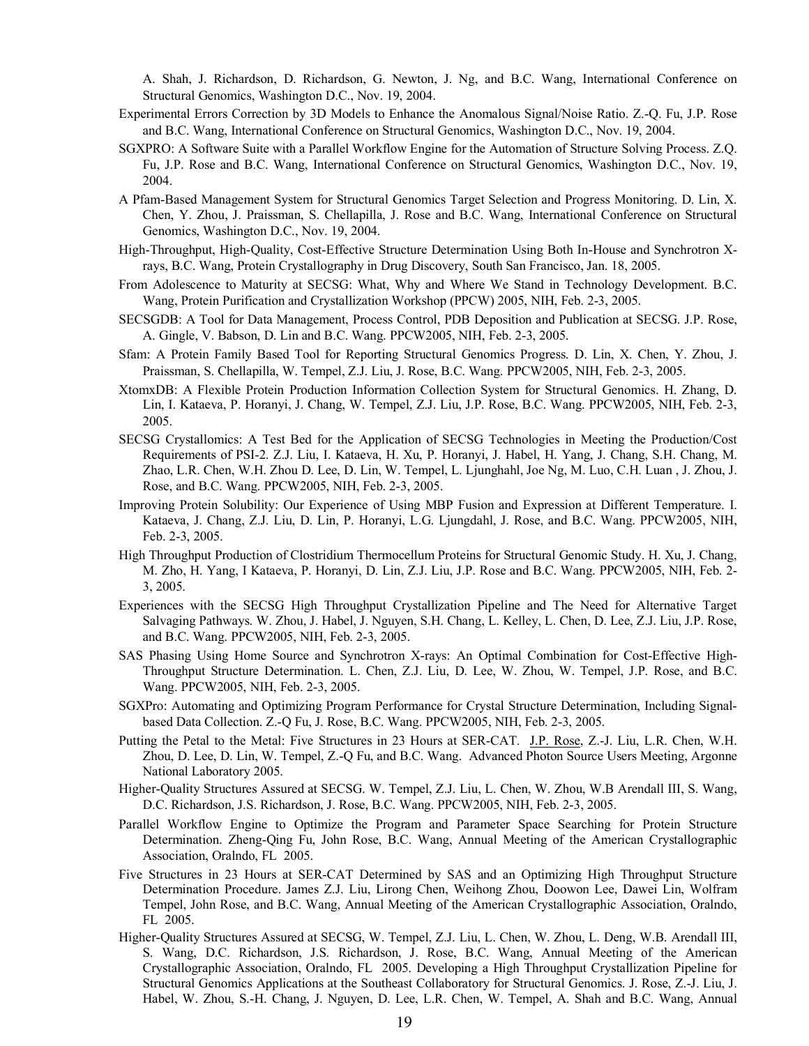A. Shah, J. Richardson, D. Richardson, G. Newton, J. Ng, and B.C. Wang, International Conference on Structural Genomics, Washington D.C., Nov. 19, 2004.

Experimental Errors Correction by 3D Models to Enhance the Anomalous Signal/Noise Ratio. Z.-Q. Fu, J.P. Rose and B.C. Wang, International Conference on Structural Genomics, Washington D.C., Nov. 19, 2004.

SGXPRO: A Software Suite with a Parallel Workflow Engine for the Automation of Structure Solving Process. Z.Q. Fu, J.P. Rose and B.C. Wang, International Conference on Structural Genomics, Washington D.C., Nov. 19, 2004.

A Pfam-Based Management System for Structural Genomics Target Selection and Progress Monitoring. D. Lin, X. Chen, Y. Zhou, J. Praissman, S. Chellapilla, J. Rose and B.C. Wang, International Conference on Structural Genomics, Washington D.C., Nov. 19, 2004.

High-Throughput, High-Quality, Cost-Effective Structure Determination Using Both In-House and Synchrotron X-rays, B.C. Wang, Protein Crystallogrophy in Drug Discovery, South San Francisco, Jan. 18, 2005.

From Adolescence to Maturity at SECSG: What, Why and Where We Stand in Technology Development. B.C. Wang, Protein Purification and Crystallization Workshop (PPCW) 2005, NIH, Feb. 2-3, 2005.

SECSGDB: A Tool for Data Management, Process Control, PDB Deposition and Publication at SECSG. J.P. Rose, A. Gingle, V. Babson, D. Lin and B.C. Wang. PPCW2005, NIH, Feb. 2-3, 2005.

Sfam: A Protein Family Based Tool for Reporting Structural Genomics Progress. D. Lin, X. Chen, Y. Zhou, J. Praissman, S. Chellapilla, W. Tempel, Z.J. Liu, J. Rose, B.C. Wang. PPCW2005, NIH, Feb. 2-3, 2005.

XtomxDB: A Flexible Protein Production Information Collection System for Structural Genomics. H. Zhang, D. Lin, I. Kataeva, P. Horanyi, J. Chang, W. Tempel, Z.J. Liu, J.P. Rose, B.C. Wang. PPCW2005, NIH, Feb. 2-3, 2005.

SECSG Crystallomics: A Test Bed for the Application of SECSG Technologies in Meeting the Production/Cost Requirements of PSI-2. Z.J. Liu, I. Kataeva, H. Xu, P. Horanyi, J. Habel, H. Yang, J. Chang, S.H. Chang, M. Zhao, L.R. Chen, W.H. Zhou D. Lee, D. Lin, W. Tempel, L. Ljunghahl, Joe Ng, M. Luo, C.H. Luan , J. Zhou, J. Rose, and B.C. Wang. PPCW2005, NIH, Feb. 2-3, 2005.

Improving Protein Solubility: Our Experience of Using MBP Fusion and Expression at Different Temperature. I. Kataeva, J. Chang, Z.J. Liu, D. Lin, P. Horanyi, L.G. Ljungdahl, J. Rose, and B.C. Wang. PPCW2005, NIH, Feb. 2-3, 2005.

High Throughput Production of Clostridium Thermocellum Proteins for Structural Genomic Study. H. Xu, J. Chang, M. Zho, H. Yang, I Kataeva, P. Horanyi, D. Lin, Z.J. Liu, J.P. Rose and B.C. Wang. PPCW2005, NIH, Feb. 2-3, 2005.

Experiences with the SECSG High Throughput Crystallization Pipeline and The Need for Alternative Target Salvaging Pathways. W. Zhou, J. Habel, J. Nguyen, S.H. Chang, L. Kelley, L. Chen, D. Lee, Z.J. Liu, J.P. Rose, and B.C. Wang. PPCW2005, NIH, Feb. 2-3, 2005.

SAS Phasing Using Home Source and Synchrotron X-rays: An Optimal Combination for Cost-Effective High-Throughput Structure Determination. L. Chen, Z.J. Liu, D. Lee, W. Zhou, W. Tempel, J.P. Rose, and B.C. Wang. PPCW2005, NIH, Feb. 2-3, 2005.

SGXPro: Automating and Optimizing Program Performance for Crystal Structure Determination, Including Signal-based Data Collection. Z.-Q Fu, J. Rose, B.C. Wang. PPCW2005, NIH, Feb. 2-3, 2005.

Putting the Petal to the Metal: Five Structures in 23 Hours at SER-CAT. J.P. Rose, Z.-J. Liu, L.R. Chen, W.H. Zhou, D. Lee, D. Lin, W. Tempel, Z.-Q Fu, and B.C. Wang. Advanced Photon Source Users Meeting, Argonne National Laboratory 2005.

Higher-Quality Structures Assured at SECSG. W. Tempel, Z.J. Liu, L. Chen, W. Zhou, W.B Arendall III, S. Wang, D.C. Richardson, J.S. Richardson, J. Rose, B.C. Wang. PPCW2005, NIH, Feb. 2-3, 2005.

Parallel Workflow Engine to Optimize the Program and Parameter Space Searching for Protein Structure Determination. Zheng-Qing Fu, John Rose, B.C. Wang, Annual Meeting of the American Crystallographic Association, Oralndo, FL 2005.

Five Structures in 23 Hours at SER-CAT Determined by SAS and an Optimizing High Throughput Structure Determination Procedure. James Z.J. Liu, Lirong Chen, Weihong Zhou, Doowon Lee, Dawei Lin, Wolfram Tempel, John Rose, and B.C. Wang, Annual Meeting of the American Crystallographic Association, Oralndo, FL 2005.

Higher-Quality Structures Assured at SECSG, W. Tempel, Z.J. Liu, L. Chen, W. Zhou, L. Deng, W.B. Arendall III, S. Wang, D.C. Richardson, J.S. Richardson, J. Rose, B.C. Wang, Annual Meeting of the American Crystallographic Association, Oralndo, FL 2005. Developing a High Throughput Crystallization Pipeline for Structural Genomics Applications at the Southeast Collaboratory for Structural Genomics. J. Rose, Z.-J. Liu, J. Habel, W. Zhou, S.-H. Chang, J. Nguyen, D. Lee, L.R. Chen, W. Tempel, A. Shah and B.C. Wang, Annual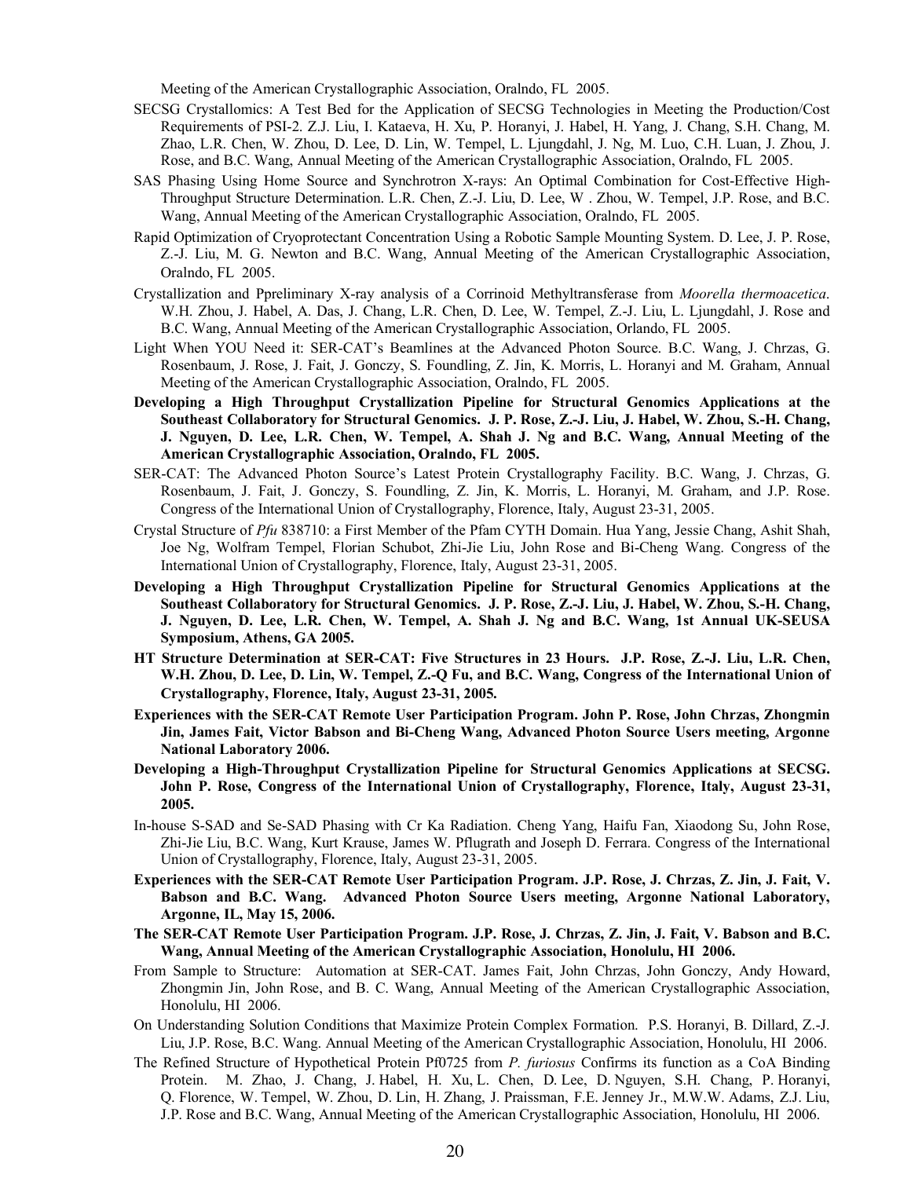Meeting of the American Crystallographic Association, Oralndo, FL 2005.

SECSG Crystallomics: A Test Bed for the Application of SECSG Technologies in Meeting the Production/Cost Requirements of PSI-2. Z.J. Liu, I. Kataeva, H. Xu, P. Horanyi, J. Habel, H. Yang, J. Chang, S.H. Chang, M. Zhao, L.R. Chen, W. Zhou, D. Lee, D. Lin, W. Tempel, L. Ljungdahl, J. Ng, M. Luo, C.H. Luan, J. Zhou, J. Rose, and B.C. Wang, Annual Meeting of the American Crystallographic Association, Oralndo, FL 2005.

SAS Phasing Using Home Source and Synchrotron X-rays: An Optimal Combination for Cost-Effective High-Throughput Structure Determination. L.R. Chen, Z.-J. Liu, D. Lee, W . Zhou, W. Tempel, J.P. Rose, and B.C. Wang, Annual Meeting of the American Crystallographic Association, Oralndo, FL 2005.

Rapid Optimization of Cryoprotectant Concentration Using a Robotic Sample Mounting System. D. Lee, J. P. Rose, Z.-J. Liu, M. G. Newton and B.C. Wang, Annual Meeting of the American Crystallographic Association, Oralndo, FL 2005.

Crystallization and Ppreliminary X-ray analysis of a Corrinoid Methyltransferase from *Moorella thermoacetica*. W.H. Zhou, J. Habel, A. Das, J. Chang, L.R. Chen, D. Lee, W. Tempel, Z.-J. Liu, L. Ljungdahl, J. Rose and B.C. Wang, Annual Meeting of the American Crystallographic Association, Orlando, FL 2005.

Light When YOU Need it: SER-CAT's Beamlines at the Advanced Photon Source. B.C. Wang, J. Chrzas, G. Rosenbaum, J. Rose, J. Fait, J. Gonczy, S. Foundling, Z. Jin, K. Morris, L. Horanyi and M. Graham, Annual Meeting of the American Crystallographic Association, Oralndo, FL 2005.

**Developing a High Throughput Crystallization Pipeline for Structural Genomics Applications at the Southeast Collaboratory for Structural Genomics. J. P. Rose, Z.-J. Liu, J. Habel, W. Zhou, S.-H. Chang, J. Nguyen, D. Lee, L.R. Chen, W. Tempel, A. Shah J. Ng and B.C. Wang, Annual Meeting of the American Crystallographic Association, Oralndo, FL 2005.**

SER-CAT: The Advanced Photon Source's Latest Protein Crystallography Facility. B.C. Wang, J. Chrzas, G. Rosenbaum, J. Fait, J. Gonczy, S. Foundling, Z. Jin, K. Morris, L. Horanyi, M. Graham, and J.P. Rose. Congress of the International Union of Crystallography, Florence, Italy, August 23-31, 2005.

Crystal Structure of *Pfu* 838710: a First Member of the Pfam CYTH Domain. Hua Yang, Jessie Chang, Ashit Shah, Joe Ng, Wolfram Tempel, Florian Schubot, Zhi-Jie Liu, John Rose and Bi-Cheng Wang. Congress of the International Union of Crystallography, Florence, Italy, August 23-31, 2005.

**Developing a High Throughput Crystallization Pipeline for Structural Genomics Applications at the Southeast Collaboratory for Structural Genomics. J. P. Rose, Z.-J. Liu, J. Habel, W. Zhou, S.-H. Chang, J. Nguyen, D. Lee, L.R. Chen, W. Tempel, A. Shah J. Ng and B.C. Wang, 1st Annual UK-SEUSA Symposium, Athens, GA 2005.**

**HT Structure Determination at SER-CAT: Five Structures in 23 Hours. J.P. Rose, Z.-J. Liu, L.R. Chen, W.H. Zhou, D. Lee, D. Lin, W. Tempel, Z.-Q Fu, and B.C. Wang, Congress of the International Union of Crystallography, Florence, Italy, August 23-31, 2005.**

**Experiences with the SER-CAT Remote User Participation Program. John P. Rose, John Chrzas, Zhongmin Jin, James Fait, Victor Babson and Bi-Cheng Wang, Advanced Photon Source Users meeting, Argonne National Laboratory 2006.**

**Developing a High-Throughput Crystallization Pipeline for Structural Genomics Applications at SECSG. John P. Rose, Congress of the International Union of Crystallography, Florence, Italy, August 23-31, 2005.**

In-house S-SAD and Se-SAD Phasing with Cr Ka Radiation. Cheng Yang, Haifu Fan, Xiaodong Su, John Rose, Zhi-Jie Liu, B.C. Wang, Kurt Krause, James W. Pflugrath and Joseph D. Ferrara. Congress of the International Union of Crystallography, Florence, Italy, August 23-31, 2005.

**Experiences with the SER-CAT Remote User Participation Program. J.P. Rose, J. Chrzas, Z. Jin, J. Fait, V. Babson and B.C. Wang. Advanced Photon Source Users meeting, Argonne National Laboratory, Argonne, IL, May 15, 2006.**

**The SER-CAT Remote User Participation Program. J.P. Rose, J. Chrzas, Z. Jin, J. Fait, V. Babson and B.C. Wang, Annual Meeting of the American Crystallographic Association, Honolulu, HI 2006.**

From Sample to Structure: Automation at SER-CAT. James Fait, John Chrzas, John Gonczy, Andy Howard, Zhongmin Jin, John Rose, and B. C. Wang, Annual Meeting of the American Crystallographic Association, Honolulu, HI 2006.

On Understanding Solution Conditions that Maximize Protein Complex Formation. P.S. Horanyi, B. Dillard, Z.-J. Liu, J.P. Rose, B.C. Wang. Annual Meeting of the American Crystallographic Association, Honolulu, HI 2006.

The Refined Structure of Hypothetical Protein Pf0725 from *P. furiosus* Confirms its function as a CoA Binding Protein. M. Zhao, J. Chang, J. Habel, H. Xu, L. Chen, D. Lee, D. Nguyen, S.H. Chang, P. Horanyi, Q. Florence, W. Tempel, W. Zhou, D. Lin, H. Zhang, J. Praissman, F.E. Jenney Jr., M.W.W. Adams, Z.J. Liu, J.P. Rose and B.C. Wang, Annual Meeting of the American Crystallographic Association, Honolulu, HI 2006.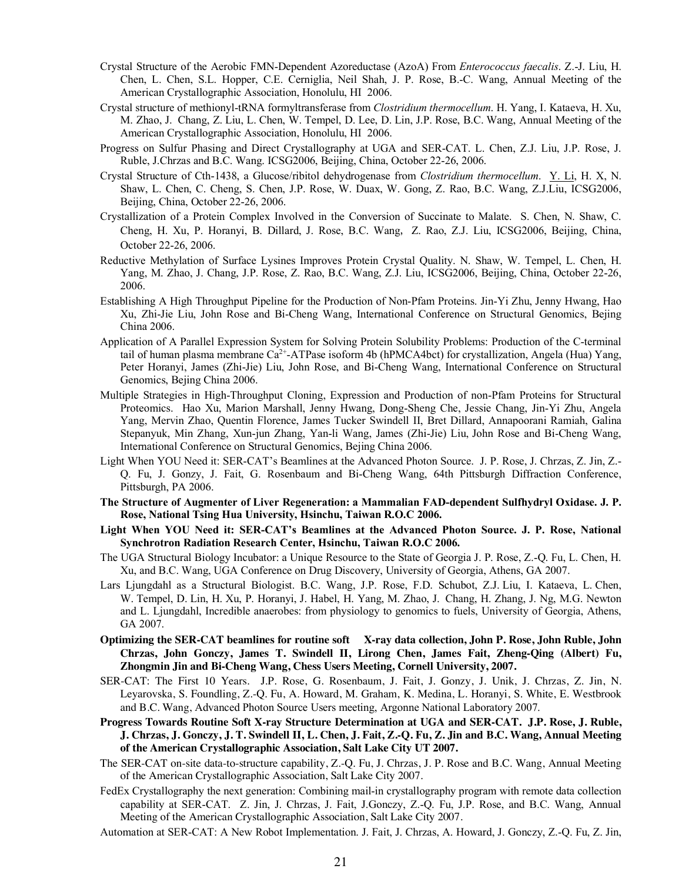Crystal Structure of the Aerobic FMN-Dependent Azoreductase (AzoA) From *Enterococcus faecalis*. Z.-J. Liu, H. Chen, L. Chen, S.L. Hopper, C.E. Cerniglia, Neil Shah, J. P. Rose, B.-C. Wang, Annual Meeting of the American Crystallographic Association, Honolulu, HI 2006.

Crystal structure of methionyl-tRNA formyltransferase from *Clostridium thermocellum*. H. Yang, I. Kataeva, H. Xu, M. Zhao, J. Chang, Z. Liu, L. Chen, W. Tempel, D. Lee, D. Lin, J.P. Rose, B.C. Wang, Annual Meeting of the American Crystallographic Association, Honolulu, HI 2006.

Progress on Sulfur Phasing and Direct Crystallography at UGA and SER-CAT. L. Chen, Z.J. Liu, J.P. Rose, J. Ruble, J.Chrzas and B.C. Wang. ICSG2006, Beijing, China, October 22-26, 2006.

Crystal Structure of Cth-1438, a Glucose/ribitol dehydrogenase from *Clostridium thermocellum*. Y. Li, H. X, N. Shaw, L. Chen, C. Cheng, S. Chen, J.P. Rose, W. Duax, W. Gong, Z. Rao, B.C. Wang, Z.J.Liu, ICSG2006, Beijing, China, October 22-26, 2006.

Crystallization of a Protein Complex Involved in the Conversion of Succinate to Malate. S. Chen, N. Shaw, C. Cheng, H. Xu, P. Horanyi, B. Dillard, J. Rose, B.C. Wang, Z. Rao, Z.J. Liu, ICSG2006, Beijing, China, October 22-26, 2006.

Reductive Methylation of Surface Lysines Improves Protein Crystal Quality. N. Shaw, W. Tempel, L. Chen, H. Yang, M. Zhao, J. Chang, J.P. Rose, Z. Rao, B.C. Wang, Z.J. Liu, ICSG2006, Beijing, China, October 22-26, 2006.

Establishing A High Throughput Pipeline for the Production of Non-Pfam Proteins. Jin-Yi Zhu, Jenny Hwang, Hao Xu, Zhi-Jie Liu, John Rose and Bi-Cheng Wang, International Conference on Structural Genomics, Bejing China 2006.

Application of A Parallel Expression System for Solving Protein Solubility Problems: Production of the C-terminal tail of human plasma membrane $Ca^{2+}$-ATPase isoform 4b (hPMCA4bct) for crystallization, Angela (Hua) Yang, Peter Horanyi, James (Zhi-Jie) Liu, John Rose, and Bi-Cheng Wang, International Conference on Structural Genomics, Bejing China 2006.

Multiple Strategies in High-Throughput Cloning, Expression and Production of non-Pfam Proteins for Structural Proteomics. Hao Xu, Marion Marshall, Jenny Hwang, Dong-Sheng Che, Jessie Chang, Jin-Yi Zhu, Angela Yang, Mervin Zhao, Quentin Florence, James Tucker Swindell II, Bret Dillard, Annapoorani Ramiah, Galina Stepanyuk, Min Zhang, Xun-jun Zhang, Yan-li Wang, James (Zhi-Jie) Liu, John Rose and Bi-Cheng Wang, International Conference on Structural Genomics, Bejing China 2006.

Light When YOU Need it: SER-CAT's Beamlines at the Advanced Photon Source. J. P. Rose, J. Chrzas, Z. Jin, Z.-Q. Fu, J. Gonzy, J. Fait, G. Rosenbaum and Bi-Cheng Wang, 64th Pittsburgh Diffraction Conference, Pittsburgh, PA 2006.

**The Structure of Augmenter of Liver Regeneration: a Mammalian FAD-dependent Sulfhydryl Oxidase. J. P. Rose, National Tsing Hua University, Hsinchu, Taiwan R.O.C 2006.**

**Light When YOU Need it: SER-CAT's Beamlines at the Advanced Photon Source. J. P. Rose, National Synchrotron Radiation Research Center, Hsinchu, Taiwan R.O.C 2006.**

The UGA Structural Biology Incubator: a Unique Resource to the State of Georgia J. P. Rose, Z.-Q. Fu, L. Chen, H. Xu, and B.C. Wang, UGA Conference on Drug Discovery, University of Georgia, Athens, GA 2007.

Lars Ljungdahl as a Structural Biologist. B.C. Wang, J.P. Rose, F.D. Schubot, Z.J. Liu, I. Kataeva, L. Chen, W. Tempel, D. Lin, H. Xu, P. Horanyi, J. Habel, H. Yang, M. Zhao, J. Chang, H. Zhang, J. Ng, M.G. Newton and L. Ljungdahl, Incredible anaerobes: from physiology to genomics to fuels, University of Georgia, Athens, GA 2007.

**Optimizing the SER-CAT beamlines for routine soft X-ray data collection, John P. Rose, John Ruble, John Chrzas, John Gonczy, James T. Swindell II, Lirong Chen, James Fait, Zheng-Qing (Albert) Fu, Zhongmin Jin and Bi-Cheng Wang, Chess Users Meeting, Cornell University, 2007.**

SER-CAT: The First 10 Years. J.P. Rose, G. Rosenbaum, J. Fait, J. Gonzy, J. Unik, J. Chrzas, Z. Jin, N. Leyarovska, S. Foundling, Z.-Q. Fu, A. Howard, M. Graham, K. Medina, L. Horanyi, S. White, E. Westbrook and B.C. Wang, Advanced Photon Source Users meeting, Argonne National Laboratory 2007.

**Progress Towards Routine Soft X-ray Structure Determination at UGA and SER-CAT. J.P. Rose, J. Ruble, J. Chrzas, J. Gonczy, J. T. Swindell II, L. Chen, J. Fait, Z.-Q. Fu, Z. Jin and B.C. Wang, Annual Meeting of the American Crystallographic Association, Salt Lake City UT 2007.**

The SER-CAT on-site data-to-structure capability, Z.-Q. Fu, J. Chrzas, J. P. Rose and B.C. Wang, Annual Meeting of the American Crystallographic Association, Salt Lake City 2007.

FedEx Crystallography the next generation: Combining mail-in crystallography program with remote data collection capability at SER-CAT. Z. Jin, J. Chrzas, J. Fait, J.Gonczy, Z.-Q. Fu, J.P. Rose, and B.C. Wang, Annual Meeting of the American Crystallographic Association, Salt Lake City 2007.

Automation at SER-CAT: A New Robot Implementation. J. Fait, J. Chrzas, A. Howard, J. Gonczy, Z.-Q. Fu, Z. Jin,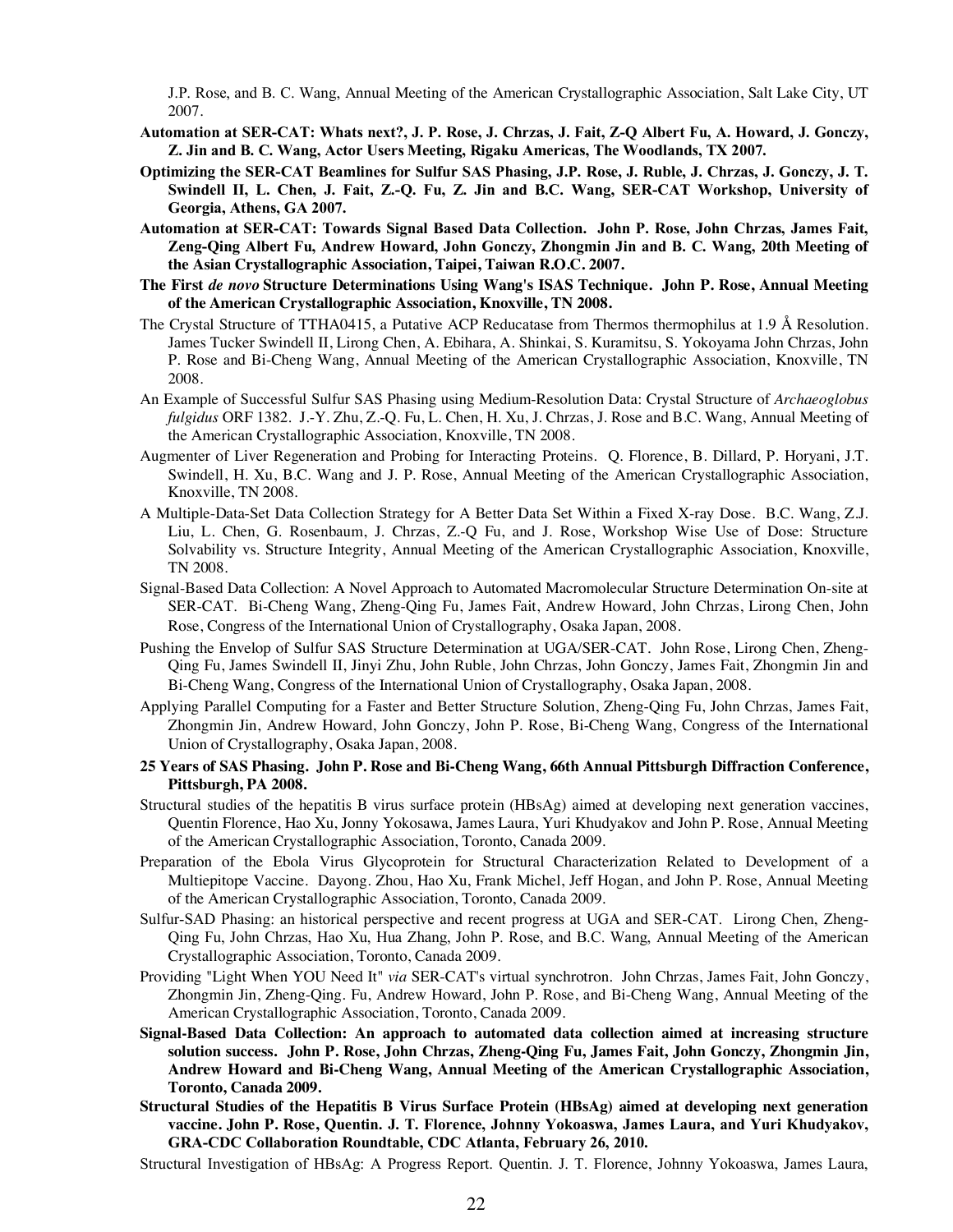J.P. Rose, and B. C. Wang, Annual Meeting of the American Crystallographic Association, Salt Lake City, UT 2007.

**Automation at SER-CAT: Whats next?, J. P. Rose, J. Chrzas, J. Fait, Z-Q Albert Fu, A. Howard, J. Gonczy, Z. Jin and B. C. Wang, Actor Users Meeting, Rigaku Americas, The Woodlands, TX 2007.**

**Optimizing the SER-CAT Beamlines for Sulfur SAS Phasing, J.P. Rose, J. Ruble, J. Chrzas, J. Gonczy, J. T. Swindell II, L. Chen, J. Fait, Z.-Q. Fu, Z. Jin and B.C. Wang, SER-CAT Workshop, University of Georgia, Athens, GA 2007.**

**Automation at SER-CAT: Towards Signal Based Data Collection. John P. Rose, John Chrzas, James Fait, Zeng-Qing Albert Fu, Andrew Howard, John Gonczy, Zhongmin Jin and B. C. Wang, 20th Meeting of the Asian Crystallographic Association, Taipei, Taiwan R.O.C. 2007.**

**The First *de novo* Structure Determinations Using Wang's ISAS Technique. John P. Rose, Annual Meeting of the American Crystallographic Association, Knoxville, TN 2008.**

The Crystal Structure of TTHA0415, a Putative ACP Reducatase from Thermos thermophilus at 1.9 Å Resolution. James Tucker Swindell II, Lirong Chen, A. Ebihara, A. Shinkai, S. Kuramitsu, S. Yokoyama John Chrzas, John P. Rose and Bi-Cheng Wang, Annual Meeting of the American Crystallographic Association, Knoxville, TN 2008.

An Example of Successful Sulfur SAS Phasing using Medium-Resolution Data: Crystal Structure of *Archaeoglobus fulgidus* ORF 1382. J.-Y. Zhu, Z.-Q. Fu, L. Chen, H. Xu, J. Chrzas, J. Rose and B.C. Wang, Annual Meeting of the American Crystallographic Association, Knoxville, TN 2008.

Augmenter of Liver Regeneration and Probing for Interacting Proteins. Q. Florence, B. Dillard, P. Horyani, J.T. Swindell, H. Xu, B.C. Wang and J. P. Rose, Annual Meeting of the American Crystallographic Association, Knoxville, TN 2008.

A Multiple-Data-Set Data Collection Strategy for A Better Data Set Within a Fixed X-ray Dose. B.C. Wang, Z.J. Liu, L. Chen, G. Rosenbaum, J. Chrzas, Z.-Q Fu, and J. Rose, Workshop Wise Use of Dose: Structure Solvability vs. Structure Integrity, Annual Meeting of the American Crystallographic Association, Knoxville, TN 2008.

Signal-Based Data Collection: A Novel Approach to Automated Macromolecular Structure Determination On-site at SER-CAT. Bi-Cheng Wang, Zheng-Qing Fu, James Fait, Andrew Howard, John Chrzas, Lirong Chen, John Rose, Congress of the International Union of Crystallography, Osaka Japan, 2008.

Pushing the Envelop of Sulfur SAS Structure Determination at UGA/SER-CAT. John Rose, Lirong Chen, Zheng-Qing Fu, James Swindell II, Jinyi Zhu, John Ruble, John Chrzas, John Gonczy, James Fait, Zhongmin Jin and Bi-Cheng Wang, Congress of the International Union of Crystallography, Osaka Japan, 2008.

Applying Parallel Computing for a Faster and Better Structure Solution, Zheng-Qing Fu, John Chrzas, James Fait, Zhongmin Jin, Andrew Howard, John Gonczy, John P. Rose, Bi-Cheng Wang, Congress of the International Union of Crystallography, Osaka Japan, 2008.

**25 Years of SAS Phasing. John P. Rose and Bi-Cheng Wang, 66th Annual Pittsburgh Diffraction Conference, Pittsburgh, PA 2008.**

Structural studies of the hepatitis B virus surface protein (HBsAg) aimed at developing next generation vaccines, Quentin Florence, Hao Xu, Jonny Yokosawa, James Laura, Yuri Khudyakov and John P. Rose, Annual Meeting of the American Crystallographic Association, Toronto, Canada 2009.

Preparation of the Ebola Virus Glycoprotein for Structural Characterization Related to Development of a Multiepitope Vaccine. Dayong. Zhou, Hao Xu, Frank Michel, Jeff Hogan, and John P. Rose, Annual Meeting of the American Crystallographic Association, Toronto, Canada 2009.

Sulfur-SAD Phasing: an historical perspective and recent progress at UGA and SER-CAT. Lirong Chen, Zheng-Qing Fu, John Chrzas, Hao Xu, Hua Zhang, John P. Rose, and B.C. Wang, Annual Meeting of the American Crystallographic Association, Toronto, Canada 2009.

Providing "Light When YOU Need It" *via* SER-CAT's virtual synchrotron. John Chrzas, James Fait, John Gonczy, Zhongmin Jin, Zheng-Qing. Fu, Andrew Howard, John P. Rose, and Bi-Cheng Wang, Annual Meeting of the American Crystallographic Association, Toronto, Canada 2009.

**Signal-Based Data Collection: An approach to automated data collection aimed at increasing structure solution success. John P. Rose, John Chrzas, Zheng-Qing Fu, James Fait, John Gonczy, Zhongmin Jin, Andrew Howard and Bi-Cheng Wang, Annual Meeting of the American Crystallographic Association, Toronto, Canada 2009.**

**Structural Studies of the Hepatitis B Virus Surface Protein (HBsAg) aimed at developing next generation vaccine. John P. Rose, Quentin. J. T. Florence, Johnny Yokoaswa, James Laura, and Yuri Khudyakov, GRA-CDC Collaboration Roundtable, CDC Atlanta, February 26, 2010.**

Structural Investigation of HBsAg: A Progress Report. Quentin. J. T. Florence, Johnny Yokoaswa, James Laura,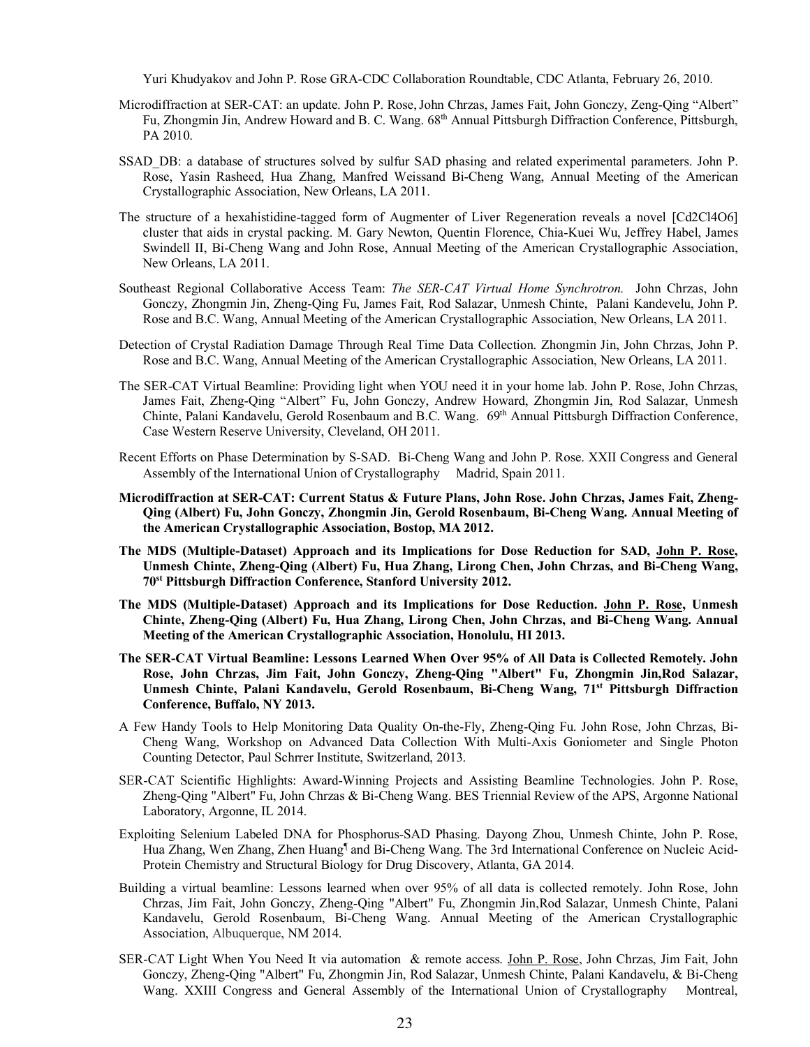Yuri Khudyakov and John P. Rose GRA-CDC Collaboration Roundtable, CDC Atlanta, February 26, 2010.

Microdiffraction at SER-CAT: an update. John P. Rose, John Chrzas, James Fait, John Gonczy, Zeng-Qing "Albert" Fu, Zhongmin Jin, Andrew Howard and B. C. Wang. 68th Annual Pittsburgh Diffraction Conference, Pittsburgh, PA 2010.

SSAD_DB: a database of structures solved by sulfur SAD phasing and related experimental parameters. John P. Rose, Yasin Rasheed, Hua Zhang, Manfred Weissand Bi-Cheng Wang, Annual Meeting of the American Crystallographic Association, New Orleans, LA 2011.

The structure of a hexahistidine-tagged form of Augmenter of Liver Regeneration reveals a novel [Cd2Cl4O6] cluster that aids in crystal packing. M. Gary Newton, Quentin Florence, Chia-Kuei Wu, Jeffrey Habel, James Swindell II, Bi-Cheng Wang and John Rose, Annual Meeting of the American Crystallographic Association, New Orleans, LA 2011.

Southeast Regional Collaborative Access Team: *The SER-CAT Virtual Home Synchrotron.* John Chrzas, John Gonczy, Zhongmin Jin, Zheng-Qing Fu, James Fait, Rod Salazar, Unmesh Chinte, Palani Kandevelu, John P. Rose and B.C. Wang, Annual Meeting of the American Crystallographic Association, New Orleans, LA 2011.

Detection of Crystal Radiation Damage Through Real Time Data Collection. Zhongmin Jin, John Chrzas, John P. Rose and B.C. Wang, Annual Meeting of the American Crystallographic Association, New Orleans, LA 2011.

The SER-CAT Virtual Beamline: Providing light when YOU need it in your home lab. John P. Rose, John Chrzas, James Fait, Zheng-Qing "Albert" Fu, John Gonczy, Andrew Howard, Zhongmin Jin, Rod Salazar, Unmesh Chinte, Palani Kandavelu, Gerold Rosenbaum and B.C. Wang. 69th Annual Pittsburgh Diffraction Conference, Case Western Reserve University, Cleveland, OH 2011.

Recent Efforts on Phase Determination by S-SAD. Bi-Cheng Wang and John P. Rose. XXII Congress and General Assembly of the International Union of Crystallography Madrid, Spain 2011.

**Microdiffraction at SER-CAT: Current Status & Future Plans, John Rose. John Chrzas, James Fait, Zheng-Qing (Albert) Fu, John Gonczy, Zhongmin Jin, Gerold Rosenbaum, Bi-Cheng Wang. Annual Meeting of the American Crystallographic Association, Bostop, MA 2012.**

**The MDS (Multiple-Dataset) Approach and its Implications for Dose Reduction for SAD, John P. Rose, Unmesh Chinte, Zheng-Qing (Albert) Fu, Hua Zhang, Lirong Chen, John Chrzas, and Bi-Cheng Wang, 70st Pittsburgh Diffraction Conference, Stanford University 2012.**

**The MDS (Multiple-Dataset) Approach and its Implications for Dose Reduction. John P. Rose, Unmesh Chinte, Zheng-Qing (Albert) Fu, Hua Zhang, Lirong Chen, John Chrzas, and Bi-Cheng Wang. Annual Meeting of the American Crystallographic Association, Honolulu, HI 2013.**

**The SER-CAT Virtual Beamline: Lessons Learned When Over 95% of All Data is Collected Remotely. John Rose, John Chrzas, Jim Fait, John Gonczy, Zheng-Qing "Albert" Fu, Zhongmin Jin,Rod Salazar, Unmesh Chinte, Palani Kandavelu, Gerold Rosenbaum, Bi-Cheng Wang, 71st Pittsburgh Diffraction Conference, Buffalo, NY 2013.**

A Few Handy Tools to Help Monitoring Data Quality On-the-Fly, Zheng-Qing Fu. John Rose, John Chrzas, Bi-Cheng Wang, Workshop on Advanced Data Collection With Multi-Axis Goniometer and Single Photon Counting Detector, Paul Schrrer Institute, Switzerland, 2013.

SER-CAT Scientific Highlights: Award-Winning Projects and Assisting Beamline Technologies. John P. Rose, Zheng-Qing "Albert" Fu, John Chrzas & Bi-Cheng Wang. BES Triennial Review of the APS, Argonne National Laboratory, Argonne, IL 2014.

Exploiting Selenium Labeled DNA for Phosphorus-SAD Phasing. Dayong Zhou, Unmesh Chinte, John P. Rose, Hua Zhang, Wen Zhang, Zhen Huang¶ and Bi-Cheng Wang. The 3rd International Conference on Nucleic Acid-Protein Chemistry and Structural Biology for Drug Discovery, Atlanta, GA 2014.

Building a virtual beamline: Lessons learned when over 95% of all data is collected remotely. John Rose, John Chrzas, Jim Fait, John Gonczy, Zheng-Qing "Albert" Fu, Zhongmin Jin,Rod Salazar, Unmesh Chinte, Palani Kandavelu, Gerold Rosenbaum, Bi-Cheng Wang. Annual Meeting of the American Crystallographic Association, Albuquerque, NM 2014.

SER-CAT Light When You Need It via automation & remote access. John P. Rose, John Chrzas, Jim Fait, John Gonczy, Zheng-Qing "Albert" Fu, Zhongmin Jin, Rod Salazar, Unmesh Chinte, Palani Kandavelu, & Bi-Cheng Wang. XXIII Congress and General Assembly of the International Union of Crystallography Montreal,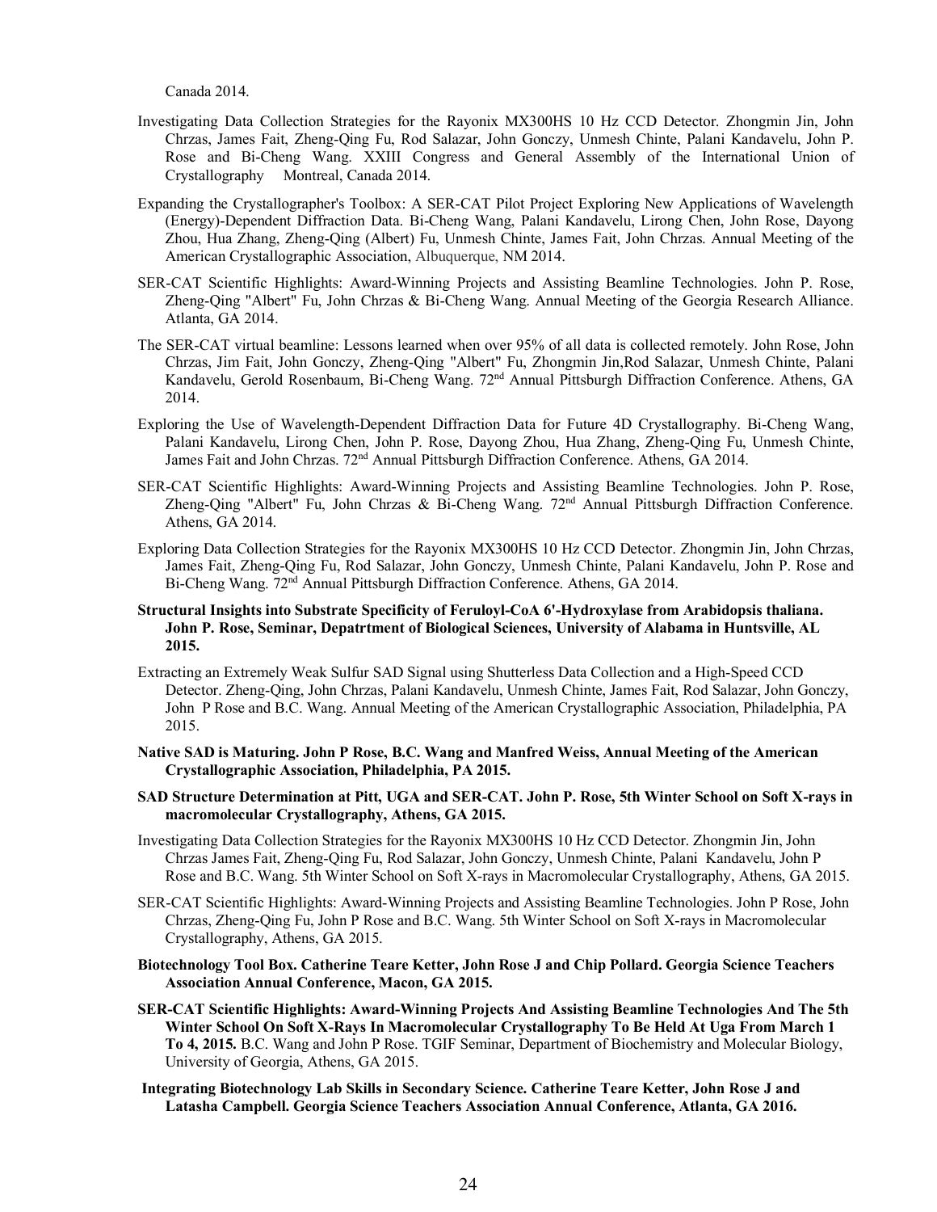Canada 2014.

Investigating Data Collection Strategies for the Rayonix MX300HS 10 Hz CCD Detector. Zhongmin Jin, John Chrzas, James Fait, Zheng-Qing Fu, Rod Salazar, John Gonczy, Unmesh Chinte, Palani Kandavelu, John P. Rose and Bi-Cheng Wang. XXIII Congress and General Assembly of the International Union of Crystallography Montreal, Canada 2014.

Expanding the Crystallographer's Toolbox: A SER-CAT Pilot Project Exploring New Applications of Wavelength (Energy)-Dependent Diffraction Data. Bi-Cheng Wang, Palani Kandavelu, Lirong Chen, John Rose, Dayong Zhou, Hua Zhang, Zheng-Qing (Albert) Fu, Unmesh Chinte, James Fait, John Chrzas. Annual Meeting of the American Crystallographic Association, Albuquerque, NM 2014.

SER-CAT Scientific Highlights: Award-Winning Projects and Assisting Beamline Technologies. John P. Rose, Zheng-Qing "Albert" Fu, John Chrzas & Bi-Cheng Wang. Annual Meeting of the Georgia Research Alliance. Atlanta, GA 2014.

The SER-CAT virtual beamline: Lessons learned when over 95% of all data is collected remotely. John Rose, John Chrzas, Jim Fait, John Gonczy, Zheng-Qing "Albert" Fu, Zhongmin Jin,Rod Salazar, Unmesh Chinte, Palani Kandavelu, Gerold Rosenbaum, Bi-Cheng Wang. 72nd Annual Pittsburgh Diffraction Conference. Athens, GA 2014.

Exploring the Use of Wavelength-Dependent Diffraction Data for Future 4D Crystallography. Bi-Cheng Wang, Palani Kandavelu, Lirong Chen, John P. Rose, Dayong Zhou, Hua Zhang, Zheng-Qing Fu, Unmesh Chinte, James Fait and John Chrzas. 72nd Annual Pittsburgh Diffraction Conference. Athens, GA 2014.

SER-CAT Scientific Highlights: Award-Winning Projects and Assisting Beamline Technologies. John P. Rose, Zheng-Qing "Albert" Fu, John Chrzas & Bi-Cheng Wang. 72nd Annual Pittsburgh Diffraction Conference. Athens, GA 2014.

Exploring Data Collection Strategies for the Rayonix MX300HS 10 Hz CCD Detector. Zhongmin Jin, John Chrzas, James Fait, Zheng-Qing Fu, Rod Salazar, John Gonczy, Unmesh Chinte, Palani Kandavelu, John P. Rose and Bi-Cheng Wang. 72nd Annual Pittsburgh Diffraction Conference. Athens, GA 2014.

**Structural Insights into Substrate Specificity of Feruloyl-CoA 6'-Hydroxylase from Arabidopsis thaliana. John P. Rose, Seminar, Depatrtment of Biological Sciences, University of Alabama in Huntsville, AL 2015.**

Extracting an Extremely Weak Sulfur SAD Signal using Shutterless Data Collection and a High-Speed CCD Detector. Zheng-Qing, John Chrzas, Palani Kandavelu, Unmesh Chinte, James Fait, Rod Salazar, John Gonczy, John P Rose and B.C. Wang. Annual Meeting of the American Crystallographic Association, Philadelphia, PA 2015.

**Native SAD is Maturing. John P Rose, B.C. Wang and Manfred Weiss, Annual Meeting of the American Crystallographic Association, Philadelphia, PA 2015.**

**SAD Structure Determination at Pitt, UGA and SER-CAT. John P. Rose, 5th Winter School on Soft X-rays in macromolecular Crystallography, Athens, GA 2015.**

Investigating Data Collection Strategies for the Rayonix MX300HS 10 Hz CCD Detector. Zhongmin Jin, John Chrzas James Fait, Zheng-Qing Fu, Rod Salazar, John Gonczy, Unmesh Chinte, Palani Kandavelu, John P Rose and B.C. Wang. 5th Winter School on Soft X-rays in Macromolecular Crystallography, Athens, GA 2015.

SER-CAT Scientific Highlights: Award-Winning Projects and Assisting Beamline Technologies. John P Rose, John Chrzas, Zheng-Qing Fu, John P Rose and B.C. Wang. 5th Winter School on Soft X-rays in Macromolecular Crystallography, Athens, GA 2015.

**Biotechnology Tool Box. Catherine Teare Ketter, John Rose J and Chip Pollard. Georgia Science Teachers Association Annual Conference, Macon, GA 2015.**

**SER-CAT Scientific Highlights: Award-Winning Projects And Assisting Beamline Technologies And The 5th Winter School On Soft X-Rays In Macromolecular Crystallography To Be Held At Uga From March 1 To 4, 2015.** B.C. Wang and John P Rose. TGIF Seminar, Department of Biochemistry and Molecular Biology, University of Georgia, Athens, GA 2015.

**Integrating Biotechnology Lab Skills in Secondary Science. Catherine Teare Ketter, John Rose J and Latasha Campbell. Georgia Science Teachers Association Annual Conference, Atlanta, GA 2016.**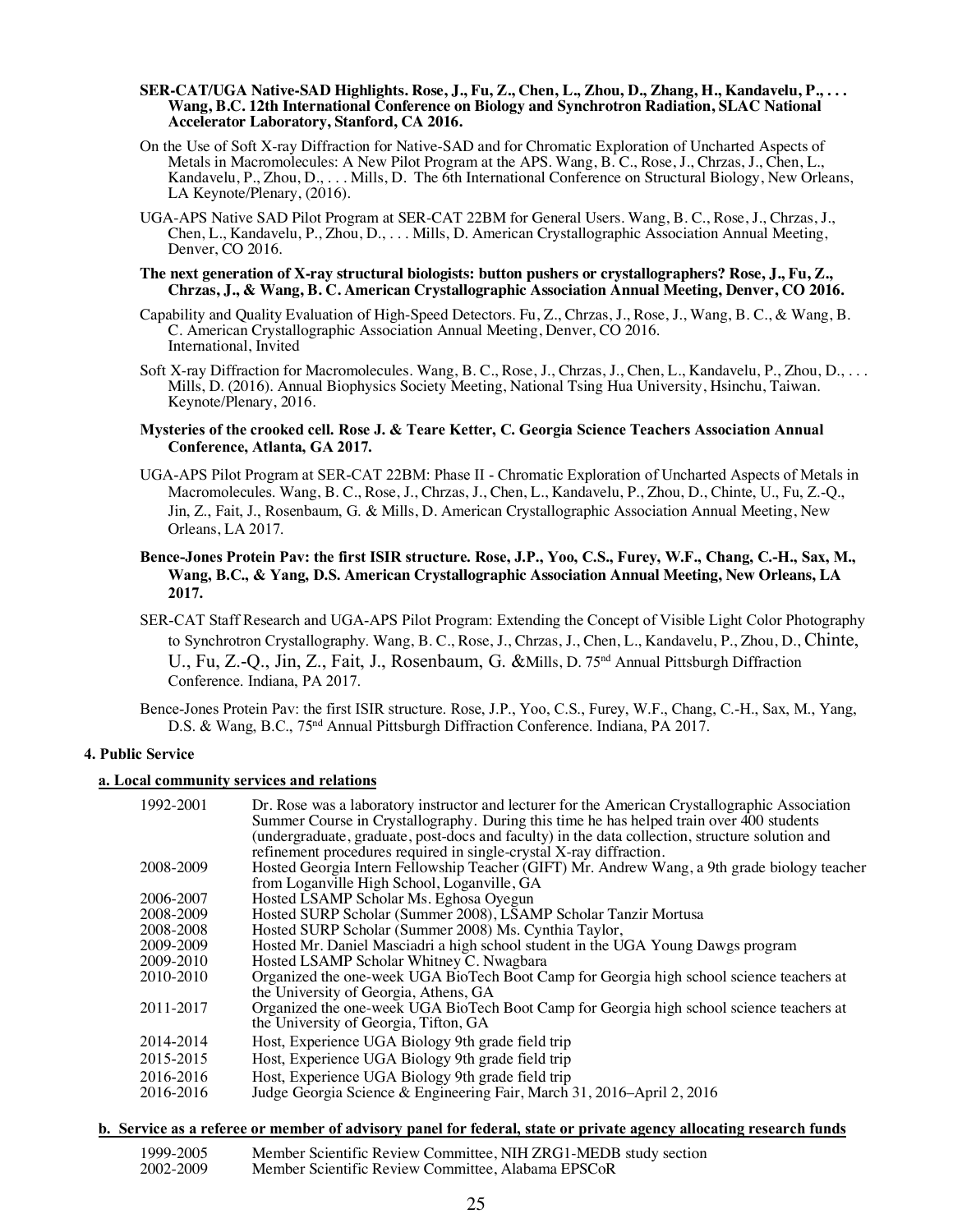**SER-CAT/UGA Native-SAD Highlights. Rose, J., Fu, Z., Chen, L., Zhou, D., Zhang, H., Kandavelu, P., . . . Wang, B.C. 12th International Conference on Biology and Synchrotron Radiation, SLAC National Accelerator Laboratory, Stanford, CA 2016.**

On the Use of Soft X-ray Diffraction for Native-SAD and for Chromatic Exploration of Uncharted Aspects of Metals in Macromolecules: A New Pilot Program at the APS. Wang, B. C., Rose, J., Chrzas, J., Chen, L., Kandavelu, P., Zhou, D., . . . Mills, D. The 6th International Conference on Structural Biology, New Orleans, LA Keynote/Plenary, (2016).

UGA-APS Native SAD Pilot Program at SER-CAT 22BM for General Users. Wang, B. C., Rose, J., Chrzas, J., Chen, L., Kandavelu, P., Zhou, D., . . . Mills, D. American Crystallographic Association Annual Meeting, Denver, CO 2016.

**The next generation of X-ray structural biologists: button pushers or crystallographers? Rose, J., Fu, Z., Chrzas, J., & Wang, B. C. American Crystallographic Association Annual Meeting, Denver, CO 2016.**

Capability and Quality Evaluation of High-Speed Detectors. Fu, Z., Chrzas, J., Rose, J., Wang, B. C., & Wang, B. C. American Crystallographic Association Annual Meeting, Denver, CO 2016. International, Invited

Soft X-ray Diffraction for Macromolecules. Wang, B. C., Rose, J., Chrzas, J., Chen, L., Kandavelu, P., Zhou, D., . . . Mills, D. (2016). Annual Biophysics Society Meeting, National Tsing Hua University, Hsinchu, Taiwan. Keynote/Plenary, 2016.

**Mysteries of the crooked cell. Rose J. & Teare Ketter, C. Georgia Science Teachers Association Annual Conference, Atlanta, GA 2017.**

UGA-APS Pilot Program at SER-CAT 22BM: Phase II - Chromatic Exploration of Uncharted Aspects of Metals in Macromolecules. Wang, B. C., Rose, J., Chrzas, J., Chen, L., Kandavelu, P., Zhou, D., Chinte, U., Fu, Z.-Q., Jin, Z., Fait, J., Rosenbaum, G. & Mills, D. American Crystallographic Association Annual Meeting, New Orleans, LA 2017.

**Bence-Jones Protein Pav: the first ISIR structure. Rose, J.P., Yoo, C.S., Furey, W.F., Chang, C.-H., Sax, M., Wang, B.C., & Yang, D.S. American Crystallographic Association Annual Meeting, New Orleans, LA 2017.**

SER-CAT Staff Research and UGA-APS Pilot Program: Extending the Concept of Visible Light Color Photography to Synchrotron Crystallography. Wang, B. C., Rose, J., Chrzas, J., Chen, L., Kandavelu, P., Zhou, D., Chinte, U., Fu, Z.-Q., Jin, Z., Fait, J., Rosenbaum, G. &Mills, D. 75nd Annual Pittsburgh Diffraction Conference. Indiana, PA 2017.

Bence-Jones Protein Pav: the first ISIR structure. Rose, J.P., Yoo, C.S., Furey, W.F., Chang, C.-H., Sax, M., Yang, D.S. & Wang, B.C., 75nd Annual Pittsburgh Diffraction Conference. Indiana, PA 2017.

### 4. Public Service

#### a. Local community services and relations

| | |
|---|---|
| 1992-2001 | Dr. Rose was a laboratory instructor and lecturer for the American Crystallographic Association Summer Course in Crystallography. During this time he has helped train over 400 students (undergraduate, graduate, post-docs and faculty) in the data collection, structure solution and refinement procedures required in single-crystal X-ray diffraction. |
| 2008-2009 | Hosted Georgia Intern Fellowship Teacher (GIFT) Mr. Andrew Wang, a 9th grade biology teacher from Loganville High School, Loganville, GA |
| 2006-2007 | Hosted LSAMP Scholar Ms. Eghosa Oyegun |
| 2008-2009 | Hosted SURP Scholar (Summer 2008), LSAMP Scholar Tanzir Mortusa |
| 2008-2008 | Hosted SURP Scholar (Summer 2008) Ms. Cynthia Taylor, |
| 2009-2009 | Hosted Mr. Daniel Masciadri a high school student in the UGA Young Dawgs program |
| 2009-2010 | Hosted LSAMP Scholar Whitney C. Nwagbara |
| 2010-2010 | Organized the one-week UGA BioTech Boot Camp for Georgia high school science teachers at the University of Georgia, Athens, GA |
| 2011-2017 | Organized the one-week UGA BioTech Boot Camp for Georgia high school science teachers at the University of Georgia, Tifton, GA |
| 2014-2014 | Host, Experience UGA Biology 9th grade field trip |
| 2015-2015 | Host, Experience UGA Biology 9th grade field trip |
| 2016-2016 | Host, Experience UGA Biology 9th grade field trip |
| 2016-2016 | Judge Georgia Science & Engineering Fair, March 31, 2016–April 2, 2016 |

#### b. Service as a referee or member of advisory panel for federal, state or private agency allocating research funds

| | |
|---|---|
| 1999-2005 | Member Scientific Review Committee, NIH ZRG1-MEDB study section |
| 2002-2009 | Member Scientific Review Committee, Alabama EPSCoR |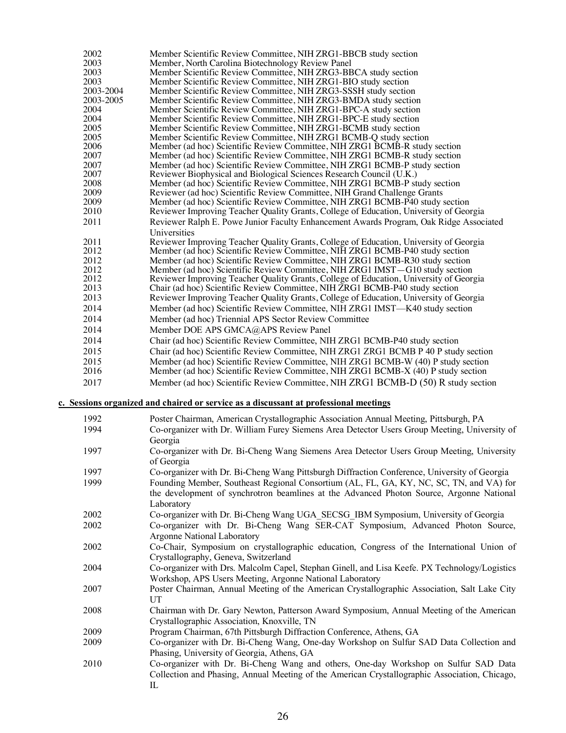| | |
|---|---|
| 2002 | Member Scientific Review Committee, NIH ZRG1-BBCB study section |
| 2003 | Member, North Carolina Biotechnology Review Panel |
| 2003 | Member Scientific Review Committee, NIH ZRG3-BBCA study section |
| 2003 | Member Scientific Review Committee, NIH ZRG1-BIO study section |
| 2003-2004 | Member Scientific Review Committee, NIH ZRG3-SSSH study section |
| 2003-2005 | Member Scientific Review Committee, NIH ZRG3-BMDA study section |
| 2004 | Member Scientific Review Committee, NIH ZRG1-BPC-A study section |
| 2004 | Member Scientific Review Committee, NIH ZRG1-BPC-E study section |
| 2005 | Member Scientific Review Committee, NIH ZRG1-BCMB study section |
| 2005 | Member Scientific Review Committee, NIH ZRG1 BCMB-Q study section |
| 2006 | Member (ad hoc) Scientific Review Committee, NIH ZRG1 BCMB-R study section |
| 2007 | Member (ad hoc) Scientific Review Committee, NIH ZRG1 BCMB-R study section |
| 2007 | Member (ad hoc) Scientific Review Committee, NIH ZRG1 BCMB-P study section |
| 2007 | Reviewer Biophysical and Biological Sciences Research Council (U.K.) |
| 2008 | Member (ad hoc) Scientific Review Committee, NIH ZRG1 BCMB-P study section |
| 2009 | Reviewer (ad hoc) Scientific Review Committee, NIH Grand Challenge Grants |
| 2009 | Member (ad hoc) Scientific Review Committee, NIH ZRG1 BCMB-P40 study section |
| 2010 | Reviewer Improving Teacher Quality Grants, College of Education, University of Georgia |
| 2011 | Reviewer Ralph E. Powe Junior Faculty Enhancement Awards Program, Oak Ridge Associated Universities |
| 2011 | Reviewer Improving Teacher Quality Grants, College of Education, University of Georgia |
| 2012 | Member (ad hoc) Scientific Review Committee, NIH ZRG1 BCMB-P40 study section |
| 2012 | Member (ad hoc) Scientific Review Committee, NIH ZRG1 BCMB-R30 study section |
| 2012 | Member (ad hoc) Scientific Review Committee, NIH ZRG1 IMST—G10 study section |
| 2012 | Reviewer Improving Teacher Quality Grants, College of Education, University of Georgia |
| 2013 | Chair (ad hoc) Scientific Review Committee, NIH ZRG1 BCMB-P40 study section |
| 2013 | Reviewer Improving Teacher Quality Grants, College of Education, University of Georgia |
| 2014 | Member (ad hoc) Scientific Review Committee, NIH ZRG1 IMST—K40 study section |
| 2014 | Member (ad hoc) Triennial APS Sector Review Committee |
| 2014 | Member DOE APS GMCA@APS Review Panel |
| 2014 | Chair (ad hoc) Scientific Review Committee, NIH ZRG1 BCMB-P40 study section |
| 2015 | Chair (ad hoc) Scientific Review Committee, NIH ZRG1 ZRG1 BCMB P 40 P study section |
| 2015 | Member (ad hoc) Scientific Review Committee, NIH ZRG1 BCMB-W (40) P study section |
| 2016 | Member (ad hoc) Scientific Review Committee, NIH ZRG1 BCMB-X (40) P study section |
| 2017 | Member (ad hoc) Scientific Review Committee, NIH ZRG1 BCMB-D (50) R study section |

**c. Sessions organized and chaired or service as a discussant at professional meetings**

| | |
|---|---|
| 1992 | Poster Chairman, American Crystallographic Association Annual Meeting, Pittsburgh, PA |
| 1994 | Co-organizer with Dr. William Furey Siemens Area Detector Users Group Meeting, University of Georgia |
| 1997 | Co-organizer with Dr. Bi-Cheng Wang Siemens Area Detector Users Group Meeting, University of Georgia |
| 1997 | Co-organizer with Dr. Bi-Cheng Wang Pittsburgh Diffraction Conference, University of Georgia |
| 1999 | Founding Member, Southeast Regional Consortium (AL, FL, GA, KY, NC, SC, TN, and VA) for the development of synchrotron beamlines at the Advanced Photon Source, Argonne National Laboratory |
| 2002 | Co-organizer with Dr. Bi-Cheng Wang UGA_SECSG_IBM Symposium, University of Georgia |
| 2002 | Co-organizer with Dr. Bi-Cheng Wang SER-CAT Symposium, Advanced Photon Source, Argonne National Laboratory |
| 2002 | Co-Chair, Symposium on crystallographic education, Congress of the International Union of Crystallography, Geneva, Switzerland |
| 2004 | Co-organizer with Drs. Malcolm Capel, Stephan Ginell, and Lisa Keefe. PX Technology/Logistics Workshop, APS Users Meeting, Argonne National Laboratory |
| 2007 | Poster Chairman, Annual Meeting of the American Crystallographic Association, Salt Lake City UT |
| 2008 | Chairman with Dr. Gary Newton, Patterson Award Symposium, Annual Meeting of the American Crystallographic Association, Knoxville, TN |
| 2009 | Program Chairman, 67th Pittsburgh Diffraction Conference, Athens, GA |
| 2009 | Co-organizer with Dr. Bi-Cheng Wang, One-day Workshop on Sulfur SAD Data Collection and Phasing, University of Georgia, Athens, GA |
| 2010 | Co-organizer with Dr. Bi-Cheng Wang and others, One-day Workshop on Sulfur SAD Data Collection and Phasing, Annual Meeting of the American Crystallographic Association, Chicago, IL |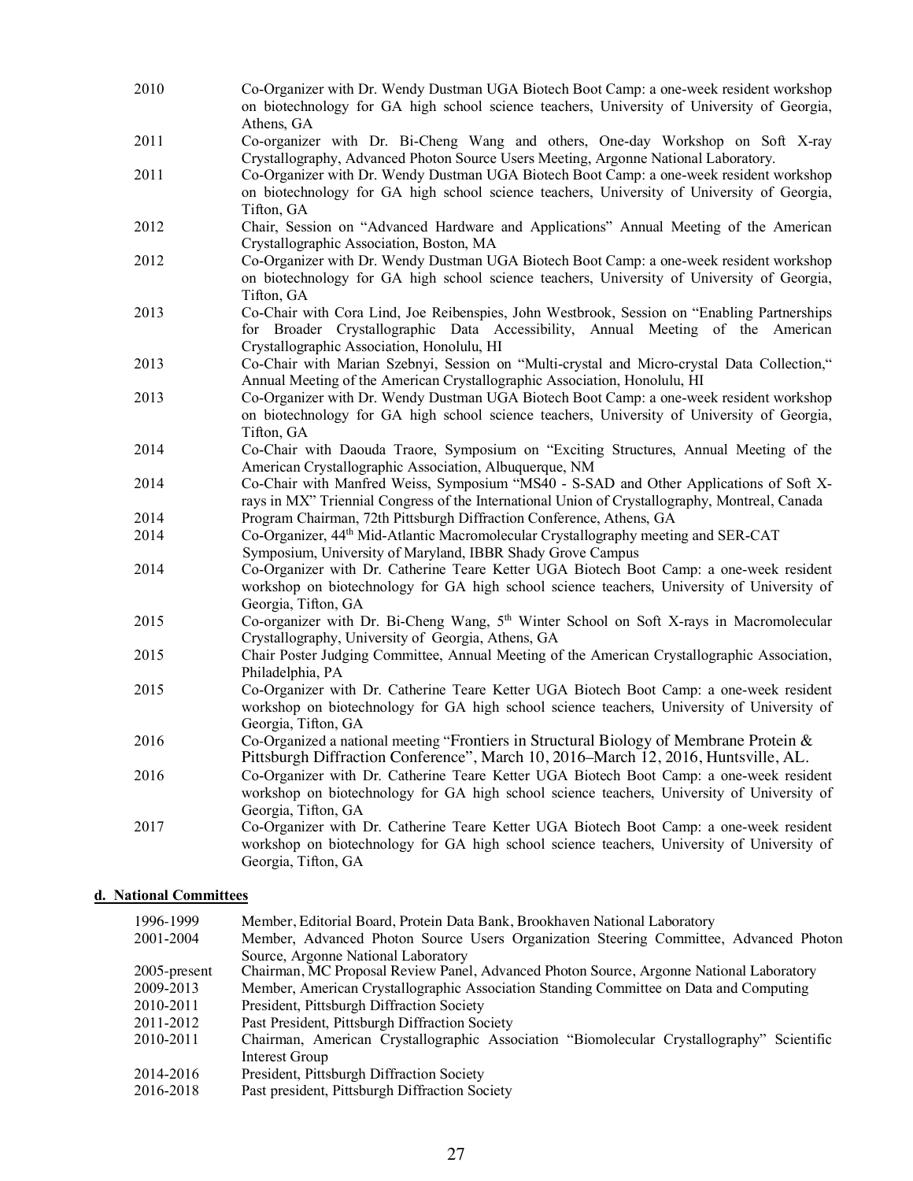| | |
|---|---|
| 2010 | Co-Organizer with Dr. Wendy Dustman UGA Biotech Boot Camp: a one-week resident workshop on biotechnology for GA high school science teachers, University of University of Georgia, Athens, GA |
| 2011 | Co-organizer with Dr. Bi-Cheng Wang and others, One-day Workshop on Soft X-ray Crystallography, Advanced Photon Source Users Meeting, Argonne National Laboratory. |
| 2011 | Co-Organizer with Dr. Wendy Dustman UGA Biotech Boot Camp: a one-week resident workshop on biotechnology for GA high school science teachers, University of University of Georgia, Tifton, GA |
| 2012 | Chair, Session on "Advanced Hardware and Applications" Annual Meeting of the American Crystallographic Association, Boston, MA |
| 2012 | Co-Organizer with Dr. Wendy Dustman UGA Biotech Boot Camp: a one-week resident workshop on biotechnology for GA high school science teachers, University of University of Georgia, Tifton, GA |
| 2013 | Co-Chair with Cora Lind, Joe Reibenspies, John Westbrook, Session on "Enabling Partnerships for Broader Crystallographic Data Accessibility, Annual Meeting of the American Crystallographic Association, Honolulu, HI |
| 2013 | Co-Chair with Marian Szebnyi, Session on "Multi-crystal and Micro-crystal Data Collection," Annual Meeting of the American Crystallographic Association, Honolulu, HI |
| 2013 | Co-Organizer with Dr. Wendy Dustman UGA Biotech Boot Camp: a one-week resident workshop on biotechnology for GA high school science teachers, University of University of Georgia, Tifton, GA |
| 2014 | Co-Chair with Daouda Traore, Symposium on "Exciting Structures, Annual Meeting of the American Crystallographic Association, Albuquerque, NM |
| 2014 | Co-Chair with Manfred Weiss, Symposium "MS40 - S-SAD and Other Applications of Soft X-rays in MX" Triennial Congress of the International Union of Crystallography, Montreal, Canada |
| 2014 | Program Chairman, 72th Pittsburgh Diffraction Conference, Athens, GA |
| 2014 | Co-Organizer, 44th Mid-Atlantic Macromolecular Crystallography meeting and SER-CAT Symposium, University of Maryland, IBBR Shady Grove Campus |
| 2014 | Co-Organizer with Dr. Catherine Teare Ketter UGA Biotech Boot Camp: a one-week resident workshop on biotechnology for GA high school science teachers, University of University of Georgia, Tifton, GA |
| 2015 | Co-organizer with Dr. Bi-Cheng Wang, 5th Winter School on Soft X-rays in Macromolecular Crystallography, University of Georgia, Athens, GA |
| 2015 | Chair Poster Judging Committee, Annual Meeting of the American Crystallographic Association, Philadelphia, PA |
| 2015 | Co-Organizer with Dr. Catherine Teare Ketter UGA Biotech Boot Camp: a one-week resident workshop on biotechnology for GA high school science teachers, University of University of Georgia, Tifton, GA |
| 2016 | Co-Organized a national meeting "Frontiers in Structural Biology of Membrane Protein & Pittsburgh Diffraction Conference", March 10, 2016–March 12, 2016, Huntsville, AL. |
| 2016 | Co-Organizer with Dr. Catherine Teare Ketter UGA Biotech Boot Camp: a one-week resident workshop on biotechnology for GA high school science teachers, University of University of Georgia, Tifton, GA |
| 2017 | Co-Organizer with Dr. Catherine Teare Ketter UGA Biotech Boot Camp: a one-week resident workshop on biotechnology for GA high school science teachers, University of University of Georgia, Tifton, GA |

#### d. National Committees

| | |
|---|---|
| 1996-1999 | Member, Editorial Board, Protein Data Bank, Brookhaven National Laboratory |
| 2001-2004 | Member, Advanced Photon Source Users Organization Steering Committee, Advanced Photon Source, Argonne National Laboratory |
| 2005-present | Chairman, MC Proposal Review Panel, Advanced Photon Source, Argonne National Laboratory |
| 2009-2013 | Member, American Crystallographic Association Standing Committee on Data and Computing |
| 2010-2011 | President, Pittsburgh Diffraction Society |
| 2011-2012 | Past President, Pittsburgh Diffraction Society |
| 2010-2011 | Chairman, American Crystallographic Association "Biomolecular Crystallography" Scientific Interest Group |
| 2014-2016 | President, Pittsburgh Diffraction Society |
| 2016-2018 | Past president, Pittsburgh Diffraction Society |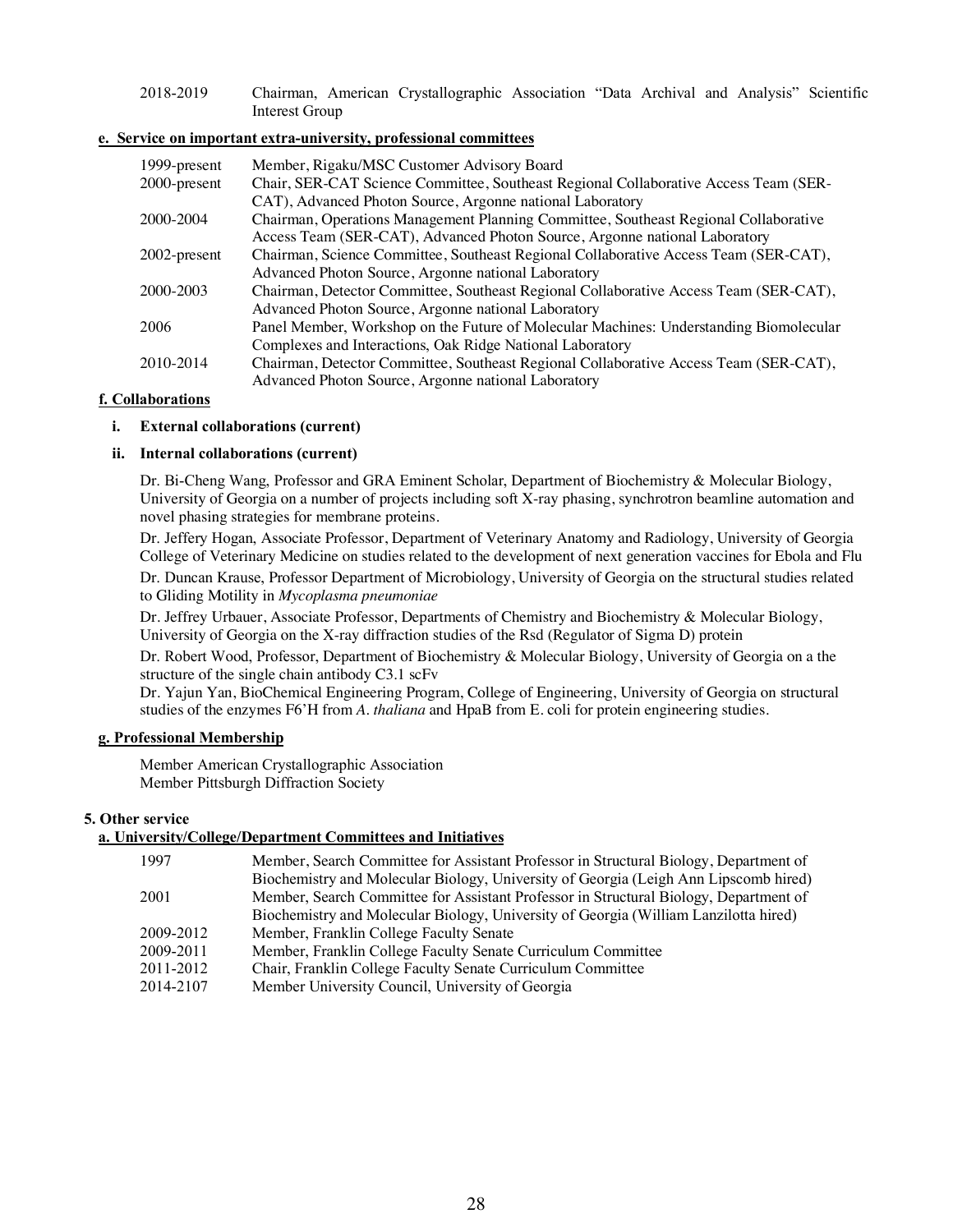| | |
|---|---|
| 2018-2019 | Chairman, American Crystallographic Association “Data Archival and Analysis” Scientific Interest Group |

**e. Service on important extra-university, professional committees**

| | |
|---|---|
| 1999-present | Member, Rigaku/MSC Customer Advisory Board |
| 2000-present | Chair, SER-CAT Science Committee, Southeast Regional Collaborative Access Team (SER-CAT), Advanced Photon Source, Argonne national Laboratory |
| 2000-2004 | Chairman, Operations Management Planning Committee, Southeast Regional Collaborative Access Team (SER-CAT), Advanced Photon Source, Argonne national Laboratory |
| 2002-present | Chairman, Science Committee, Southeast Regional Collaborative Access Team (SER-CAT), Advanced Photon Source, Argonne national Laboratory |
| 2000-2003 | Chairman, Detector Committee, Southeast Regional Collaborative Access Team (SER-CAT), Advanced Photon Source, Argonne national Laboratory |
| 2006 | Panel Member, Workshop on the Future of Molecular Machines: Understanding Biomolecular Complexes and Interactions, Oak Ridge National Laboratory |
| 2010-2014 | Chairman, Detector Committee, Southeast Regional Collaborative Access Team (SER-CAT), Advanced Photon Source, Argonne national Laboratory |

**f. Collaborations**

**i. External collaborations (current)**

**ii. Internal collaborations (current)**

Dr. Bi-Cheng Wang, Professor and GRA Eminent Scholar, Department of Biochemistry & Molecular Biology, University of Georgia on a number of projects including soft X-ray phasing, synchrotron beamline automation and novel phasing strategies for membrane proteins.

Dr. Jeffery Hogan, Associate Professor, Department of Veterinary Anatomy and Radiology, University of Georgia College of Veterinary Medicine on studies related to the development of next generation vaccines for Ebola and Flu

Dr. Duncan Krause, Professor Department of Microbiology, University of Georgia on the structural studies related to Gliding Motility in *Mycoplasma pneumoniae*

Dr. Jeffrey Urbauer, Associate Professor, Departments of Chemistry and Biochemistry & Molecular Biology, University of Georgia on the X-ray diffraction studies of the Rsd (Regulator of Sigma D) protein

Dr. Robert Wood, Professor, Department of Biochemistry & Molecular Biology, University of Georgia on a the structure of the single chain antibody C3.1 scFv

Dr. Yajun Yan, BioChemical Engineering Program, College of Engineering, University of Georgia on structural studies of the enzymes F6’H from *A. thaliana* and HpaB from E. coli for protein engineering studies.

**g. Professional Membership**

Member American Crystallographic Association
Member Pittsburgh Diffraction Society

**5. Other service**

**a. University/College/Department Committees and Initiatives**

| | |
|---|---|
| 1997 | Member, Search Committee for Assistant Professor in Structural Biology, Department of Biochemistry and Molecular Biology, University of Georgia (Leigh Ann Lipscomb hired) |
| 2001 | Member, Search Committee for Assistant Professor in Structural Biology, Department of Biochemistry and Molecular Biology, University of Georgia (William Lanzilotta hired) |
| 2009-2012 | Member, Franklin College Faculty Senate |
| 2009-2011 | Member, Franklin College Faculty Senate Curriculum Committee |
| 2011-2012 | Chair, Franklin College Faculty Senate Curriculum Committee |
| 2014-2107 | Member University Council, University of Georgia |